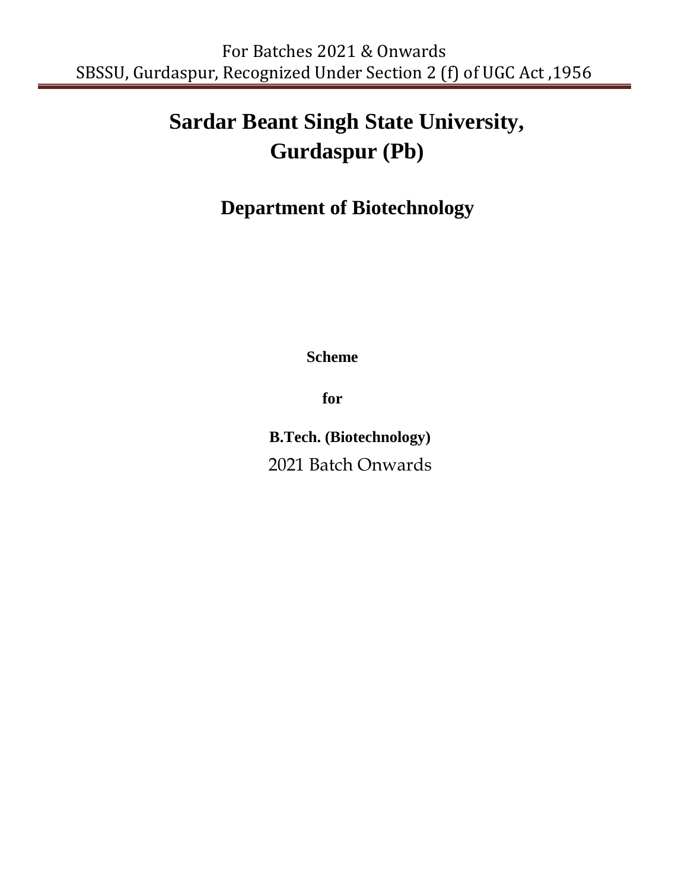# Sardar Beant Singh State University, Gurdaspur (Pb)

## Department of Biotechnology

**Scheme**

**for**

**B.Tech. (Biotechnology)**

2021 Batch Onwards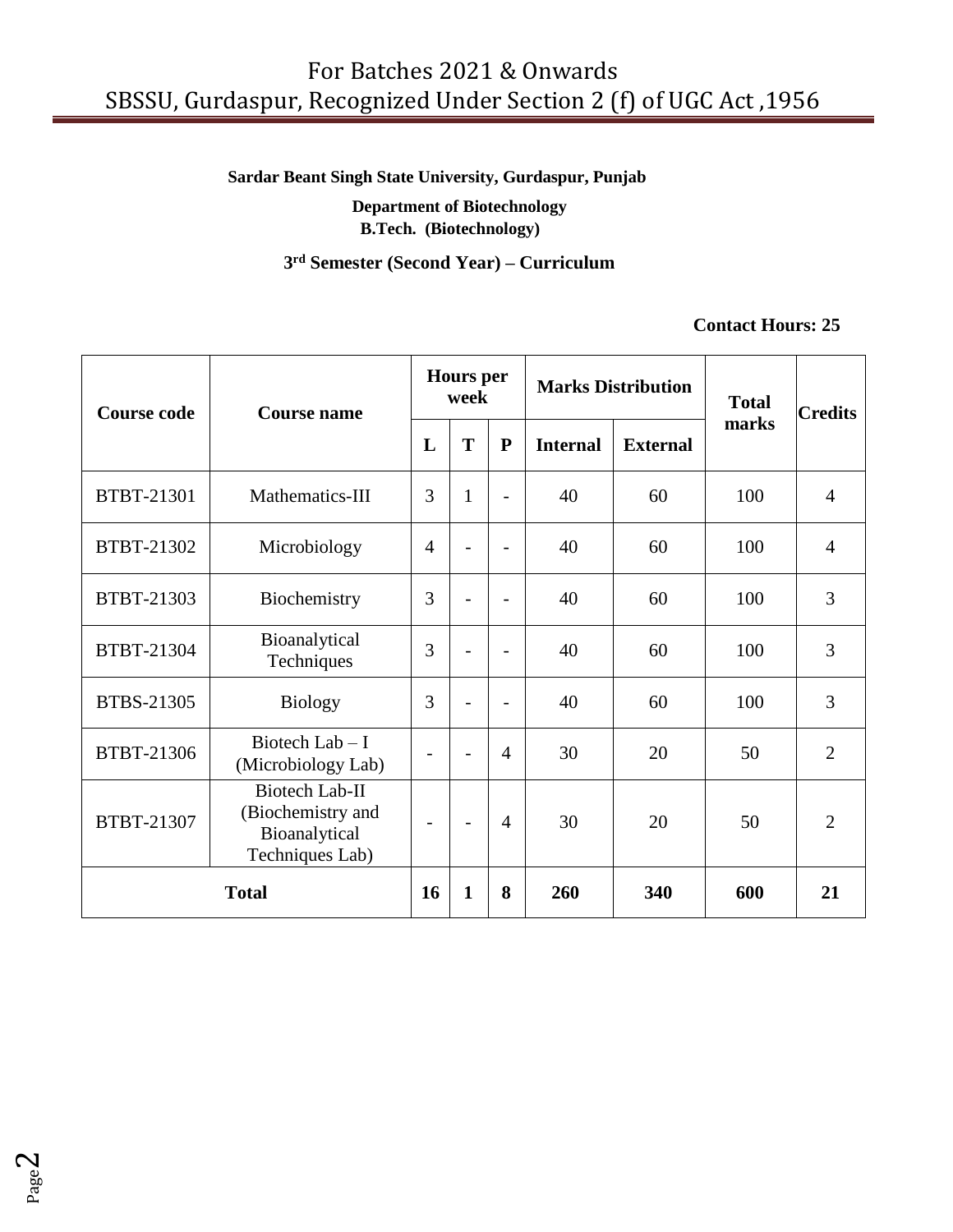**Sardar Beant Singh State University, Gurdaspur, Punjab**

**Department of Biotechnology**
**B.Tech. (Biotechnology)**

**3rd Semester (Second Year) – Curriculum**

**Contact Hours: 25**

| Course code | Course name | Hours per week | | | Marks Distribution | | Total marks | Credits |
|---|---|---|---|---|---|---|---|---|
| | | L | T | P | Internal | External | | |
| BTBT-21301 | Mathematics-III | 3 | 1 | - | 40 | 60 | 100 | 4 |
| BTBT-21302 | Microbiology | 4 | - | - | 40 | 60 | 100 | 4 |
| BTBT-21303 | Biochemistry | 3 | - | - | 40 | 60 | 100 | 3 |
| BTBT-21304 | Bioanalytical Techniques | 3 | - | - | 40 | 60 | 100 | 3 |
| BTBS-21305 | Biology | 3 | - | - | 40 | 60 | 100 | 3 |
| BTBT-21306 | Biotech Lab – I (Microbiology Lab) | - | - | 4 | 30 | 20 | 50 | 2 |
| BTBT-21307 | Biotech Lab-II (Biochemistry and Bioanalytical Techniques Lab) | - | - | 4 | 30 | 20 | 50 | 2 |
| **Total** | | **16** | **1** | **8** | **260** | **340** | **600** | **21** |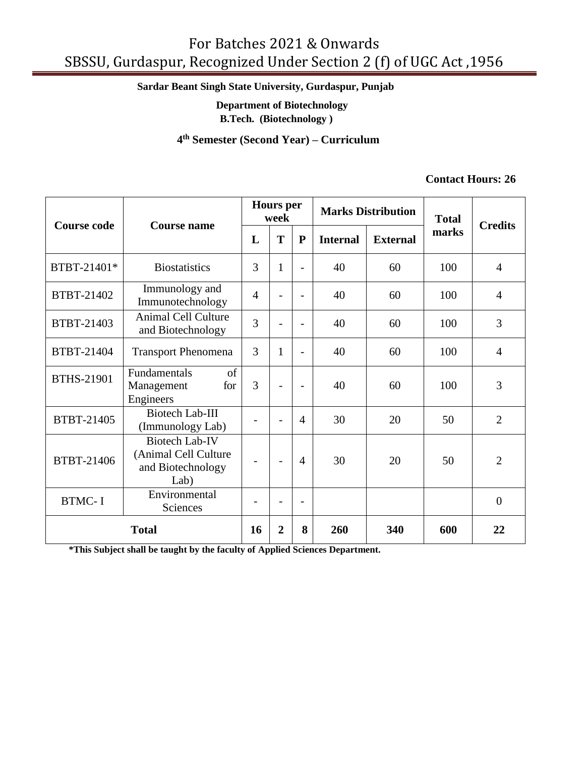**Sardar Beant Singh State University, Gurdaspur, Punjab**

**Department of Biotechnology**
**B.Tech. (Biotechnology )**

## 4th Semester (Second Year) – Curriculum

**Contact Hours: 26**

| Course code | Course name | Hours per week | | | Marks Distribution | | Total marks | Credits |
|---|---|---|---|---|---|---|---|---|
| | | L | T | P | Internal | External | | |
| BTBT-21401* | Biostatistics | 3 | 1 | - | 40 | 60 | 100 | 4 |
| BTBT-21402 | Immunology and Immunotechnology | 4 | - | - | 40 | 60 | 100 | 4 |
| BTBT-21403 | Animal Cell Culture and Biotechnology | 3 | - | - | 40 | 60 | 100 | 3 |
| BTBT-21404 | Transport Phenomena | 3 | 1 | - | 40 | 60 | 100 | 4 |
| BTHS-21901 | Fundamentals of Management for Engineers | 3 | - | - | 40 | 60 | 100 | 3 |
| BTBT-21405 | Biotech Lab-III (Immunology Lab) | - | - | 4 | 30 | 20 | 50 | 2 |
| BTBT-21406 | Biotech Lab-IV (Animal Cell Culture and Biotechnology Lab) | - | - | 4 | 30 | 20 | 50 | 2 |
| BTMC- I | Environmental Sciences | - | - | - | | | | 0 |
| **Total** | | **16** | **2** | **8** | **260** | **340** | **600** | **22** |

***This Subject shall be taught by the faculty of Applied Sciences Department.**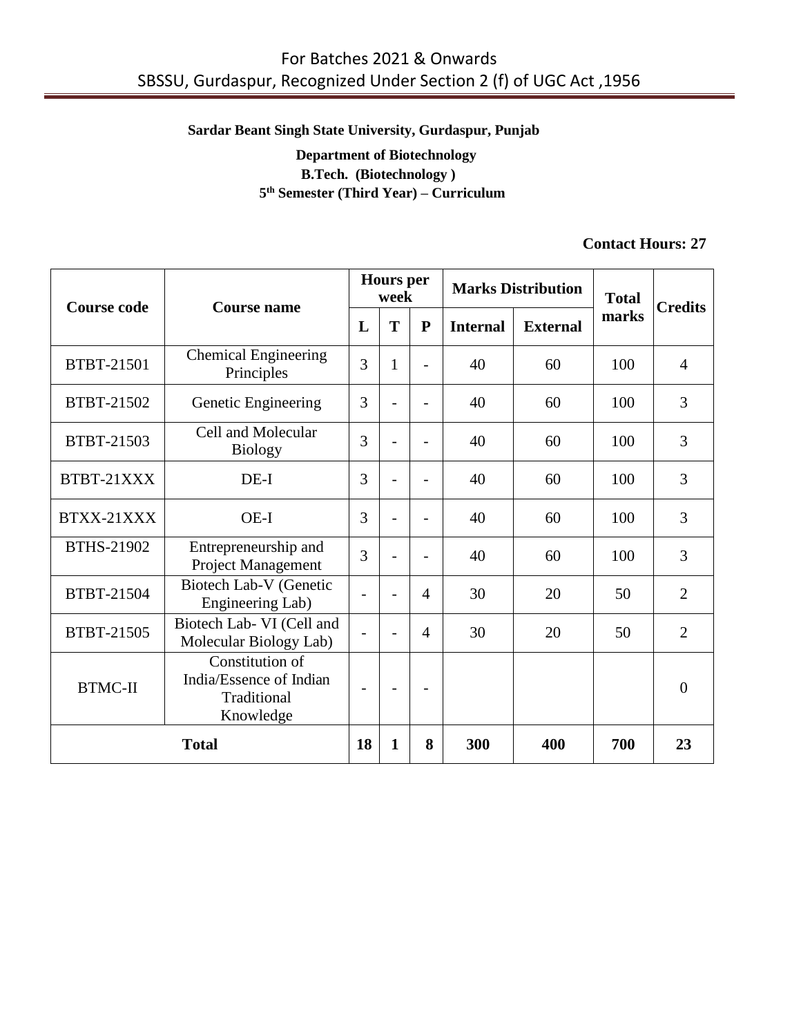**Sardar Beant Singh State University, Gurdaspur, Punjab**

**Department of Biotechnology**

**B.Tech. (Biotechnology )**

**5th Semester (Third Year) – Curriculum**

**Contact Hours: 27**

| Course code | Course name | Hours per week | | | Marks Distribution | | Total marks | Credits |
|---|---|---|---|---|---|---|---|---|
| | | L | T | P | Internal | External | | |
| BTBT-21501 | Chemical Engineering Principles | 3 | 1 | - | 40 | 60 | 100 | 4 |
| BTBT-21502 | Genetic Engineering | 3 | - | - | 40 | 60 | 100 | 3 |
| BTBT-21503 | Cell and Molecular Biology | 3 | - | - | 40 | 60 | 100 | 3 |
| BTBT-21XXX | DE-I | 3 | - | - | 40 | 60 | 100 | 3 |
| BTXX-21XXX | OE-I | 3 | - | - | 40 | 60 | 100 | 3 |
| BTHS-21902 | Entrepreneurship and Project Management | 3 | - | - | 40 | 60 | 100 | 3 |
| BTBT-21504 | Biotech Lab-V (Genetic Engineering Lab) | - | - | 4 | 30 | 20 | 50 | 2 |
| BTBT-21505 | Biotech Lab- VI (Cell and Molecular Biology Lab) | - | - | 4 | 30 | 20 | 50 | 2 |
| BTMC-II | Constitution of India/Essence of Indian Traditional Knowledge | - | - | - | | | | 0 |
| **Total** | | **18** | **1** | **8** | **300** | **400** | **700** | **23** |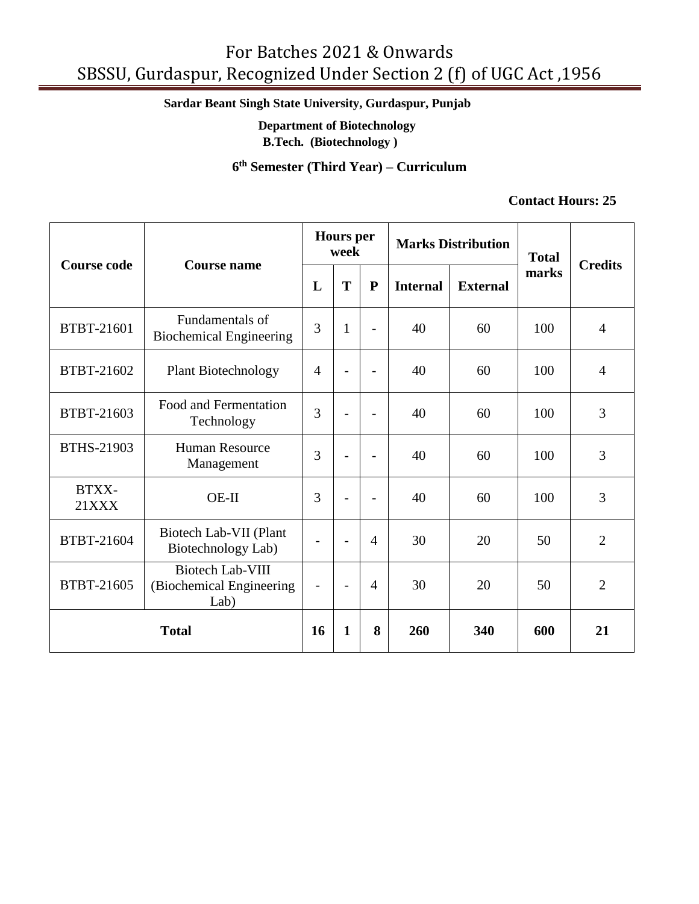**Sardar Beant Singh State University, Gurdaspur, Punjab**

**Department of Biotechnology**

**B.Tech. (Biotechnology )**

**6th Semester (Third Year) – Curriculum**

**Contact Hours: 25**

| Course code | Course name | Hours per week | | | Marks Distribution | | Total marks | Credits |
|---|---|---|---|---|---|---|---|---|
| | | L | T | P | Internal | External | | |
| BTBT-21601 | Fundamentals of Biochemical Engineering | 3 | 1 | - | 40 | 60 | 100 | 4 |
| BTBT-21602 | Plant Biotechnology | 4 | - | - | 40 | 60 | 100 | 4 |
| BTBT-21603 | Food and Fermentation Technology | 3 | - | - | 40 | 60 | 100 | 3 |
| BTHS-21903 | Human Resource Management | 3 | - | - | 40 | 60 | 100 | 3 |
| BTXX-21XXX | OE-II | 3 | - | - | 40 | 60 | 100 | 3 |
| BTBT-21604 | Biotech Lab-VII (Plant Biotechnology Lab) | - | - | 4 | 30 | 20 | 50 | 2 |
| BTBT-21605 | Biotech Lab-VIII (Biochemical Engineering Lab) | - | - | 4 | 30 | 20 | 50 | 2 |
| **Total** | | **16** | **1** | **8** | **260** | **340** | **600** | **21** |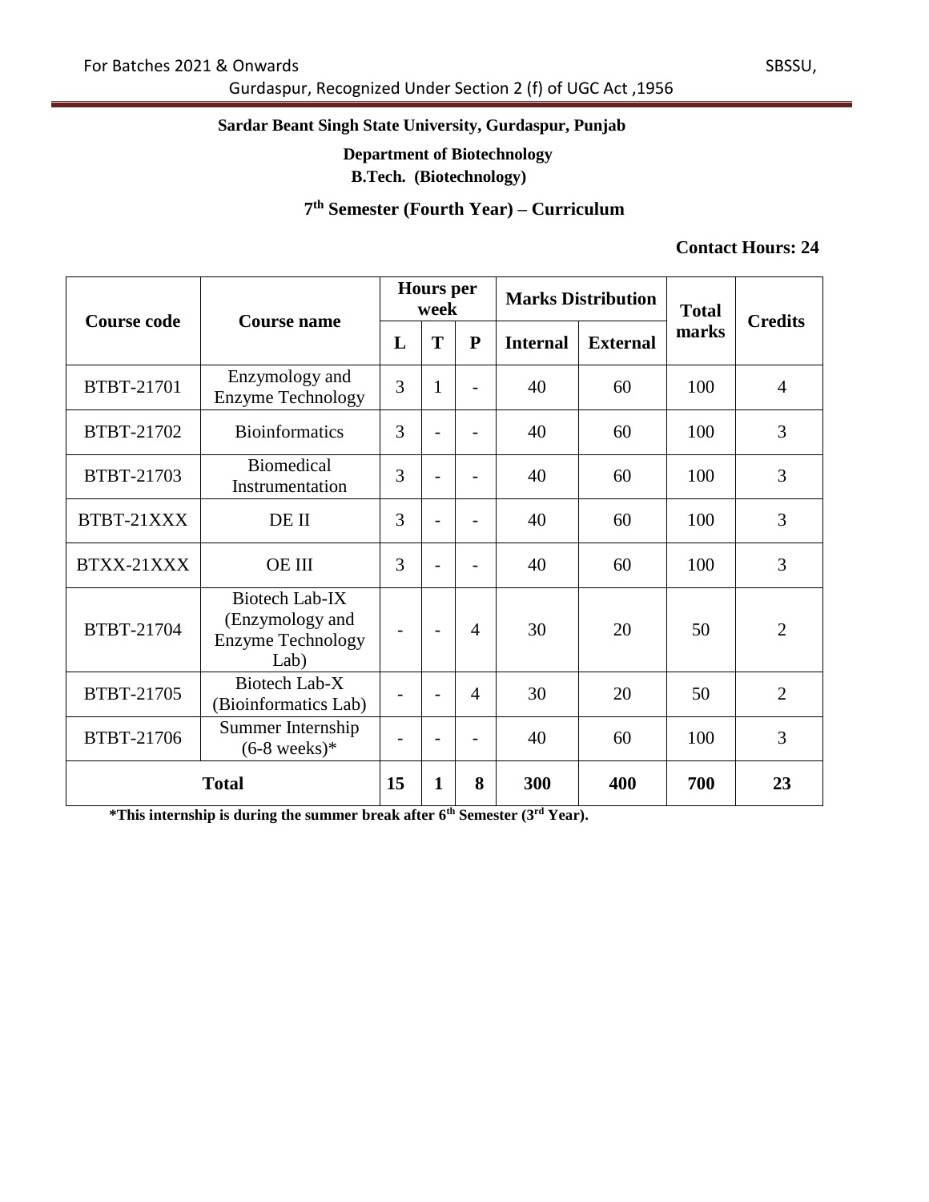**Sardar Beant Singh State University, Gurdaspur, Punjab**

**Department of Biotechnology**

**B.Tech. (Biotechnology)**

## 7th Semester (Fourth Year) – Curriculum

**Contact Hours: 24**

| Course code | Course name | Hours per week | | | Marks Distribution | | Total marks | Credits |
|---|---|---|---|---|---|---|---|---|
| | | L | T | P | Internal | External | | |
| BTBT-21701 | Enzymology and Enzyme Technology | 3 | 1 | - | 40 | 60 | 100 | 4 |
| BTBT-21702 | Bioinformatics | 3 | - | - | 40 | 60 | 100 | 3 |
| BTBT-21703 | Biomedical Instrumentation | 3 | - | - | 40 | 60 | 100 | 3 |
| BTBT-21XXX | DE II | 3 | - | - | 40 | 60 | 100 | 3 |
| BTXX-21XXX | OE III | 3 | - | - | 40 | 60 | 100 | 3 |
| BTBT-21704 | Biotech Lab-IX (Enzymology and Enzyme Technology Lab) | - | - | 4 | 30 | 20 | 50 | 2 |
| BTBT-21705 | Biotech Lab-X (Bioinformatics Lab) | - | - | 4 | 30 | 20 | 50 | 2 |
| BTBT-21706 | Summer Internship (6-8 weeks)* | - | - | - | 40 | 60 | 100 | 3 |
| **Total** | | **15** | **1** | **8** | **300** | **400** | **700** | **23** |

***This internship is during the summer break after 6th Semester (3rd Year).**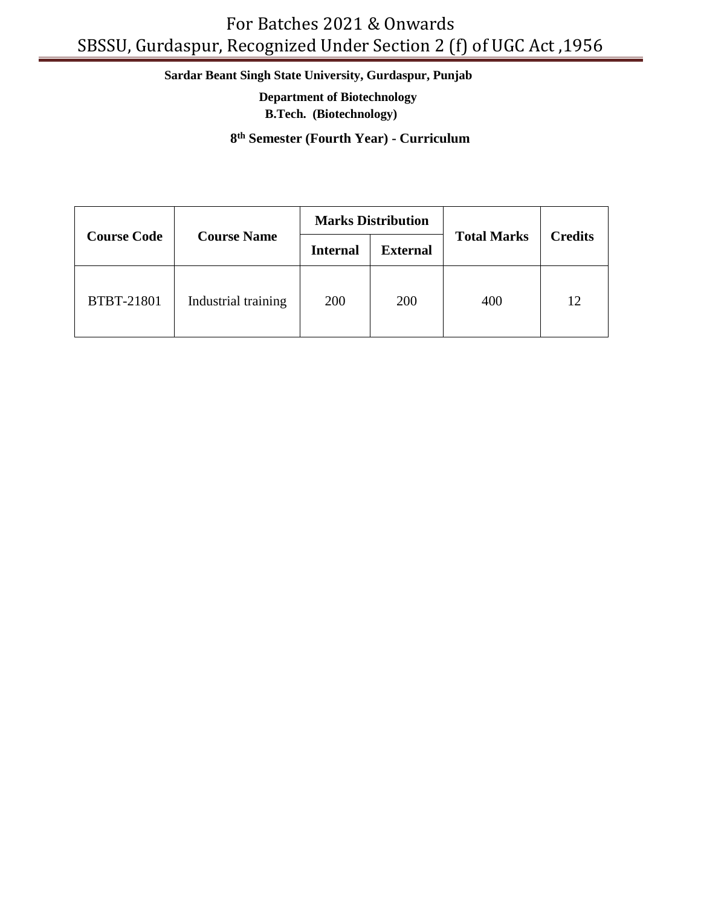**Sardar Beant Singh State University, Gurdaspur, Punjab**

**Department of Biotechnology**

**B.Tech. (Biotechnology)**

**8th Semester (Fourth Year) - Curriculum**

| Course Code | Course Name | Marks Distribution | | Total Marks | Credits |
|---|---|---|---|---|---|
| | | Internal | External | | |
| BTBT-21801 | Industrial training | 200 | 200 | 400 | 12 |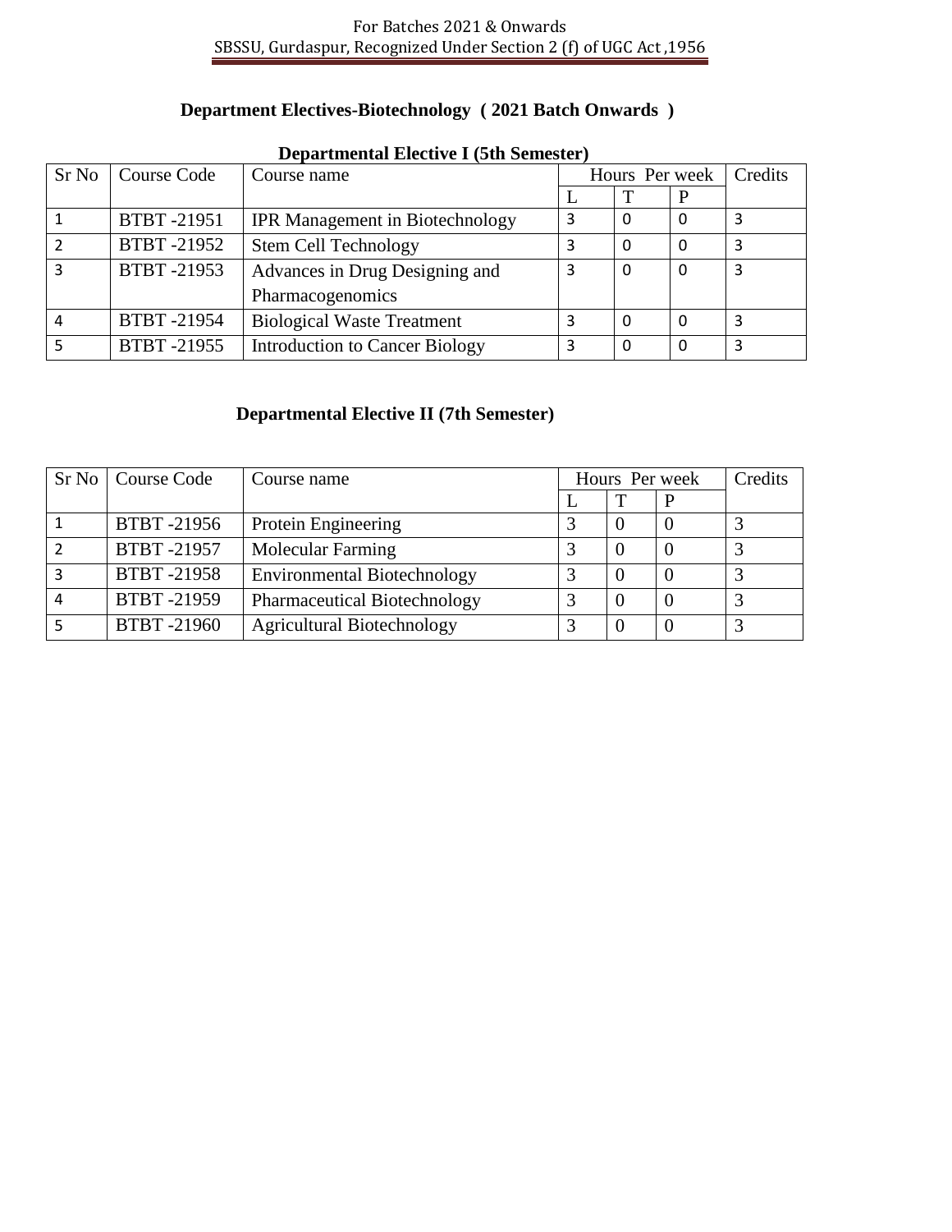## Department Electives-Biotechnology ( 2021 Batch Onwards )

### Departmental Elective I (5th Semester)

| Sr No | Course Code | Course name | Hours Per week | | | Credits |
|---|---|---|---|---|---|---|
| | | | L | T | P | |
| 1 | BTBT -21951 | IPR Management in Biotechnology | 3 | 0 | 0 | 3 |
| 2 | BTBT -21952 | Stem Cell Technology | 3 | 0 | 0 | 3 |
| 3 | BTBT -21953 | Advances in Drug Designing and Pharmacogenomics | 3 | 0 | 0 | 3 |
| 4 | BTBT -21954 | Biological Waste Treatment | 3 | 0 | 0 | 3 |
| 5 | BTBT -21955 | Introduction to Cancer Biology | 3 | 0 | 0 | 3 |

### Departmental Elective II (7th Semester)

| Sr No | Course Code | Course name | Hours Per week | | | Credits |
|---|---|---|---|---|---|---|
| | | | L | T | P | |
| 1 | BTBT -21956 | Protein Engineering | 3 | 0 | 0 | 3 |
| 2 | BTBT -21957 | Molecular Farming | 3 | 0 | 0 | 3 |
| 3 | BTBT -21958 | Environmental Biotechnology | 3 | 0 | 0 | 3 |
| 4 | BTBT -21959 | Pharmaceutical Biotechnology | 3 | 0 | 0 | 3 |
| 5 | BTBT -21960 | Agricultural Biotechnology | 3 | 0 | 0 | 3 |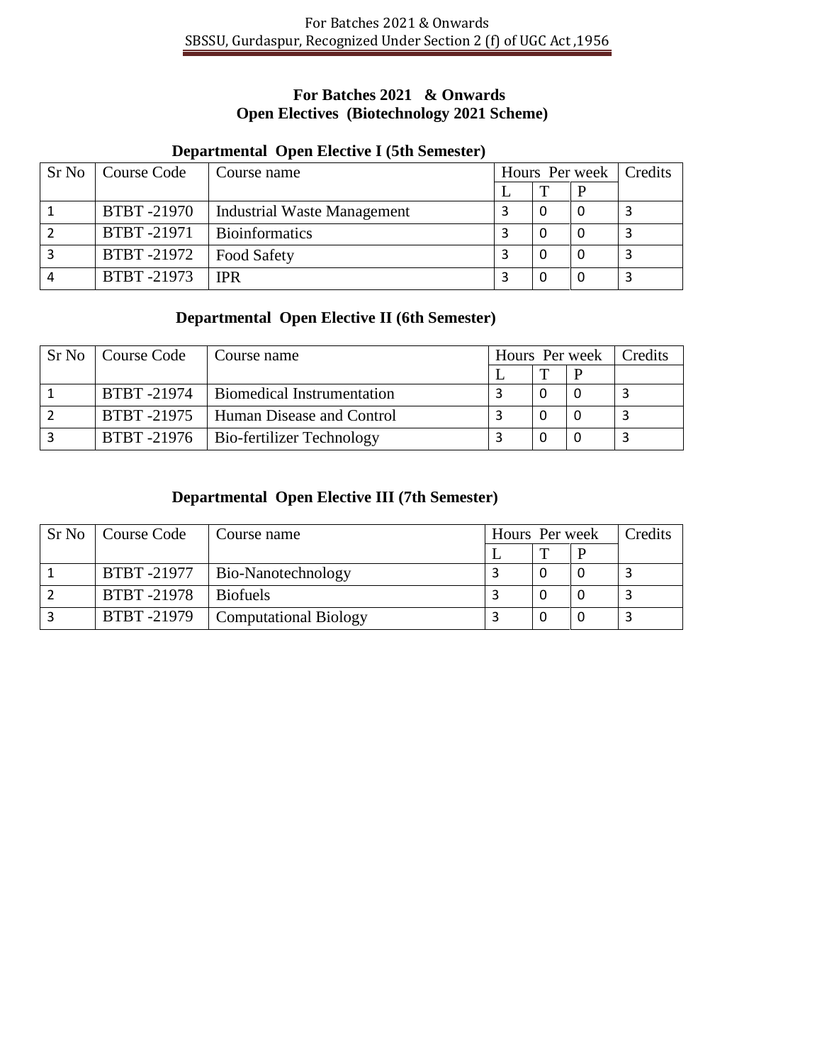## For Batches 2021 & Onwards
## Open Electives (Biotechnology 2021 Scheme)

### Departmental Open Elective I (5th Semester)

| Sr No | Course Code | Course name | Hours Per week | | | Credits |
|---|---|---|---|---|---|---|
| | | | L | T | P | |
| 1 | BTBT -21970 | Industrial Waste Management | 3 | 0 | 0 | 3 |
| 2 | BTBT -21971 | Bioinformatics | 3 | 0 | 0 | 3 |
| 3 | BTBT -21972 | Food Safety | 3 | 0 | 0 | 3 |
| 4 | BTBT -21973 | IPR | 3 | 0 | 0 | 3 |

### Departmental Open Elective II (6th Semester)

| Sr No | Course Code | Course name | Hours Per week | | | Credits |
|---|---|---|---|---|---|---|
| | | | L | T | P | |
| 1 | BTBT -21974 | Biomedical Instrumentation | 3 | 0 | 0 | 3 |
| 2 | BTBT -21975 | Human Disease and Control | 3 | 0 | 0 | 3 |
| 3 | BTBT -21976 | Bio-fertilizer Technology | 3 | 0 | 0 | 3 |

### Departmental Open Elective III (7th Semester)

| Sr No | Course Code | Course name | Hours Per week | | | Credits |
|---|---|---|---|---|---|---|
| | | | L | T | P | |
| 1 | BTBT -21977 | Bio-Nanotechnology | 3 | 0 | 0 | 3 |
| 2 | BTBT -21978 | Biofuels | 3 | 0 | 0 | 3 |
| 3 | BTBT -21979 | Computational Biology | 3 | 0 | 0 | 3 |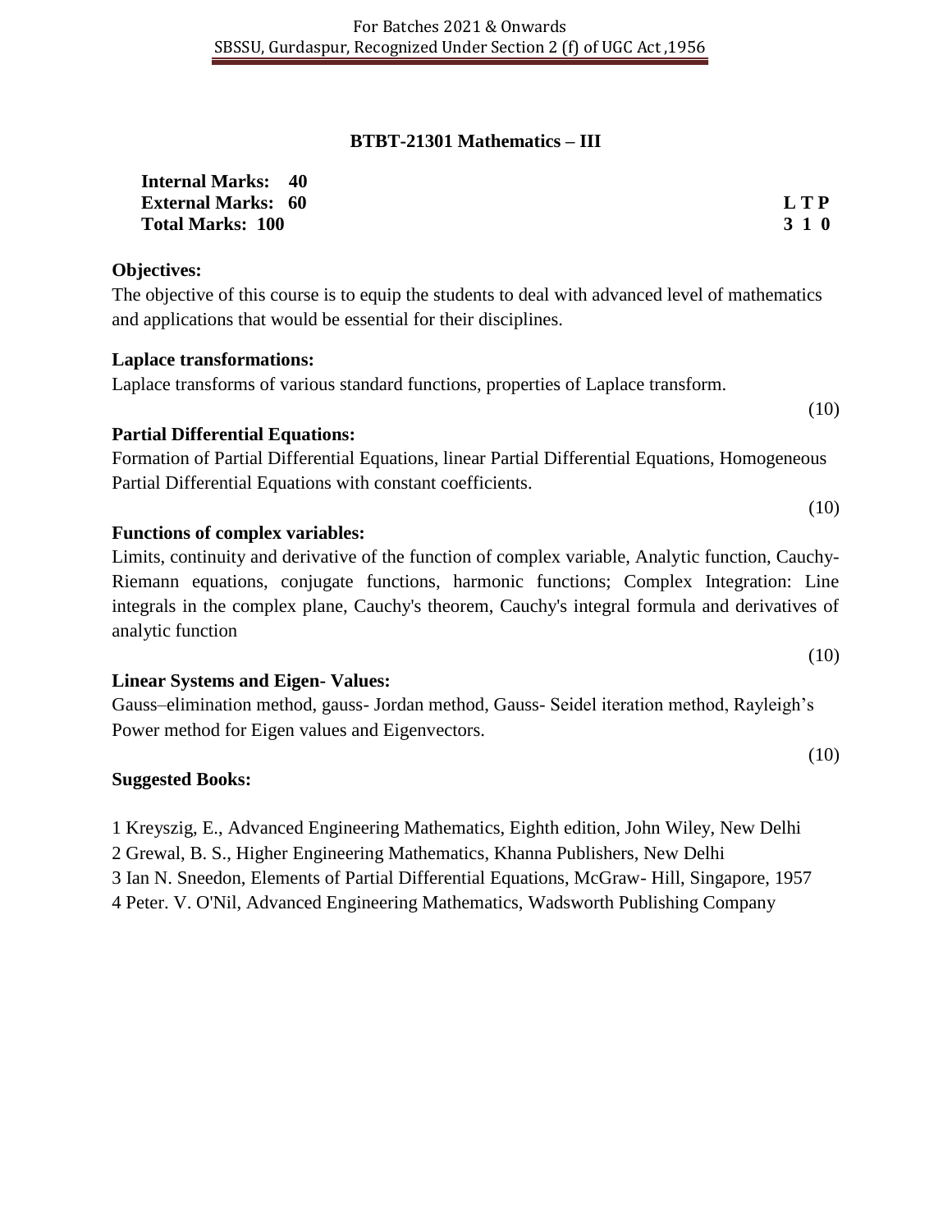## BTBT-21301 Mathematics – III

**Internal Marks: 40**
**External Marks: 60**
**Total Marks: 100**

| L | T | P |
|---|---|---|
| 3 | 1 | 0 |

**Objectives:**

The objective of this course is to equip the students to deal with advanced level of mathematics and applications that would be essential for their disciplines.

**Laplace transformations:**

Laplace transforms of various standard functions, properties of Laplace transform.

(10)

**Partial Differential Equations:**

Formation of Partial Differential Equations, linear Partial Differential Equations, Homogeneous Partial Differential Equations with constant coefficients.

(10)

**Functions of complex variables:**

Limits, continuity and derivative of the function of complex variable, Analytic function, Cauchy-Riemann equations, conjugate functions, harmonic functions; Complex Integration: Line integrals in the complex plane, Cauchy's theorem, Cauchy's integral formula and derivatives of analytic function

(10)

**Linear Systems and Eigen- Values:**

Gauss–elimination method, gauss- Jordan method, Gauss- Seidel iteration method, Rayleigh's Power method for Eigen values and Eigenvectors.

(10)

**Suggested Books:**

1 Kreyszig, E., Advanced Engineering Mathematics, Eighth edition, John Wiley, New Delhi
2 Grewal, B. S., Higher Engineering Mathematics, Khanna Publishers, New Delhi
3 Ian N. Sneedon, Elements of Partial Differential Equations, McGraw- Hill, Singapore, 1957
4 Peter. V. O'Nil, Advanced Engineering Mathematics, Wadsworth Publishing Company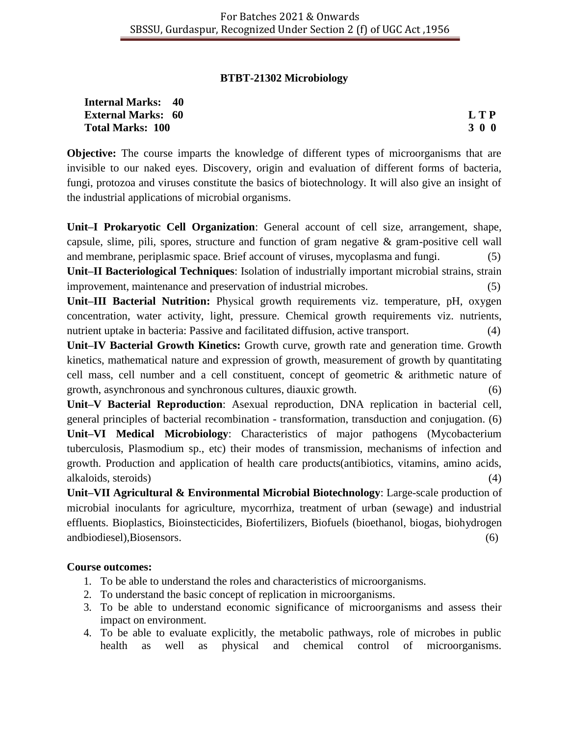## BTBT-21302 Microbiology

**Internal Marks: 40**
**External Marks: 60**
**Total Marks: 100**

**L T P**
**3 0 0**

**Objective:** The course imparts the knowledge of different types of microorganisms that are invisible to our naked eyes. Discovery, origin and evaluation of different forms of bacteria, fungi, protozoa and viruses constitute the basics of biotechnology. It will also give an insight of the industrial applications of microbial organisms.

**Unit–I Prokaryotic Cell Organization**: General account of cell size, arrangement, shape, capsule, slime, pili, spores, structure and function of gram negative & gram-positive cell wall and membrane, periplasmic space. Brief account of viruses, mycoplasma and fungi. (5)

**Unit–II Bacteriological Techniques**: Isolation of industrially important microbial strains, strain improvement, maintenance and preservation of industrial microbes. (5)

**Unit–III Bacterial Nutrition:** Physical growth requirements viz. temperature, pH, oxygen concentration, water activity, light, pressure. Chemical growth requirements viz. nutrients, nutrient uptake in bacteria: Passive and facilitated diffusion, active transport. (4)

**Unit–IV Bacterial Growth Kinetics:** Growth curve, growth rate and generation time. Growth kinetics, mathematical nature and expression of growth, measurement of growth by quantitating cell mass, cell number and a cell constituent, concept of geometric & arithmetic nature of growth, asynchronous and synchronous cultures, diauxic growth. (6)

**Unit–V Bacterial Reproduction**: Asexual reproduction, DNA replication in bacterial cell, general principles of bacterial recombination - transformation, transduction and conjugation. (6)

**Unit–VI Medical Microbiology**: Characteristics of major pathogens (Mycobacterium tuberculosis, Plasmodium sp., etc) their modes of transmission, mechanisms of infection and growth. Production and application of health care products(antibiotics, vitamins, amino acids, alkaloids, steroids) (4)

**Unit–VII Agricultural & Environmental Microbial Biotechnology**: Large-scale production of microbial inoculants for agriculture, mycorrhiza, treatment of urban (sewage) and industrial effluents. Bioplastics, Bioinstecticides, Biofertilizers, Biofuels (bioethanol, biogas, biohydrogen andbiodiesel),Biosensors. (6)

**Course outcomes:**

1. To be able to understand the roles and characteristics of microorganisms.
2. To understand the basic concept of replication in microorganisms.
3. To be able to understand economic significance of microorganisms and assess their impact on environment.
4. To be able to evaluate explicitly, the metabolic pathways, role of microbes in public health as well as physical and chemical control of microorganisms.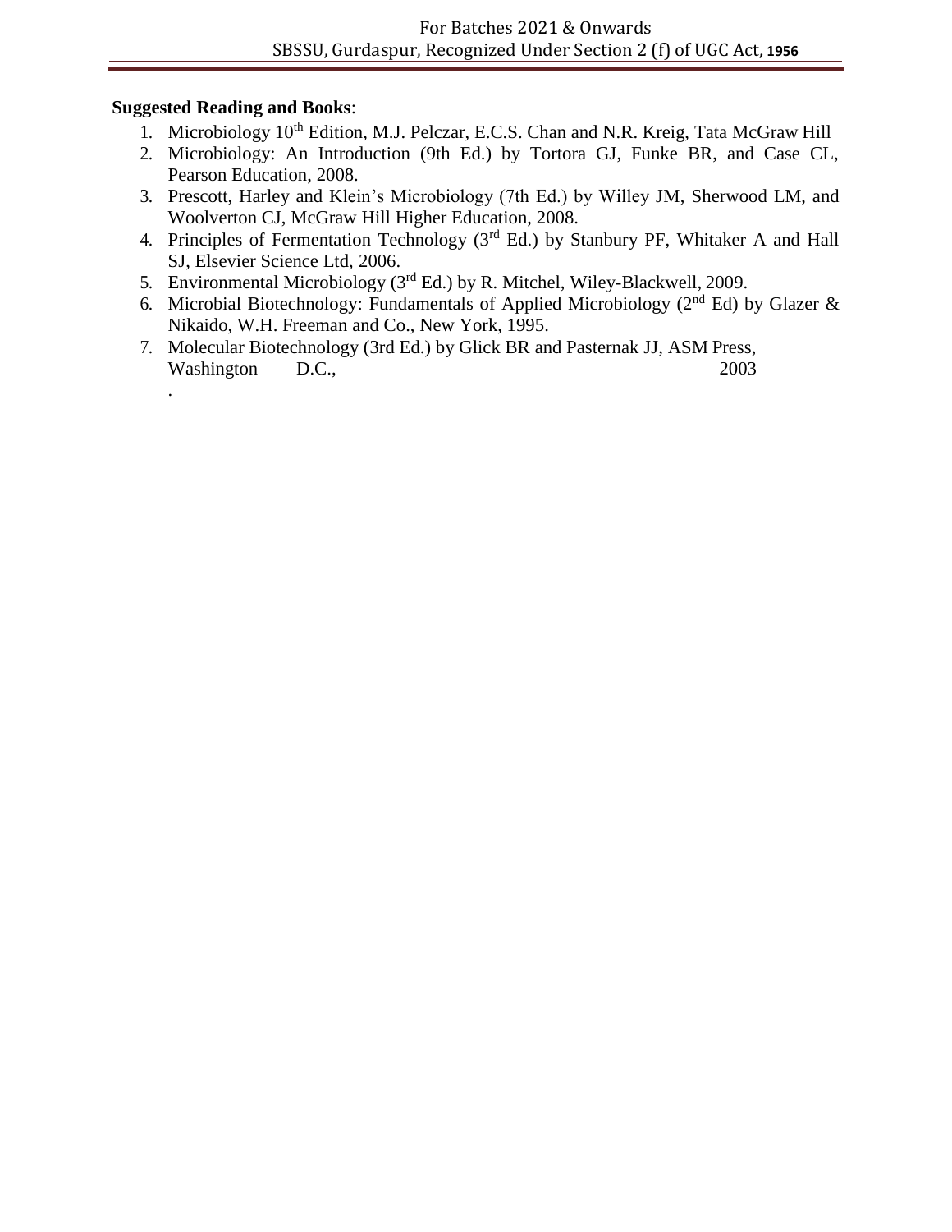**Suggested Reading and Books**:

1. Microbiology 10th Edition, M.J. Pelczar, E.C.S. Chan and N.R. Kreig, Tata McGraw Hill
2. Microbiology: An Introduction (9th Ed.) by Tortora GJ, Funke BR, and Case CL, Pearson Education, 2008.
3. Prescott, Harley and Klein's Microbiology (7th Ed.) by Willey JM, Sherwood LM, and Woolverton CJ, McGraw Hill Higher Education, 2008.
4. Principles of Fermentation Technology (3rd Ed.) by Stanbury PF, Whitaker A and Hall SJ, Elsevier Science Ltd, 2006.
5. Environmental Microbiology (3rd Ed.) by R. Mitchel, Wiley-Blackwell, 2009.
6. Microbial Biotechnology: Fundamentals of Applied Microbiology (2nd Ed) by Glazer & Nikaido, W.H. Freeman and Co., New York, 1995.
7. Molecular Biotechnology (3rd Ed.) by Glick BR and Pasternak JJ, ASM Press, Washington D.C., 2003
.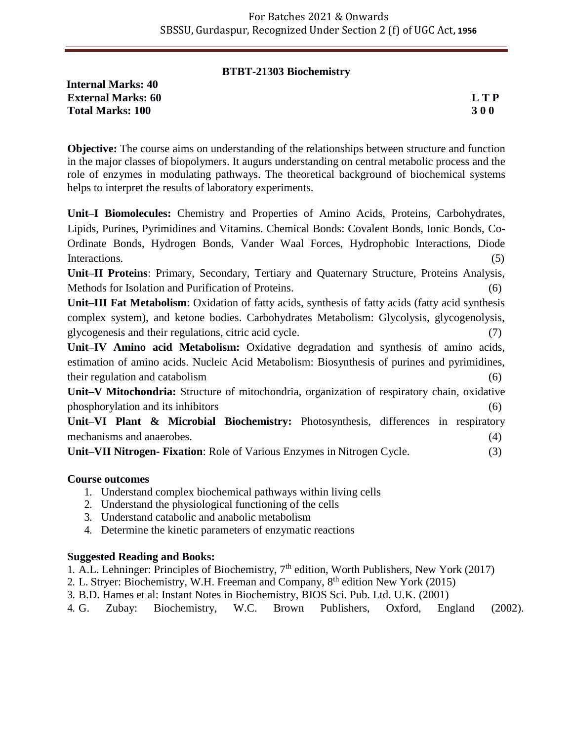## BTBT-21303 Biochemistry

**Internal Marks: 40**
**External Marks: 60** **L T P**
**Total Marks: 100** **3 0 0**

**Objective:** The course aims on understanding of the relationships between structure and function in the major classes of biopolymers. It augurs understanding on central metabolic process and the role of enzymes in modulating pathways. The theoretical background of biochemical systems helps to interpret the results of laboratory experiments.

**Unit–I Biomolecules:** Chemistry and Properties of Amino Acids, Proteins, Carbohydrates, Lipids, Purines, Pyrimidines and Vitamins. Chemical Bonds: Covalent Bonds, Ionic Bonds, Co-Ordinate Bonds, Hydrogen Bonds, Vander Waal Forces, Hydrophobic Interactions, Diode Interactions. (5)

**Unit–II Proteins**: Primary, Secondary, Tertiary and Quaternary Structure, Proteins Analysis, Methods for Isolation and Purification of Proteins. (6)

**Unit–III Fat Metabolism**: Oxidation of fatty acids, synthesis of fatty acids (fatty acid synthesis complex system), and ketone bodies. Carbohydrates Metabolism: Glycolysis, glycogenolysis, glycogenesis and their regulations, citric acid cycle. (7)

**Unit–IV Amino acid Metabolism:** Oxidative degradation and synthesis of amino acids, estimation of amino acids. Nucleic Acid Metabolism: Biosynthesis of purines and pyrimidines, their regulation and catabolism (6)

**Unit–V Mitochondria:** Structure of mitochondria, organization of respiratory chain, oxidative phosphorylation and its inhibitors (6)

**Unit–VI Plant & Microbial Biochemistry:** Photosynthesis, differences in respiratory mechanisms and anaerobes. (4)

**Unit–VII Nitrogen- Fixation**: Role of Various Enzymes in Nitrogen Cycle. (3)

**Course outcomes**

1. Understand complex biochemical pathways within living cells
2. Understand the physiological functioning of the cells
3. Understand catabolic and anabolic metabolism
4. Determine the kinetic parameters of enzymatic reactions

**Suggested Reading and Books:**

1. A.L. Lehninger: Principles of Biochemistry, 7th edition, Worth Publishers, New York (2017)
2. L. Stryer: Biochemistry, W.H. Freeman and Company, 8th edition New York (2015)
3. B.D. Hames et al: Instant Notes in Biochemistry, BIOS Sci. Pub. Ltd. U.K. (2001)
4. G. Zubay: Biochemistry, W.C. Brown Publishers, Oxford, England (2002).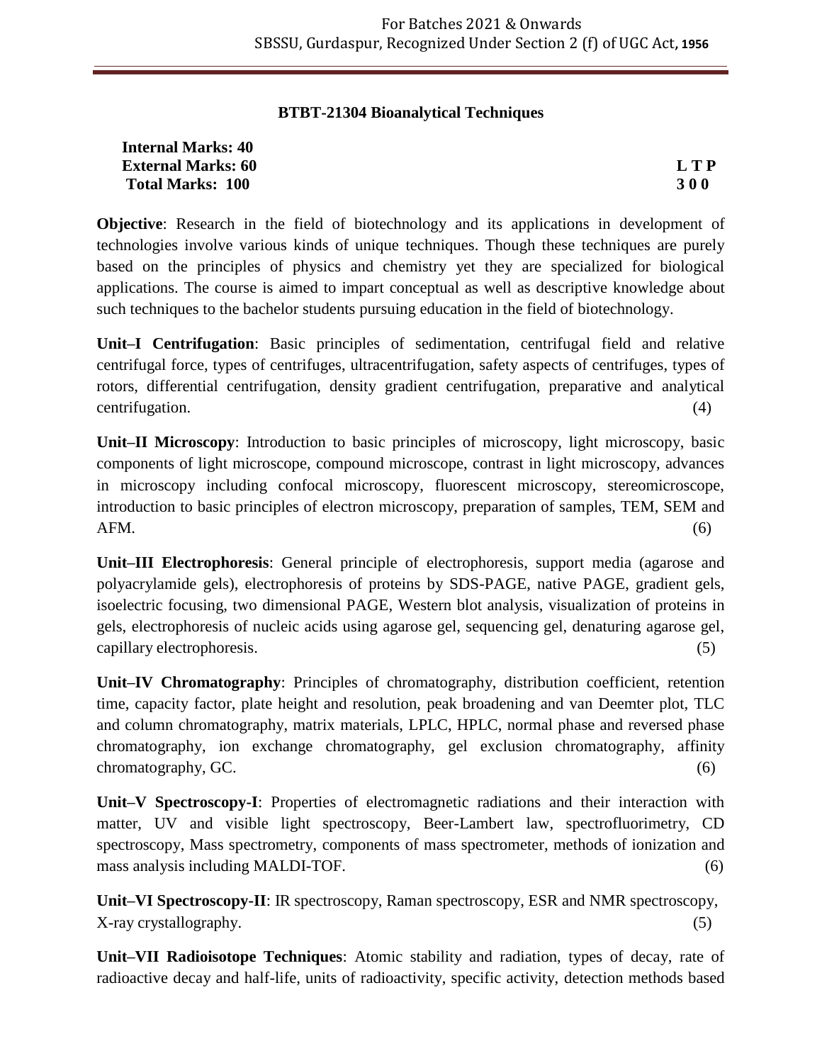## BTBT-21304 Bioanalytical Techniques

**Internal Marks: 40**
**External Marks: 60**
**Total Marks: 100**

| L | T | P |
|---|---|---|
| 3 | 0 | 0 |

**Objective**: Research in the field of biotechnology and its applications in development of technologies involve various kinds of unique techniques. Though these techniques are purely based on the principles of physics and chemistry yet they are specialized for biological applications. The course is aimed to impart conceptual as well as descriptive knowledge about such techniques to the bachelor students pursuing education in the field of biotechnology.

**Unit–I Centrifugation**: Basic principles of sedimentation, centrifugal field and relative centrifugal force, types of centrifuges, ultracentrifugation, safety aspects of centrifuges, types of rotors, differential centrifugation, density gradient centrifugation, preparative and analytical centrifugation. (4)

**Unit–II Microscopy**: Introduction to basic principles of microscopy, light microscopy, basic components of light microscope, compound microscope, contrast in light microscopy, advances in microscopy including confocal microscopy, fluorescent microscopy, stereomicroscope, introduction to basic principles of electron microscopy, preparation of samples, TEM, SEM and AFM. (6)

**Unit–III Electrophoresis**: General principle of electrophoresis, support media (agarose and polyacrylamide gels), electrophoresis of proteins by SDS-PAGE, native PAGE, gradient gels, isoelectric focusing, two dimensional PAGE, Western blot analysis, visualization of proteins in gels, electrophoresis of nucleic acids using agarose gel, sequencing gel, denaturing agarose gel, capillary electrophoresis. (5)

**Unit–IV Chromatography**: Principles of chromatography, distribution coefficient, retention time, capacity factor, plate height and resolution, peak broadening and van Deemter plot, TLC and column chromatography, matrix materials, LPLC, HPLC, normal phase and reversed phase chromatography, ion exchange chromatography, gel exclusion chromatography, affinity chromatography, GC. (6)

**Unit–V Spectroscopy-I**: Properties of electromagnetic radiations and their interaction with matter, UV and visible light spectroscopy, Beer-Lambert law, spectrofluorimetry, CD spectroscopy, Mass spectrometry, components of mass spectrometer, methods of ionization and mass analysis including MALDI-TOF. (6)

**Unit–VI Spectroscopy-II**: IR spectroscopy, Raman spectroscopy, ESR and NMR spectroscopy, X-ray crystallography. (5)

**Unit–VII Radioisotope Techniques**: Atomic stability and radiation, types of decay, rate of radioactive decay and half-life, units of radioactivity, specific activity, detection methods based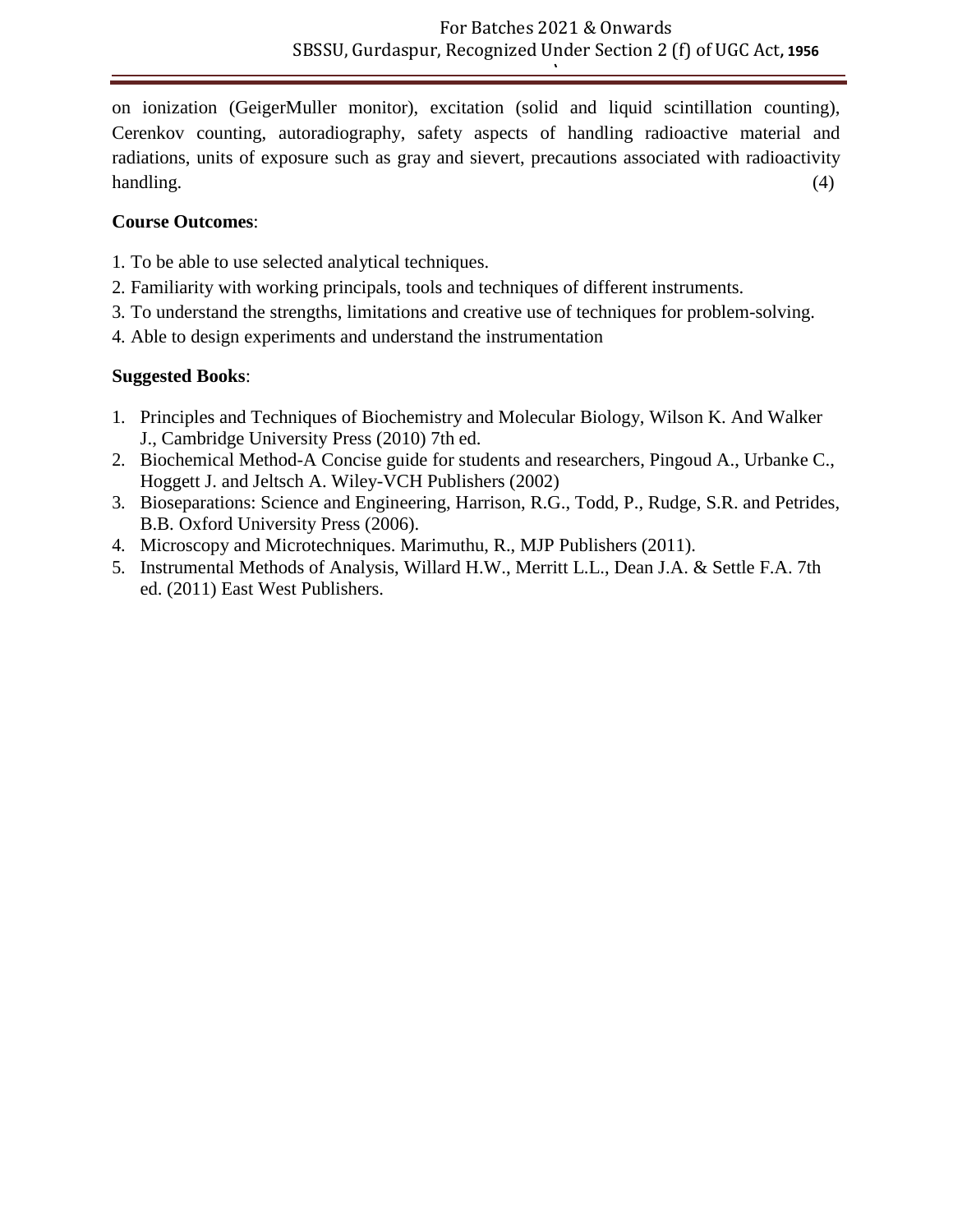on ionization (GeigerMuller monitor), excitation (solid and liquid scintillation counting), Cerenkov counting, autoradiography, safety aspects of handling radioactive material and radiations, units of exposure such as gray and sievert, precautions associated with radioactivity handling. (4)

**Course Outcomes**:

1. To be able to use selected analytical techniques.
2. Familiarity with working principals, tools and techniques of different instruments.
3. To understand the strengths, limitations and creative use of techniques for problem-solving.
4. Able to design experiments and understand the instrumentation

**Suggested Books**:

1. Principles and Techniques of Biochemistry and Molecular Biology, Wilson K. And Walker J., Cambridge University Press (2010) 7th ed.
2. Biochemical Method-A Concise guide for students and researchers, Pingoud A., Urbanke C., Hoggett J. and Jeltsch A. Wiley-VCH Publishers (2002)
3. Bioseparations: Science and Engineering, Harrison, R.G., Todd, P., Rudge, S.R. and Petrides, B.B. Oxford University Press (2006).
4. Microscopy and Microtechniques. Marimuthu, R., MJP Publishers (2011).
5. Instrumental Methods of Analysis, Willard H.W., Merritt L.L., Dean J.A. & Settle F.A. 7th ed. (2011) East West Publishers.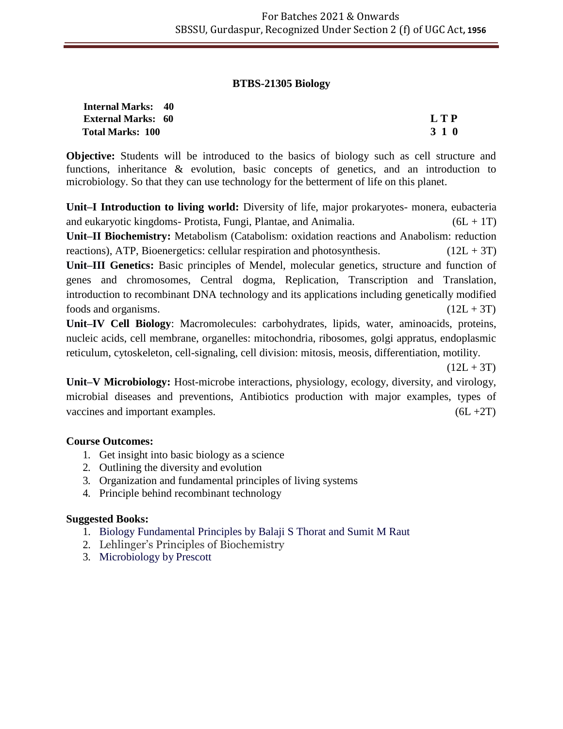## BTBS-21305 Biology

| **Internal Marks: 40** | |
|---|---|
| **External Marks: 60** | **L T P** |
| **Total Marks: 100** | **3 1 0** |

**Objective:** Students will be introduced to the basics of biology such as cell structure and functions, inheritance & evolution, basic concepts of genetics, and an introduction to microbiology. So that they can use technology for the betterment of life on this planet.

**Unit–I Introduction to living world:** Diversity of life, major prokaryotes- monera, eubacteria and eukaryotic kingdoms- Protista, Fungi, Plantae, and Animalia. (6L + 1T)

**Unit–II Biochemistry:** Metabolism (Catabolism: oxidation reactions and Anabolism: reduction reactions), ATP, Bioenergetics: cellular respiration and photosynthesis. (12L + 3T)

**Unit–III Genetics:** Basic principles of Mendel, molecular genetics, structure and function of genes and chromosomes, Central dogma, Replication, Transcription and Translation, introduction to recombinant DNA technology and its applications including genetically modified foods and organisms. (12L + 3T)

**Unit–IV Cell Biology**: Macromolecules: carbohydrates, lipids, water, aminoacids, proteins, nucleic acids, cell membrane, organelles: mitochondria, ribosomes, golgi appratus, endoplasmic reticulum, cytoskeleton, cell-signaling, cell division: mitosis, meosis, differentiation, motility. (12L + 3T)

**Unit–V Microbiology:** Host-microbe interactions, physiology, ecology, diversity, and virology, microbial diseases and preventions, Antibiotics production with major examples, types of vaccines and important examples. (6L +2T)

**Course Outcomes:**

1. Get insight into basic biology as a science
2. Outlining the diversity and evolution
3. Organization and fundamental principles of living systems
4. Principle behind recombinant technology

**Suggested Books:**

1. Biology Fundamental Principles by Balaji S Thorat and Sumit M Raut
2. Lehlinger's Principles of Biochemistry
3. Microbiology by Prescott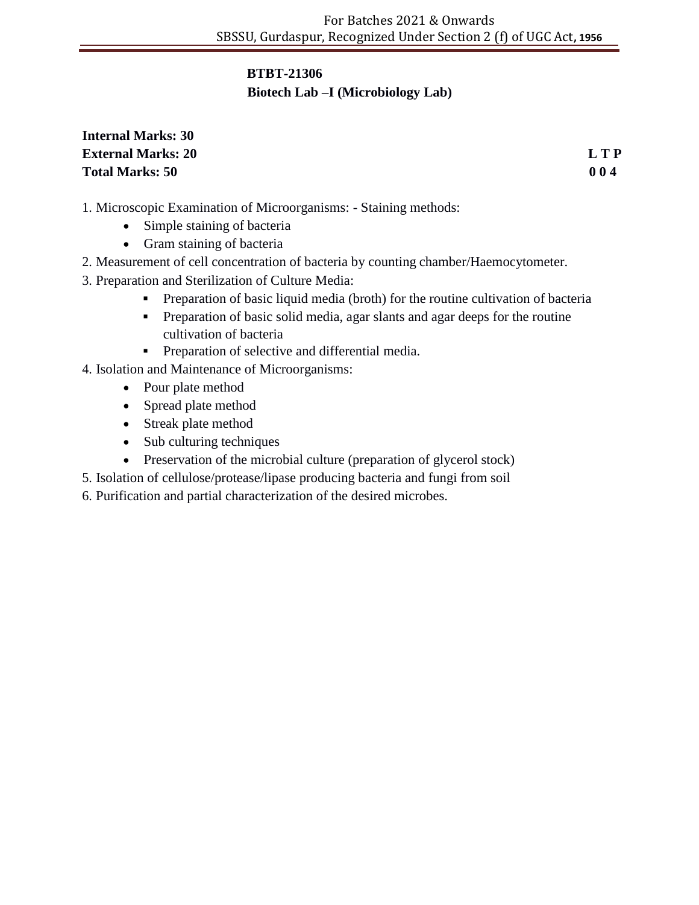**BTBT-21306**
**Biotech Lab –I (Microbiology Lab)**

**Internal Marks: 30**
**External Marks: 20** **L T P**
**Total Marks: 50** **0 0 4**

1. Microscopic Examination of Microorganisms: - Staining methods:
   - Simple staining of bacteria
   - Gram staining of bacteria
2. Measurement of cell concentration of bacteria by counting chamber/Haemocytometer.
3. Preparation and Sterilization of Culture Media:
   - Preparation of basic liquid media (broth) for the routine cultivation of bacteria
   - Preparation of basic solid media, agar slants and agar deeps for the routine cultivation of bacteria
   - Preparation of selective and differential media.
4. Isolation and Maintenance of Microorganisms:
   - Pour plate method
   - Spread plate method
   - Streak plate method
   - Sub culturing techniques
   - Preservation of the microbial culture (preparation of glycerol stock)
5. Isolation of cellulose/protease/lipase producing bacteria and fungi from soil
6. Purification and partial characterization of the desired microbes.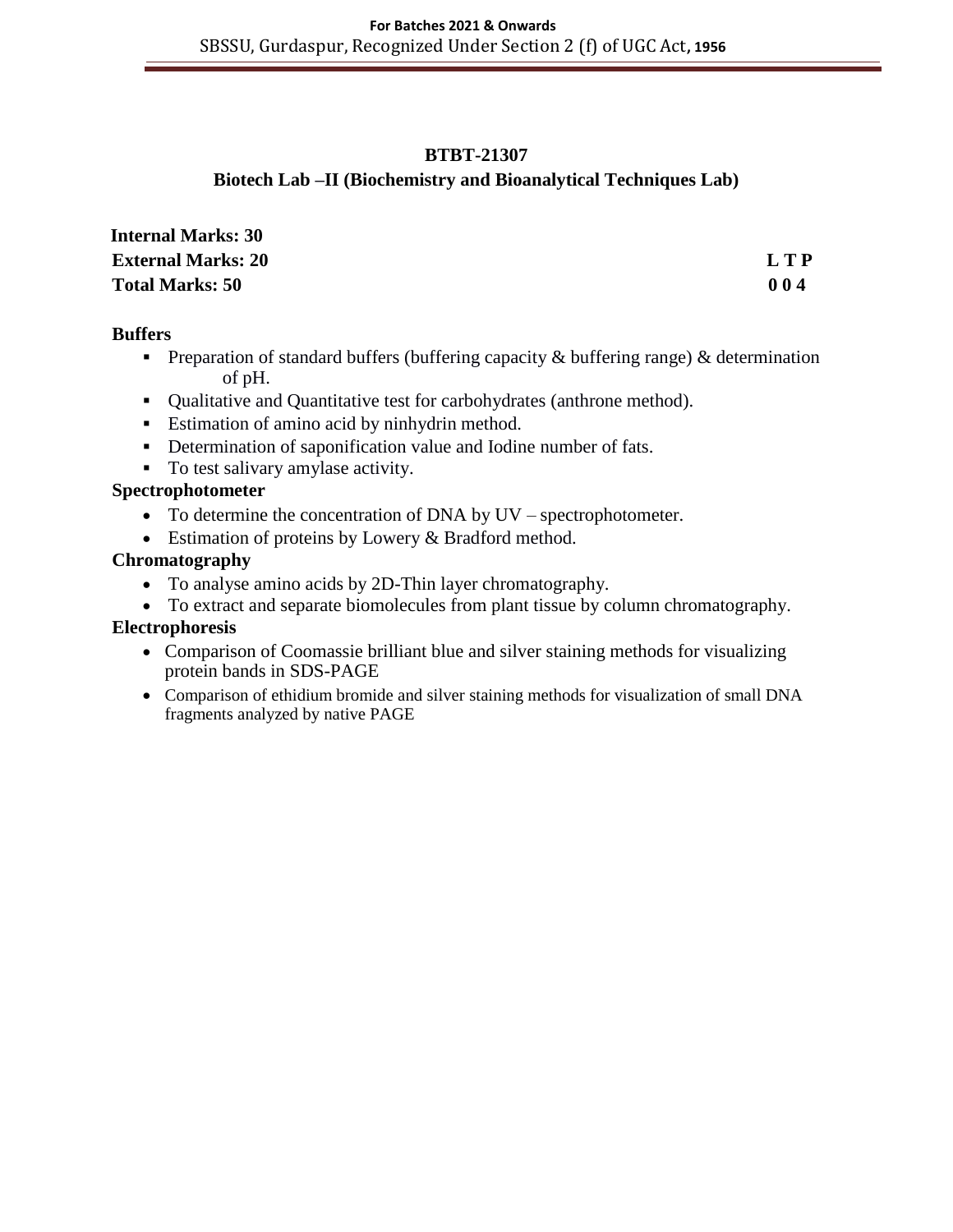**BTBT-21307**

**Biotech Lab –II (Biochemistry and Bioanalytical Techniques Lab)**

| | |
|---|---|
| **Internal Marks: 30** | |
| **External Marks: 20** | **L T P** |
| **Total Marks: 50** | **0 0 4** |

**Buffers**

- Preparation of standard buffers (buffering capacity & buffering range) & determination of pH.
- Qualitative and Quantitative test for carbohydrates (anthrone method).
- Estimation of amino acid by ninhydrin method.
- Determination of saponification value and Iodine number of fats.
- To test salivary amylase activity.

**Spectrophotometer**

- To determine the concentration of DNA by UV – spectrophotometer.
- Estimation of proteins by Lowery & Bradford method.

**Chromatography**

- To analyse amino acids by 2D-Thin layer chromatography.
- To extract and separate biomolecules from plant tissue by column chromatography.

**Electrophoresis**

- Comparison of Coomassie brilliant blue and silver staining methods for visualizing protein bands in SDS-PAGE
- Comparison of ethidium bromide and silver staining methods for visualization of small DNA fragments analyzed by native PAGE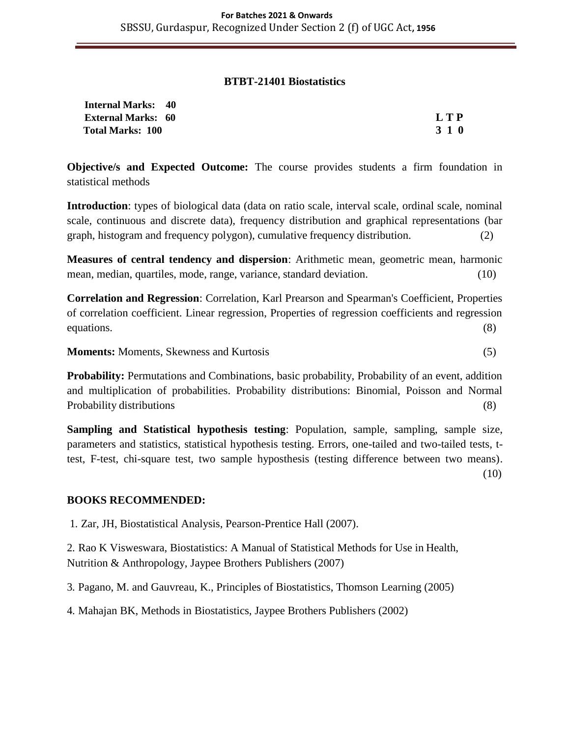## BTBT-21401 Biostatistics

| | |
|---|---|
| **Internal Marks: 40** | |
| **External Marks: 60** | **L T P** |
| **Total Marks: 100** | **3 1 0** |

**Objective/s and Expected Outcome:** The course provides students a firm foundation in statistical methods

**Introduction**: types of biological data (data on ratio scale, interval scale, ordinal scale, nominal scale, continuous and discrete data), frequency distribution and graphical representations (bar graph, histogram and frequency polygon), cumulative frequency distribution. (2)

**Measures of central tendency and dispersion**: Arithmetic mean, geometric mean, harmonic mean, median, quartiles, mode, range, variance, standard deviation. (10)

**Correlation and Regression**: Correlation, Karl Prearson and Spearman's Coefficient, Properties of correlation coefficient. Linear regression, Properties of regression coefficients and regression equations. (8)

**Moments:** Moments, Skewness and Kurtosis (5)

**Probability:** Permutations and Combinations, basic probability, Probability of an event, addition and multiplication of probabilities. Probability distributions: Binomial, Poisson and Normal Probability distributions (8)

**Sampling and Statistical hypothesis testing**: Population, sample, sampling, sample size, parameters and statistics, statistical hypothesis testing. Errors, one-tailed and two-tailed tests, t-test, F-test, chi-square test, two sample hyposthesis (testing difference between two means). (10)

### BOOKS RECOMMENDED:

1. Zar, JH, Biostatistical Analysis, Pearson-Prentice Hall (2007).

2. Rao K Visweswara, Biostatistics: A Manual of Statistical Methods for Use in Health, Nutrition & Anthropology, Jaypee Brothers Publishers (2007)

3. Pagano, M. and Gauvreau, K., Principles of Biostatistics, Thomson Learning (2005)

4. Mahajan BK, Methods in Biostatistics, Jaypee Brothers Publishers (2002)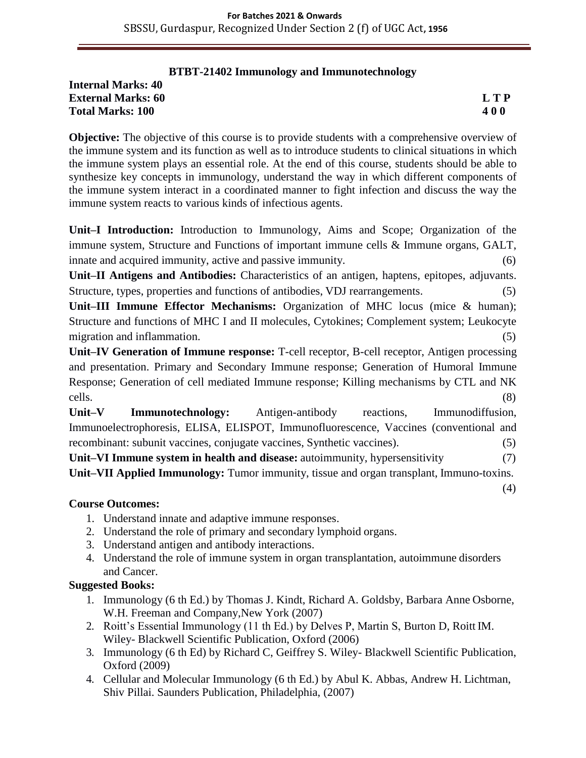## BTBT-21402 Immunology and Immunotechnology

**Internal Marks: 40**
**External Marks: 60** **L T P**
**Total Marks: 100** **4 0 0**

**Objective:** The objective of this course is to provide students with a comprehensive overview of the immune system and its function as well as to introduce students to clinical situations in which the immune system plays an essential role. At the end of this course, students should be able to synthesize key concepts in immunology, understand the way in which different components of the immune system interact in a coordinated manner to fight infection and discuss the way the immune system reacts to various kinds of infectious agents.

**Unit–I Introduction:** Introduction to Immunology, Aims and Scope; Organization of the immune system, Structure and Functions of important immune cells & Immune organs, GALT, innate and acquired immunity, active and passive immunity. (6)

**Unit–II Antigens and Antibodies:** Characteristics of an antigen, haptens, epitopes, adjuvants. Structure, types, properties and functions of antibodies, VDJ rearrangements. (5)

**Unit–III Immune Effector Mechanisms:** Organization of MHC locus (mice & human); Structure and functions of MHC I and II molecules, Cytokines; Complement system; Leukocyte migration and inflammation. (5)

**Unit–IV Generation of Immune response:** T-cell receptor, B-cell receptor, Antigen processing and presentation. Primary and Secondary Immune response; Generation of Humoral Immune Response; Generation of cell mediated Immune response; Killing mechanisms by CTL and NK cells. (8)

**Unit–V Immunotechnology:** Antigen-antibody reactions, Immunodiffusion, Immunoelectrophoresis, ELISA, ELISPOT, Immunofluorescence, Vaccines (conventional and recombinant: subunit vaccines, conjugate vaccines, Synthetic vaccines). (5)

**Unit–VI Immune system in health and disease:** autoimmunity, hypersensitivity (7)

**Unit–VII Applied Immunology:** Tumor immunity, tissue and organ transplant, Immuno-toxins. (4)

**Course Outcomes:**

1. Understand innate and adaptive immune responses.
2. Understand the role of primary and secondary lymphoid organs.
3. Understand antigen and antibody interactions.
4. Understand the role of immune system in organ transplantation, autoimmune disorders and Cancer.

**Suggested Books:**

1. Immunology (6 th Ed.) by Thomas J. Kindt, Richard A. Goldsby, Barbara Anne Osborne, W.H. Freeman and Company,New York (2007)
2. Roitt's Essential Immunology (11 th Ed.) by Delves P, Martin S, Burton D, Roitt IM. Wiley- Blackwell Scientific Publication, Oxford (2006)
3. Immunology (6 th Ed) by Richard C, Geiffrey S. Wiley- Blackwell Scientific Publication, Oxford (2009)
4. Cellular and Molecular Immunology (6 th Ed.) by Abul K. Abbas, Andrew H. Lichtman, Shiv Pillai. Saunders Publication, Philadelphia, (2007)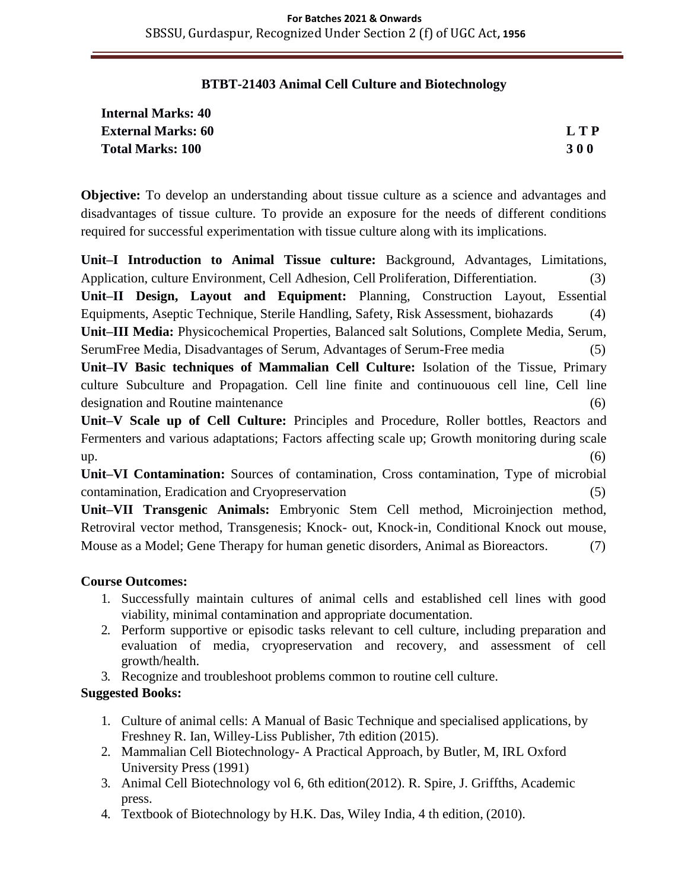## BTBT-21403 Animal Cell Culture and Biotechnology

**Internal Marks: 40**
**External Marks: 60** **L T P**
**Total Marks: 100** **3 0 0**

**Objective:** To develop an understanding about tissue culture as a science and advantages and disadvantages of tissue culture. To provide an exposure for the needs of different conditions required for successful experimentation with tissue culture along with its implications.

**Unit–I Introduction to Animal Tissue culture:** Background, Advantages, Limitations, Application, culture Environment, Cell Adhesion, Cell Proliferation, Differentiation. (3)

**Unit–II Design, Layout and Equipment:** Planning, Construction Layout, Essential Equipments, Aseptic Technique, Sterile Handling, Safety, Risk Assessment, biohazards (4)

**Unit–III Media:** Physicochemical Properties, Balanced salt Solutions, Complete Media, Serum, SerumFree Media, Disadvantages of Serum, Advantages of Serum-Free media (5)

**Unit–IV Basic techniques of Mammalian Cell Culture:** Isolation of the Tissue, Primary culture Subculture and Propagation. Cell line finite and continuouous cell line, Cell line designation and Routine maintenance (6)

**Unit–V Scale up of Cell Culture:** Principles and Procedure, Roller bottles, Reactors and Fermenters and various adaptations; Factors affecting scale up; Growth monitoring during scale up. (6)

**Unit–VI Contamination:** Sources of contamination, Cross contamination, Type of microbial contamination, Eradication and Cryopreservation (5)

**Unit–VII Transgenic Animals:** Embryonic Stem Cell method, Microinjection method, Retroviral vector method, Transgenesis; Knock- out, Knock-in, Conditional Knock out mouse, Mouse as a Model; Gene Therapy for human genetic disorders, Animal as Bioreactors. (7)

**Course Outcomes:**

1. Successfully maintain cultures of animal cells and established cell lines with good viability, minimal contamination and appropriate documentation.
2. Perform supportive or episodic tasks relevant to cell culture, including preparation and evaluation of media, cryopreservation and recovery, and assessment of cell growth/health.
3. Recognize and troubleshoot problems common to routine cell culture.

**Suggested Books:**

1. Culture of animal cells: A Manual of Basic Technique and specialised applications, by Freshney R. Ian, Willey-Liss Publisher, 7th edition (2015).
2. Mammalian Cell Biotechnology- A Practical Approach, by Butler, M, IRL Oxford University Press (1991)
3. Animal Cell Biotechnology vol 6, 6th edition(2012). R. Spire, J. Griffths, Academic press.
4. Textbook of Biotechnology by H.K. Das, Wiley India, 4 th edition, (2010).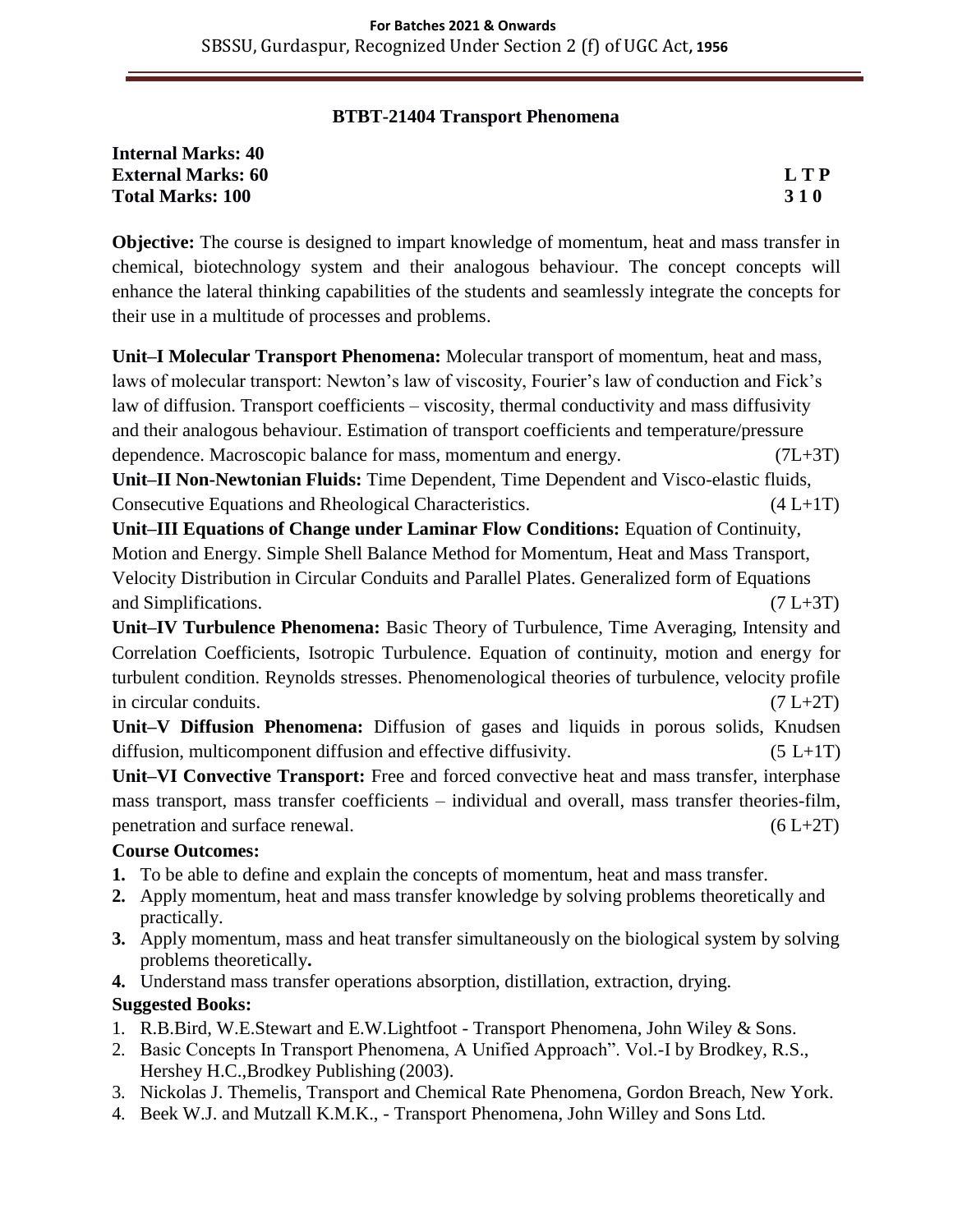## BTBT-21404 Transport Phenomena

**Internal Marks: 40**
**External Marks: 60** **L T P**
**Total Marks: 100** **3 1 0**

**Objective:** The course is designed to impart knowledge of momentum, heat and mass transfer in chemical, biotechnology system and their analogous behaviour. The concept concepts will enhance the lateral thinking capabilities of the students and seamlessly integrate the concepts for their use in a multitude of processes and problems.

**Unit–I Molecular Transport Phenomena:** Molecular transport of momentum, heat and mass, laws of molecular transport: Newton's law of viscosity, Fourier's law of conduction and Fick's law of diffusion. Transport coefficients – viscosity, thermal conductivity and mass diffusivity and their analogous behaviour. Estimation of transport coefficients and temperature/pressure dependence. Macroscopic balance for mass, momentum and energy. (7L+3T)

**Unit–II Non-Newtonian Fluids:** Time Dependent, Time Dependent and Visco-elastic fluids, Consecutive Equations and Rheological Characteristics. (4 L+1T)

**Unit–III Equations of Change under Laminar Flow Conditions:** Equation of Continuity, Motion and Energy. Simple Shell Balance Method for Momentum, Heat and Mass Transport, Velocity Distribution in Circular Conduits and Parallel Plates. Generalized form of Equations and Simplifications. (7 L+3T)

**Unit–IV Turbulence Phenomena:** Basic Theory of Turbulence, Time Averaging, Intensity and Correlation Coefficients, Isotropic Turbulence. Equation of continuity, motion and energy for turbulent condition. Reynolds stresses. Phenomenological theories of turbulence, velocity profile in circular conduits. (7 L+2T)

**Unit–V Diffusion Phenomena:** Diffusion of gases and liquids in porous solids, Knudsen diffusion, multicomponent diffusion and effective diffusivity. (5 L+1T)

**Unit–VI Convective Transport:** Free and forced convective heat and mass transfer, interphase mass transport, mass transfer coefficients – individual and overall, mass transfer theories-film, penetration and surface renewal. (6 L+2T)

### Course Outcomes:

1. To be able to define and explain the concepts of momentum, heat and mass transfer.
2. Apply momentum, heat and mass transfer knowledge by solving problems theoretically and practically.
3. Apply momentum, mass and heat transfer simultaneously on the biological system by solving problems theoretically**.**
4. Understand mass transfer operations absorption, distillation, extraction, drying.

### Suggested Books:

1. R.B.Bird, W.E.Stewart and E.W.Lightfoot - Transport Phenomena, John Wiley & Sons.
2. Basic Concepts In Transport Phenomena, A Unified Approach". Vol.-I by Brodkey, R.S., Hershey H.C.,Brodkey Publishing (2003).
3. Nickolas J. Themelis, Transport and Chemical Rate Phenomena, Gordon Breach, New York.
4. Beek W.J. and Mutzall K.M.K., - Transport Phenomena, John Willey and Sons Ltd.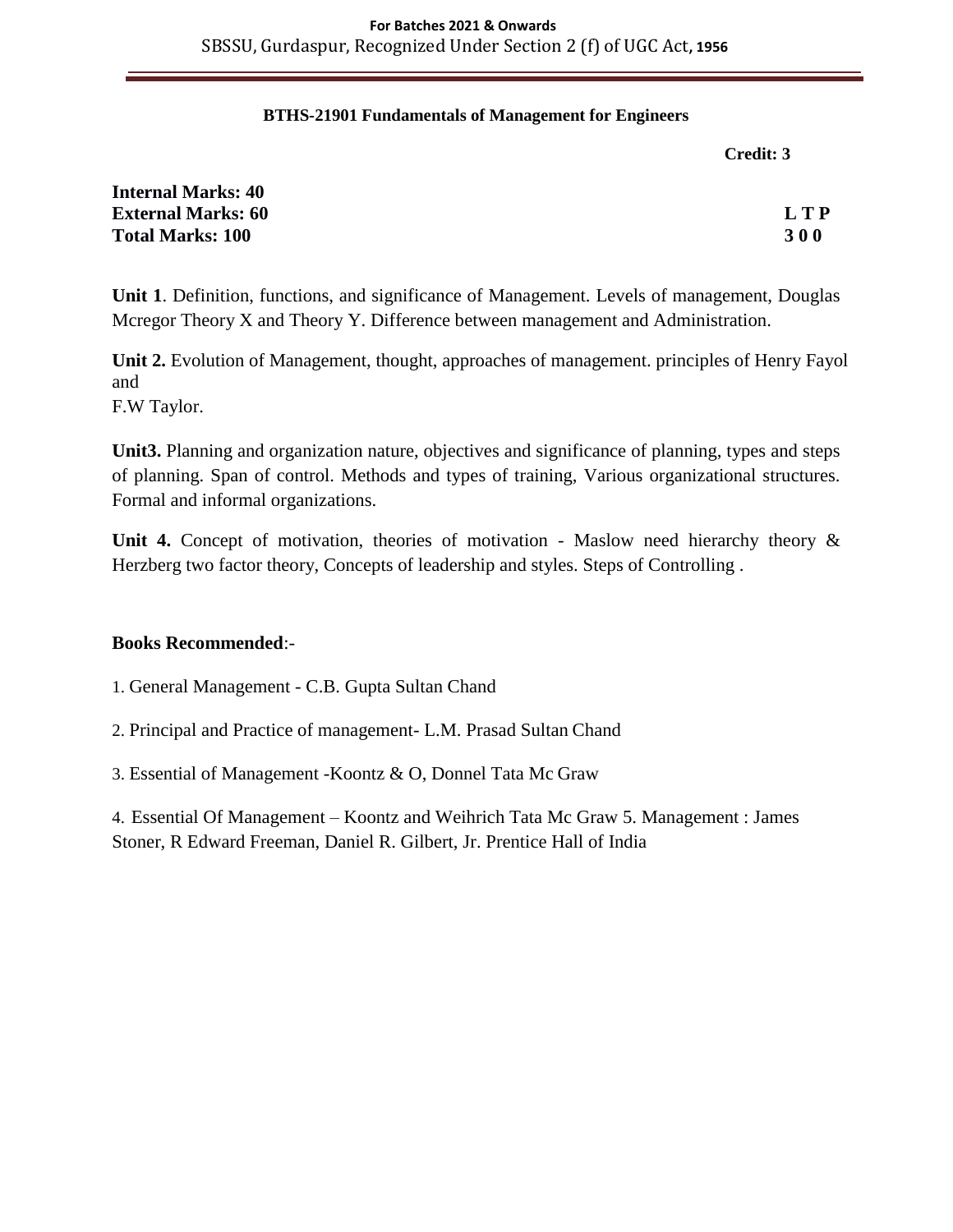## BTHS-21901 Fundamentals of Management for Engineers

**Credit: 3**

**Internal Marks: 40**
**External Marks: 60**
**Total Marks: 100**

**L T P**
**3 0 0**

**Unit 1**. Definition, functions, and significance of Management. Levels of management, Douglas Mcregor Theory X and Theory Y. Difference between management and Administration.

**Unit 2.** Evolution of Management, thought, approaches of management. principles of Henry Fayol and
F.W Taylor.

**Unit3.** Planning and organization nature, objectives and significance of planning, types and steps of planning. Span of control. Methods and types of training, Various organizational structures. Formal and informal organizations.

**Unit 4.** Concept of motivation, theories of motivation - Maslow need hierarchy theory & Herzberg two factor theory, Concepts of leadership and styles. Steps of Controlling .

**Books Recommended**:-

1. General Management - C.B. Gupta Sultan Chand

2. Principal and Practice of management- L.M. Prasad Sultan Chand

3. Essential of Management -Koontz & O, Donnel Tata Mc Graw

4. Essential Of Management – Koontz and Weihrich Tata Mc Graw 5. Management : James Stoner, R Edward Freeman, Daniel R. Gilbert, Jr. Prentice Hall of India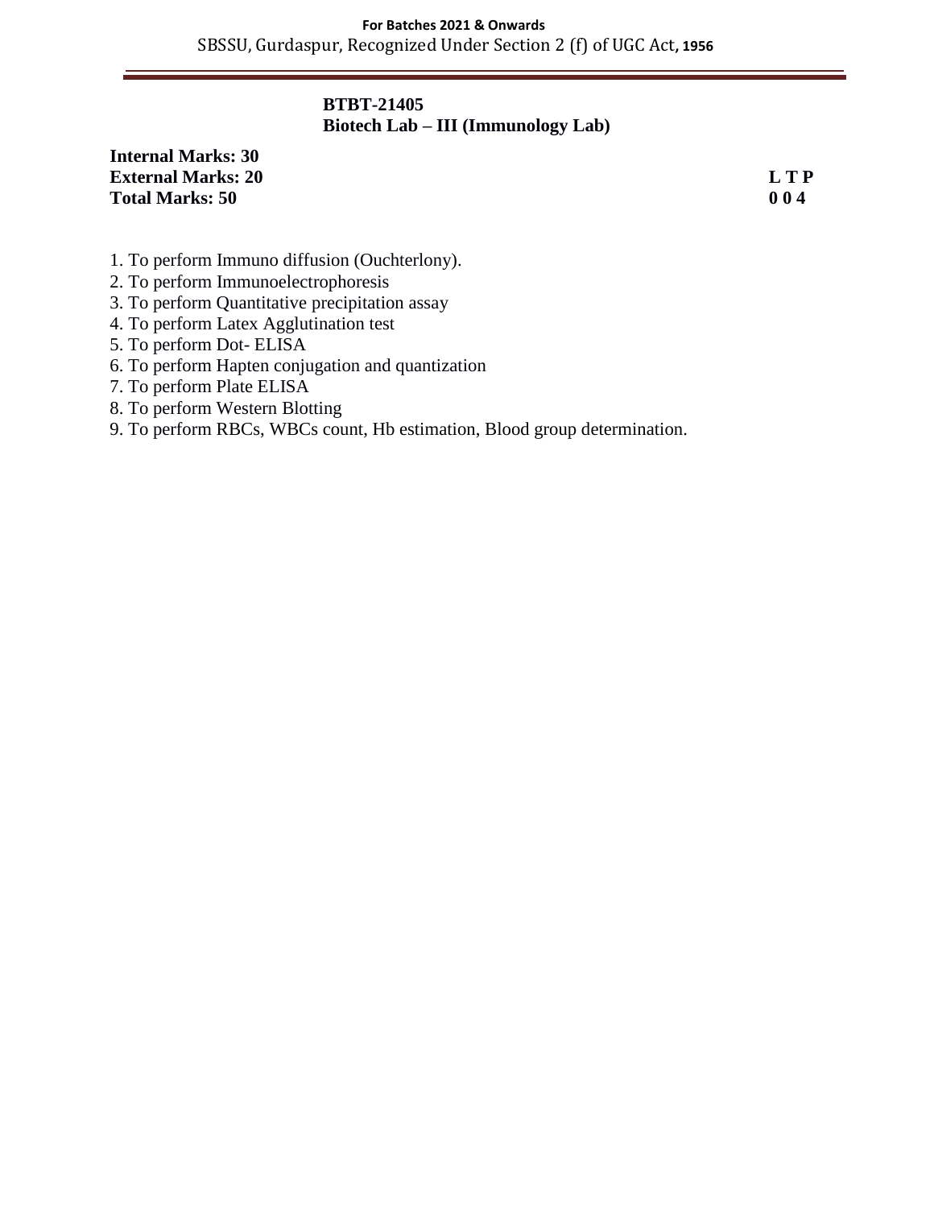**BTBT-21405**
**Biotech Lab – III (Immunology Lab)**

**Internal Marks: 30**
**External Marks: 20**
**Total Marks: 50**

**L T P**
**0 0 4**

1. To perform Immuno diffusion (Ouchterlony).
2. To perform Immunoelectrophoresis
3. To perform Quantitative precipitation assay
4. To perform Latex Agglutination test
5. To perform Dot- ELISA
6. To perform Hapten conjugation and quantization
7. To perform Plate ELISA
8. To perform Western Blotting
9. To perform RBCs, WBCs count, Hb estimation, Blood group determination.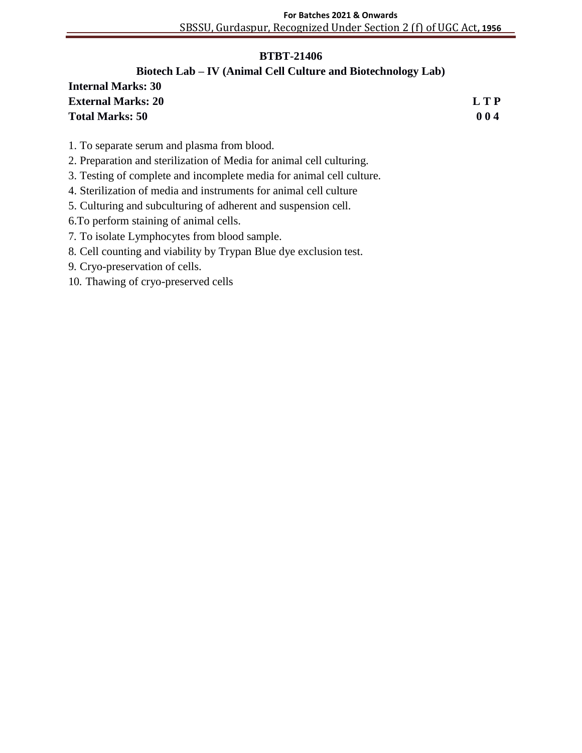## BTBT-21406

### Biotech Lab – IV (Animal Cell Culture and Biotechnology Lab)

**Internal Marks: 30**
**External Marks: 20** **L T P**
**Total Marks: 50** **0 0 4**

1. To separate serum and plasma from blood.
2. Preparation and sterilization of Media for animal cell culturing.
3. Testing of complete and incomplete media for animal cell culture.
4. Sterilization of media and instruments for animal cell culture
5. Culturing and subculturing of adherent and suspension cell.
6. To perform staining of animal cells.
7. To isolate Lymphocytes from blood sample.
8. Cell counting and viability by Trypan Blue dye exclusion test.
9. Cryo-preservation of cells.
10. Thawing of cryo-preserved cells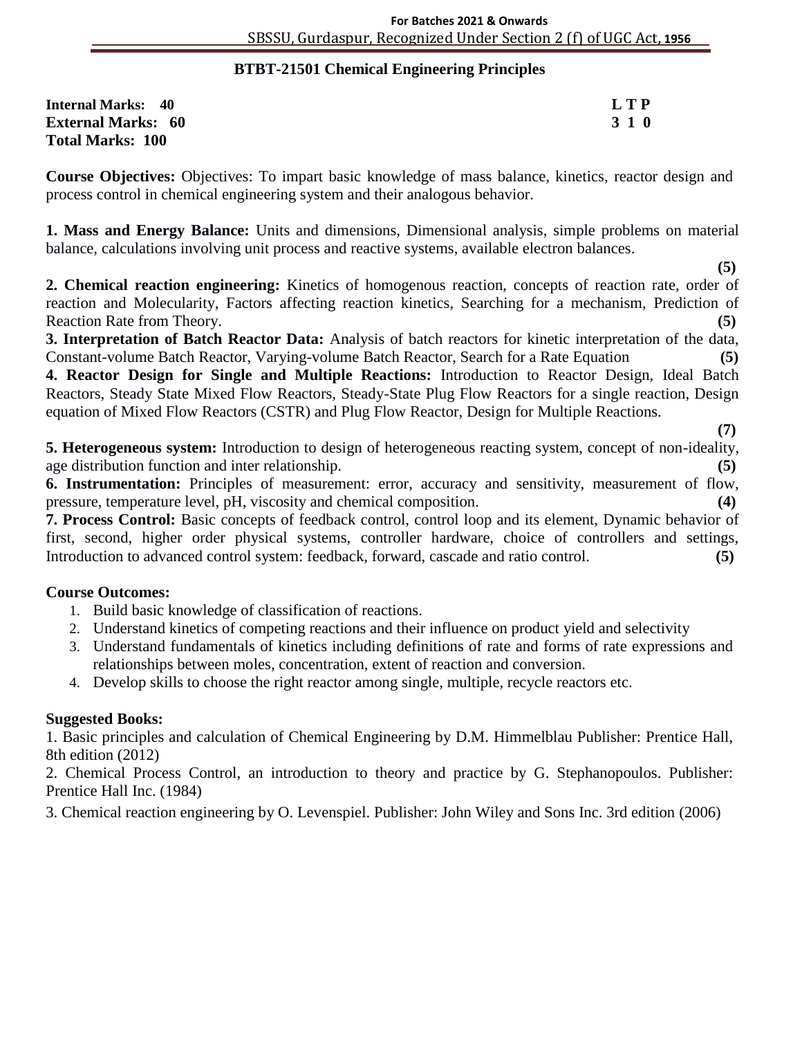## BTBT-21501 Chemical Engineering Principles

**Internal Marks: 40** **L T P**
**External Marks: 60** **3 1 0**
**Total Marks: 100**

**Course Objectives:** Objectives: To impart basic knowledge of mass balance, kinetics, reactor design and process control in chemical engineering system and their analogous behavior.

**1. Mass and Energy Balance:** Units and dimensions, Dimensional analysis, simple problems on material balance, calculations involving unit process and reactive systems, available electron balances. **(5)**

**2. Chemical reaction engineering:** Kinetics of homogenous reaction, concepts of reaction rate, order of reaction and Molecularity, Factors affecting reaction kinetics, Searching for a mechanism, Prediction of Reaction Rate from Theory. **(5)**

**3. Interpretation of Batch Reactor Data:** Analysis of batch reactors for kinetic interpretation of the data, Constant-volume Batch Reactor, Varying-volume Batch Reactor, Search for a Rate Equation **(5)**

**4. Reactor Design for Single and Multiple Reactions:** Introduction to Reactor Design, Ideal Batch Reactors, Steady State Mixed Flow Reactors, Steady-State Plug Flow Reactors for a single reaction, Design equation of Mixed Flow Reactors (CSTR) and Plug Flow Reactor, Design for Multiple Reactions. **(7)**

**5. Heterogeneous system:** Introduction to design of heterogeneous reacting system, concept of non-ideality, age distribution function and inter relationship. **(5)**

**6. Instrumentation:** Principles of measurement: error, accuracy and sensitivity, measurement of flow, pressure, temperature level, pH, viscosity and chemical composition. **(4)**

**7. Process Control:** Basic concepts of feedback control, control loop and its element, Dynamic behavior of first, second, higher order physical systems, controller hardware, choice of controllers and settings, Introduction to advanced control system: feedback, forward, cascade and ratio control. **(5)**

**Course Outcomes:**

1. Build basic knowledge of classification of reactions.
2. Understand kinetics of competing reactions and their influence on product yield and selectivity
3. Understand fundamentals of kinetics including definitions of rate and forms of rate expressions and relationships between moles, concentration, extent of reaction and conversion.
4. Develop skills to choose the right reactor among single, multiple, recycle reactors etc.

**Suggested Books:**

1. Basic principles and calculation of Chemical Engineering by D.M. Himmelblau Publisher: Prentice Hall, 8th edition (2012)
2. Chemical Process Control, an introduction to theory and practice by G. Stephanopoulos. Publisher: Prentice Hall Inc. (1984)
3. Chemical reaction engineering by O. Levenspiel. Publisher: John Wiley and Sons Inc. 3rd edition (2006)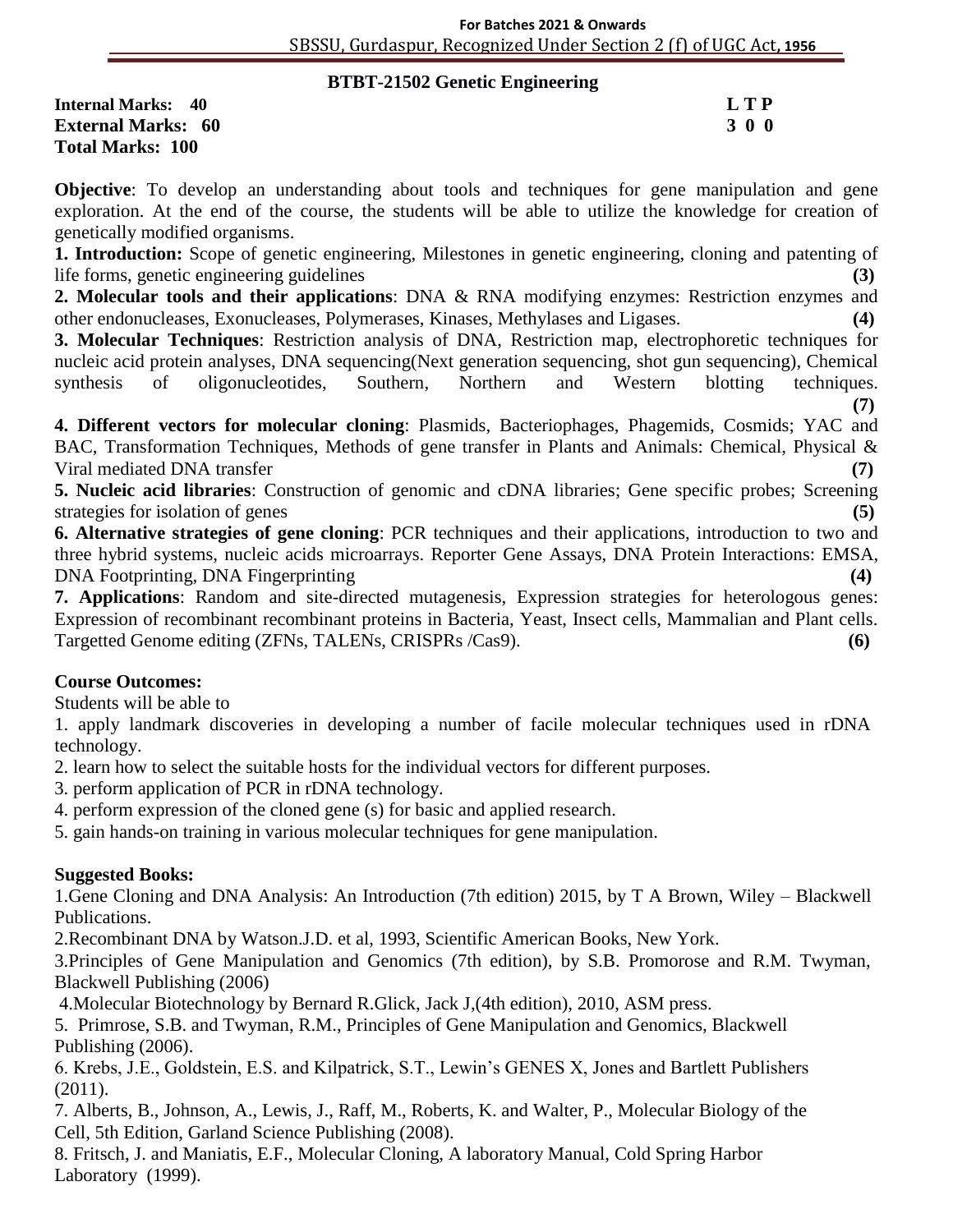## BTBT-21502 Genetic Engineering

**Internal Marks: 40** **L T P**
**External Marks: 60** **3 0 0**
**Total Marks: 100**

**Objective**: To develop an understanding about tools and techniques for gene manipulation and gene exploration. At the end of the course, the students will be able to utilize the knowledge for creation of genetically modified organisms.

**1. Introduction:** Scope of genetic engineering, Milestones in genetic engineering, cloning and patenting of life forms, genetic engineering guidelines **(3)**

**2. Molecular tools and their applications**: DNA & RNA modifying enzymes: Restriction enzymes and other endonucleases, Exonucleases, Polymerases, Kinases, Methylases and Ligases. **(4)**

**3. Molecular Techniques**: Restriction analysis of DNA, Restriction map, electrophoretic techniques for nucleic acid protein analyses, DNA sequencing(Next generation sequencing, shot gun sequencing), Chemical synthesis of oligonucleotides, Southern, Northern and Western blotting techniques. **(7)**

**4. Different vectors for molecular cloning**: Plasmids, Bacteriophages, Phagemids, Cosmids; YAC and BAC, Transformation Techniques, Methods of gene transfer in Plants and Animals: Chemical, Physical & Viral mediated DNA transfer **(7)**

**5. Nucleic acid libraries**: Construction of genomic and cDNA libraries; Gene specific probes; Screening strategies for isolation of genes **(5)**

**6. Alternative strategies of gene cloning**: PCR techniques and their applications, introduction to two and three hybrid systems, nucleic acids microarrays. Reporter Gene Assays, DNA Protein Interactions: EMSA, DNA Footprinting, DNA Fingerprinting **(4)**

**7. Applications**: Random and site-directed mutagenesis, Expression strategies for heterologous genes: Expression of recombinant recombinant proteins in Bacteria, Yeast, Insect cells, Mammalian and Plant cells. Targetted Genome editing (ZFNs, TALENs, CRISPRs /Cas9). **(6)**

**Course Outcomes:**

Students will be able to

1. apply landmark discoveries in developing a number of facile molecular techniques used in rDNA technology.
2. learn how to select the suitable hosts for the individual vectors for different purposes.
3. perform application of PCR in rDNA technology.
4. perform expression of the cloned gene (s) for basic and applied research.
5. gain hands-on training in various molecular techniques for gene manipulation.

**Suggested Books:**

1. Gene Cloning and DNA Analysis: An Introduction (7th edition) 2015, by T A Brown, Wiley – Blackwell Publications.
2. Recombinant DNA by Watson.J.D. et al, 1993, Scientific American Books, New York.
3. Principles of Gene Manipulation and Genomics (7th edition), by S.B. Promorose and R.M. Twyman, Blackwell Publishing (2006)
4. Molecular Biotechnology by Bernard R.Glick, Jack J,(4th edition), 2010, ASM press.
5. Primrose, S.B. and Twyman, R.M., Principles of Gene Manipulation and Genomics, Blackwell Publishing (2006).
6. Krebs, J.E., Goldstein, E.S. and Kilpatrick, S.T., Lewin's GENES X, Jones and Bartlett Publishers (2011).
7. Alberts, B., Johnson, A., Lewis, J., Raff, M., Roberts, K. and Walter, P., Molecular Biology of the Cell, 5th Edition, Garland Science Publishing (2008).
8. Fritsch, J. and Maniatis, E.F., Molecular Cloning, A laboratory Manual, Cold Spring Harbor Laboratory (1999).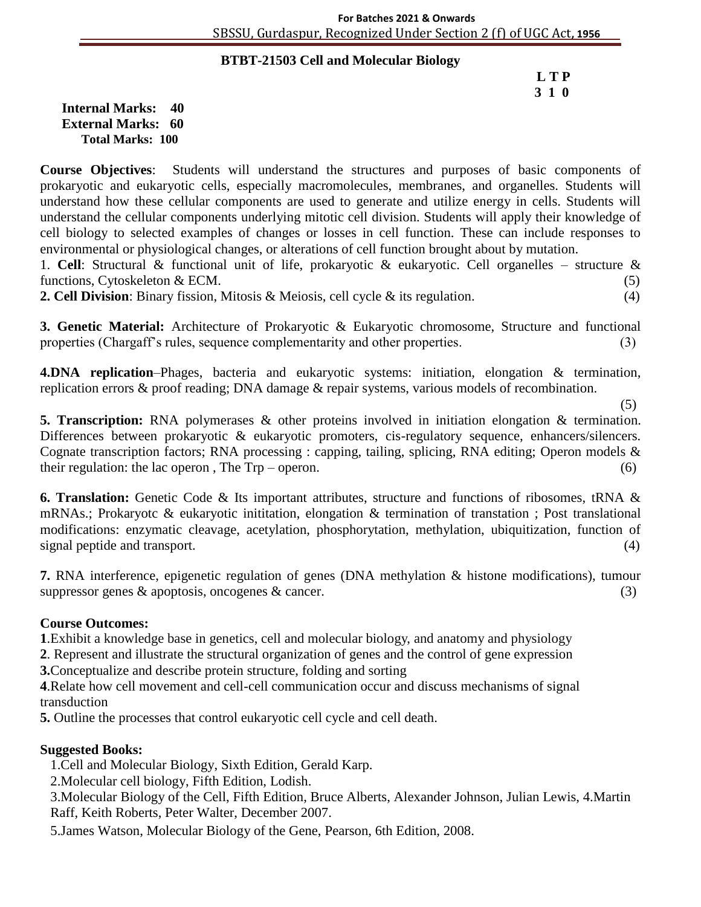## BTBT-21503 Cell and Molecular Biology

**L T P**
**3 1 0**

**Internal Marks: 40**
**External Marks: 60**
**Total Marks: 100**

**Course Objectives**: Students will understand the structures and purposes of basic components of prokaryotic and eukaryotic cells, especially macromolecules, membranes, and organelles. Students will understand how these cellular components are used to generate and utilize energy in cells. Students will understand the cellular components underlying mitotic cell division. Students will apply their knowledge of cell biology to selected examples of changes or losses in cell function. These can include responses to environmental or physiological changes, or alterations of cell function brought about by mutation.

1. **Cell**: Structural & functional unit of life, prokaryotic & eukaryotic. Cell organelles – structure & functions, Cytoskeleton & ECM. (5)

**2. Cell Division**: Binary fission, Mitosis & Meiosis, cell cycle & its regulation. (4)

**3. Genetic Material:** Architecture of Prokaryotic & Eukaryotic chromosome, Structure and functional properties (Chargaff's rules, sequence complementarity and other properties. (3)

**4.DNA replication**–Phages, bacteria and eukaryotic systems: initiation, elongation & termination, replication errors & proof reading; DNA damage & repair systems, various models of recombination. (5)

**5. Transcription:** RNA polymerases & other proteins involved in initiation elongation & termination. Differences between prokaryotic & eukaryotic promoters, cis-regulatory sequence, enhancers/silencers. Cognate transcription factors; RNA processing : capping, tailing, splicing, RNA editing; Operon models & their regulation: the lac operon , The Trp – operon. (6)

**6. Translation:** Genetic Code & Its important attributes, structure and functions of ribosomes, tRNA & mRNAs.; Prokaryotc & eukaryotic inititation, elongation & termination of transtation ; Post translational modifications: enzymatic cleavage, acetylation, phosphorytation, methylation, ubiquitization, function of signal peptide and transport. (4)

**7.** RNA interference, epigenetic regulation of genes (DNA methylation & histone modifications), tumour suppressor genes & apoptosis, oncogenes & cancer. (3)

**Course Outcomes:**

**1**.Exhibit a knowledge base in genetics, cell and molecular biology, and anatomy and physiology

**2**. Represent and illustrate the structural organization of genes and the control of gene expression

**3.**Conceptualize and describe protein structure, folding and sorting

**4**.Relate how cell movement and cell-cell communication occur and discuss mechanisms of signal transduction

**5.** Outline the processes that control eukaryotic cell cycle and cell death.

**Suggested Books:**

1.Cell and Molecular Biology, Sixth Edition, Gerald Karp.

2.Molecular cell biology, Fifth Edition, Lodish.

3.Molecular Biology of the Cell, Fifth Edition, Bruce Alberts, Alexander Johnson, Julian Lewis, 4.Martin Raff, Keith Roberts, Peter Walter, December 2007.

5.James Watson, Molecular Biology of the Gene, Pearson, 6th Edition, 2008.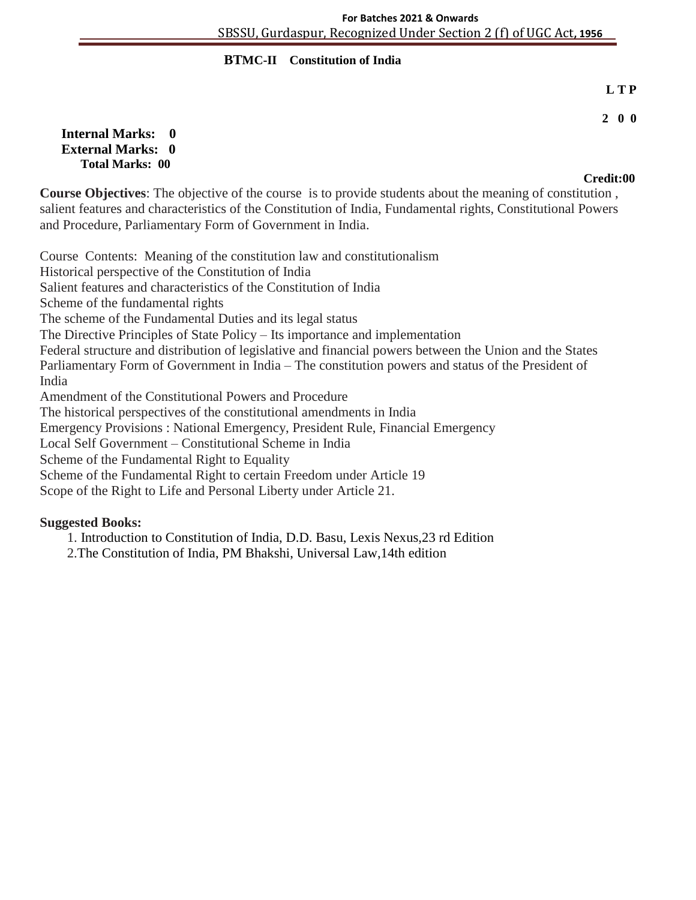## BTMC-II Constitution of India

**L T P**

**2 0 0**

**Internal Marks: 0**
**External Marks: 0**
**Total Marks: 00**

**Credit:00**

**Course Objectives**: The objective of the course is to provide students about the meaning of constitution , salient features and characteristics of the Constitution of India, Fundamental rights, Constitutional Powers and Procedure, Parliamentary Form of Government in India.

Course Contents: Meaning of the constitution law and constitutionalism
Historical perspective of the Constitution of India
Salient features and characteristics of the Constitution of India
Scheme of the fundamental rights
The scheme of the Fundamental Duties and its legal status
The Directive Principles of State Policy – Its importance and implementation
Federal structure and distribution of legislative and financial powers between the Union and the States
Parliamentary Form of Government in India – The constitution powers and status of the President of India
Amendment of the Constitutional Powers and Procedure
The historical perspectives of the constitutional amendments in India
Emergency Provisions : National Emergency, President Rule, Financial Emergency
Local Self Government – Constitutional Scheme in India
Scheme of the Fundamental Right to Equality
Scheme of the Fundamental Right to certain Freedom under Article 19
Scope of the Right to Life and Personal Liberty under Article 21.

**Suggested Books:**

1. Introduction to Constitution of India, D.D. Basu, Lexis Nexus,23 rd Edition
2. The Constitution of India, PM Bhakshi, Universal Law,14th edition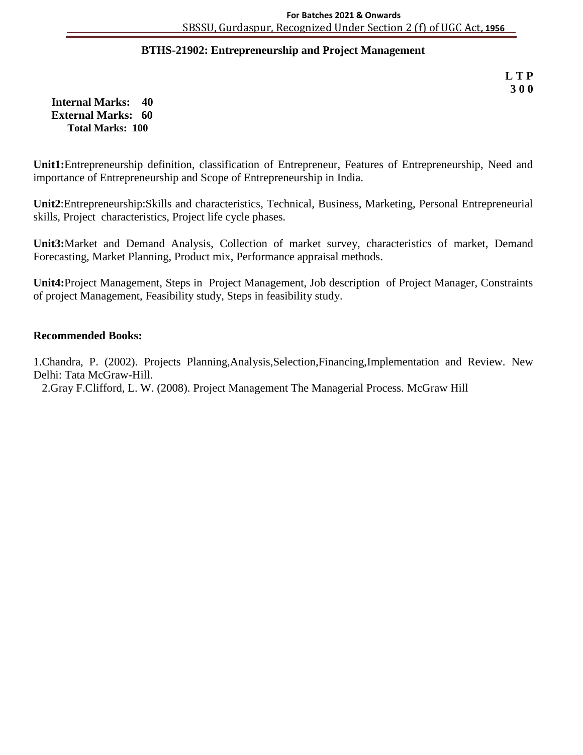## BTHS-21902: Entrepreneurship and Project Management

**L T P**
**3 0 0**

**Internal Marks: 40**
**External Marks: 60**
**Total Marks: 100**

**Unit1:**Entrepreneurship definition, classification of Entrepreneur, Features of Entrepreneurship, Need and importance of Entrepreneurship and Scope of Entrepreneurship in India.

**Unit2**:Entrepreneurship:Skills and characteristics, Technical, Business, Marketing, Personal Entrepreneurial skills, Project characteristics, Project life cycle phases.

**Unit3:**Market and Demand Analysis, Collection of market survey, characteristics of market, Demand Forecasting, Market Planning, Product mix, Performance appraisal methods.

**Unit4:**Project Management, Steps in Project Management, Job description of Project Manager, Constraints of project Management, Feasibility study, Steps in feasibility study.

**Recommended Books:**

1.Chandra, P. (2002). Projects Planning,Analysis,Selection,Financing,Implementation and Review. New Delhi: Tata McGraw-Hill.

2.Gray F.Clifford, L. W. (2008). Project Management The Managerial Process. McGraw Hill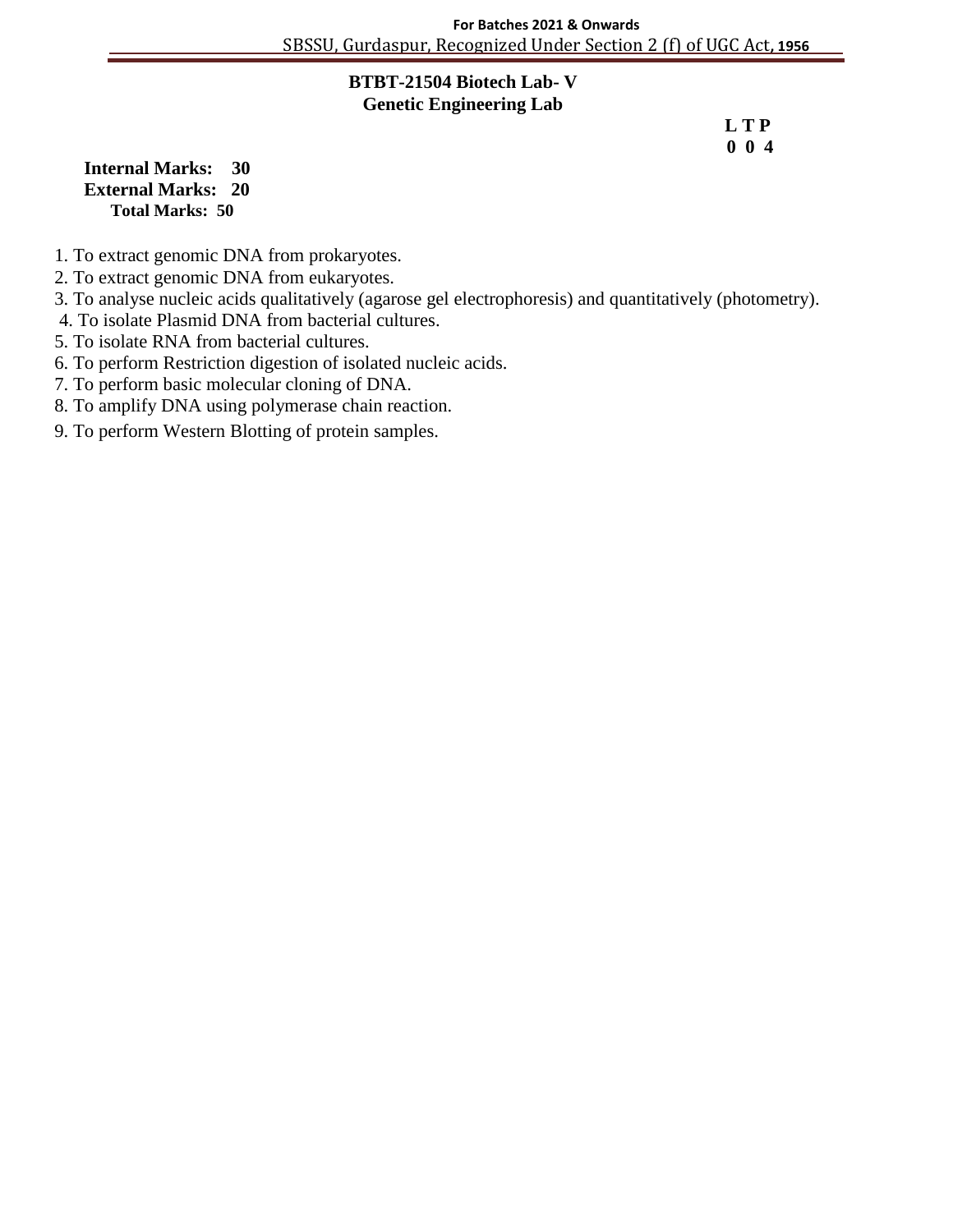# BTBT-21504 Biotech Lab- V
## Genetic Engineering Lab

**L T P**
**0 0 4**

**Internal Marks: 30**
**External Marks: 20**
**Total Marks: 50**

1. To extract genomic DNA from prokaryotes.
2. To extract genomic DNA from eukaryotes.
3. To analyse nucleic acids qualitatively (agarose gel electrophoresis) and quantitatively (photometry).
4. To isolate Plasmid DNA from bacterial cultures.
5. To isolate RNA from bacterial cultures.
6. To perform Restriction digestion of isolated nucleic acids.
7. To perform basic molecular cloning of DNA.
8. To amplify DNA using polymerase chain reaction.
9. To perform Western Blotting of protein samples.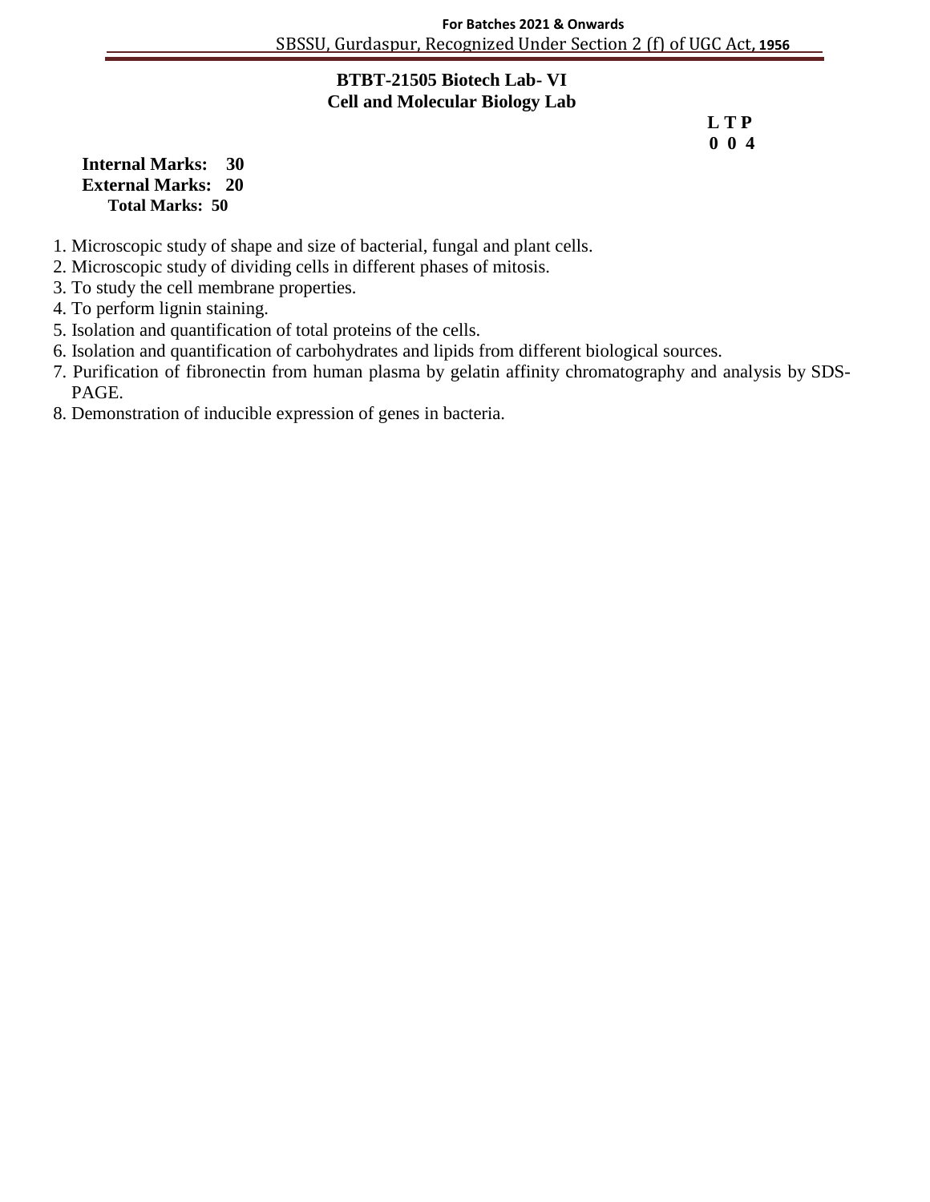## BTBT-21505 Biotech Lab- VI
## Cell and Molecular Biology Lab

**L T P**
**0 0 4**

**Internal Marks: 30**
**External Marks: 20**
**Total Marks: 50**

1. Microscopic study of shape and size of bacterial, fungal and plant cells.
2. Microscopic study of dividing cells in different phases of mitosis.
3. To study the cell membrane properties.
4. To perform lignin staining.
5. Isolation and quantification of total proteins of the cells.
6. Isolation and quantification of carbohydrates and lipids from different biological sources.
7. Purification of fibronectin from human plasma by gelatin affinity chromatography and analysis by SDS-PAGE.
8. Demonstration of inducible expression of genes in bacteria.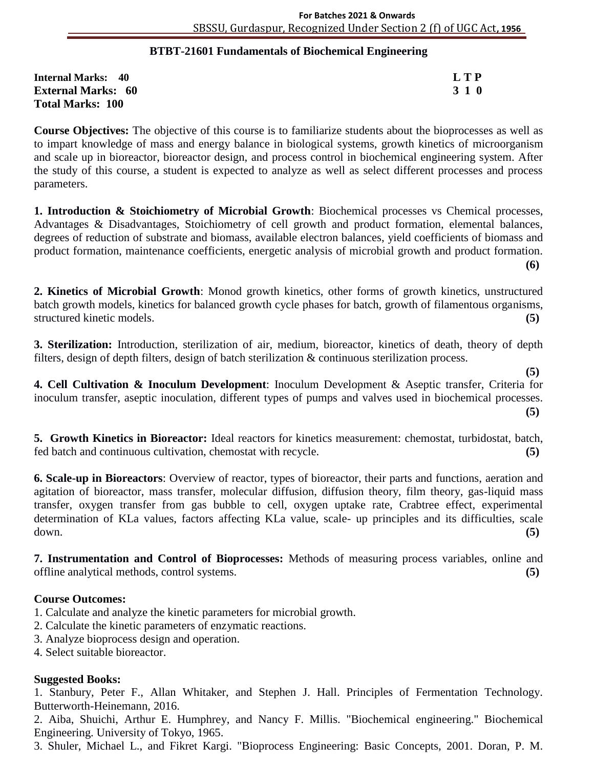## BTBT-21601 Fundamentals of Biochemical Engineering

| | |
|---|---|
| **Internal Marks: 40** | **L T P** |
| **External Marks: 60** | **3 1 0** |
| **Total Marks: 100** | |

**Course Objectives:** The objective of this course is to familiarize students about the bioprocesses as well as to impart knowledge of mass and energy balance in biological systems, growth kinetics of microorganism and scale up in bioreactor, bioreactor design, and process control in biochemical engineering system. After the study of this course, a student is expected to analyze as well as select different processes and process parameters.

**1. Introduction & Stoichiometry of Microbial Growth**: Biochemical processes vs Chemical processes, Advantages & Disadvantages, Stoichiometry of cell growth and product formation, elemental balances, degrees of reduction of substrate and biomass, available electron balances, yield coefficients of biomass and product formation, maintenance coefficients, energetic analysis of microbial growth and product formation. **(6)**

**2. Kinetics of Microbial Growth**: Monod growth kinetics, other forms of growth kinetics, unstructured batch growth models, kinetics for balanced growth cycle phases for batch, growth of filamentous organisms, structured kinetic models. **(5)**

**3. Sterilization:** Introduction, sterilization of air, medium, bioreactor, kinetics of death, theory of depth filters, design of depth filters, design of batch sterilization & continuous sterilization process. **(5)**

**4. Cell Cultivation & Inoculum Development**: Inoculum Development & Aseptic transfer, Criteria for inoculum transfer, aseptic inoculation, different types of pumps and valves used in biochemical processes. **(5)**

**5. Growth Kinetics in Bioreactor:** Ideal reactors for kinetics measurement: chemostat, turbidostat, batch, fed batch and continuous cultivation, chemostat with recycle. **(5)**

**6. Scale-up in Bioreactors**: Overview of reactor, types of bioreactor, their parts and functions, aeration and agitation of bioreactor, mass transfer, molecular diffusion, diffusion theory, film theory, gas-liquid mass transfer, oxygen transfer from gas bubble to cell, oxygen uptake rate, Crabtree effect, experimental determination of KLa values, factors affecting KLa value, scale- up principles and its difficulties, scale down. **(5)**

**7. Instrumentation and Control of Bioprocesses:** Methods of measuring process variables, online and offline analytical methods, control systems. **(5)**

**Course Outcomes:**

1. Calculate and analyze the kinetic parameters for microbial growth.
2. Calculate the kinetic parameters of enzymatic reactions.
3. Analyze bioprocess design and operation.
4. Select suitable bioreactor.

**Suggested Books:**

1. Stanbury, Peter F., Allan Whitaker, and Stephen J. Hall. Principles of Fermentation Technology. Butterworth-Heinemann, 2016.
2. Aiba, Shuichi, Arthur E. Humphrey, and Nancy F. Millis. "Biochemical engineering." Biochemical Engineering. University of Tokyo, 1965.
3. Shuler, Michael L., and Fikret Kargi. "Bioprocess Engineering: Basic Concepts, 2001. Doran, P. M.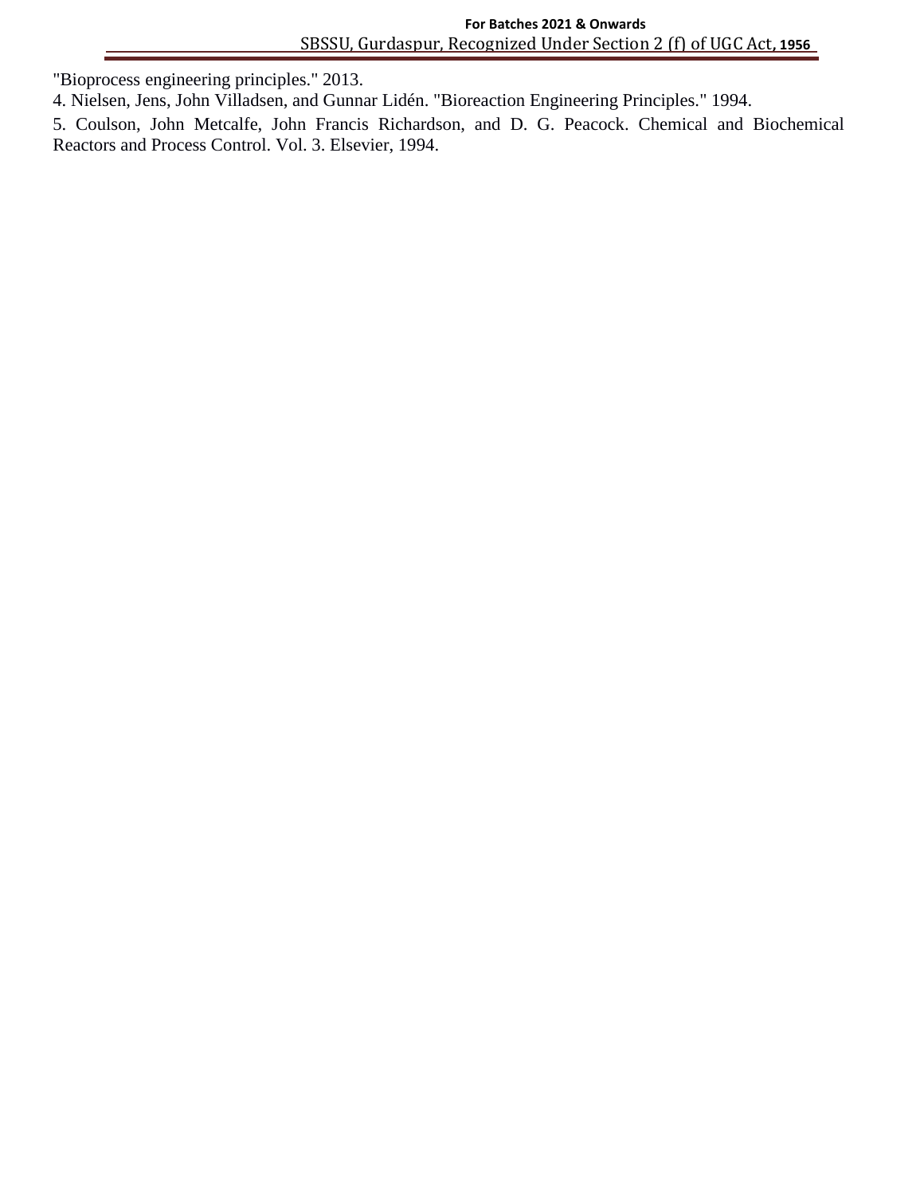"Bioprocess engineering principles." 2013.

4. Nielsen, Jens, John Villadsen, and Gunnar Lidén. "Bioreaction Engineering Principles." 1994.

5. Coulson, John Metcalfe, John Francis Richardson, and D. G. Peacock. Chemical and Biochemical Reactors and Process Control. Vol. 3. Elsevier, 1994.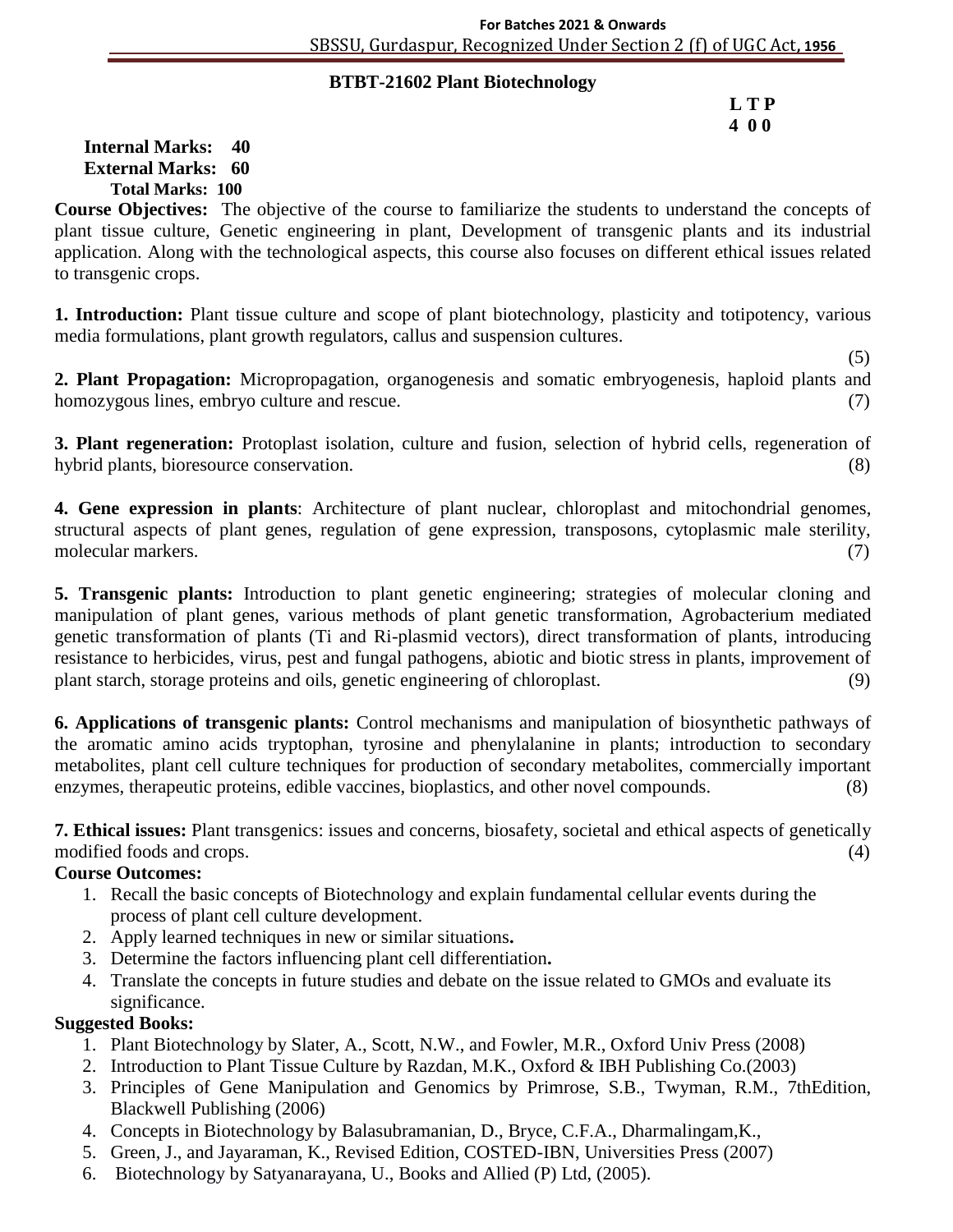## BTBT-21602 Plant Biotechnology

**L T P**
**4 0 0**

**Internal Marks: 40**
**External Marks: 60**
**Total Marks: 100**

**Course Objectives:** The objective of the course to familiarize the students to understand the concepts of plant tissue culture, Genetic engineering in plant, Development of transgenic plants and its industrial application. Along with the technological aspects, this course also focuses on different ethical issues related to transgenic crops.

**1. Introduction:** Plant tissue culture and scope of plant biotechnology, plasticity and totipotency, various media formulations, plant growth regulators, callus and suspension cultures. (5)

**2. Plant Propagation:** Micropropagation, organogenesis and somatic embryogenesis, haploid plants and homozygous lines, embryo culture and rescue. (7)

**3. Plant regeneration:** Protoplast isolation, culture and fusion, selection of hybrid cells, regeneration of hybrid plants, bioresource conservation. (8)

**4. Gene expression in plants**: Architecture of plant nuclear, chloroplast and mitochondrial genomes, structural aspects of plant genes, regulation of gene expression, transposons, cytoplasmic male sterility, molecular markers. (7)

**5. Transgenic plants:** Introduction to plant genetic engineering; strategies of molecular cloning and manipulation of plant genes, various methods of plant genetic transformation, Agrobacterium mediated genetic transformation of plants (Ti and Ri-plasmid vectors), direct transformation of plants, introducing resistance to herbicides, virus, pest and fungal pathogens, abiotic and biotic stress in plants, improvement of plant starch, storage proteins and oils, genetic engineering of chloroplast. (9)

**6. Applications of transgenic plants:** Control mechanisms and manipulation of biosynthetic pathways of the aromatic amino acids tryptophan, tyrosine and phenylalanine in plants; introduction to secondary metabolites, plant cell culture techniques for production of secondary metabolites, commercially important enzymes, therapeutic proteins, edible vaccines, bioplastics, and other novel compounds. (8)

**7. Ethical issues:** Plant transgenics: issues and concerns, biosafety, societal and ethical aspects of genetically modified foods and crops. (4)

**Course Outcomes:**

1. Recall the basic concepts of Biotechnology and explain fundamental cellular events during the process of plant cell culture development.
2. Apply learned techniques in new or similar situations**.**
3. Determine the factors influencing plant cell differentiation**.**
4. Translate the concepts in future studies and debate on the issue related to GMOs and evaluate its significance.

**Suggested Books:**

1. Plant Biotechnology by Slater, A., Scott, N.W., and Fowler, M.R., Oxford Univ Press (2008)
2. Introduction to Plant Tissue Culture by Razdan, M.K., Oxford & IBH Publishing Co.(2003)
3. Principles of Gene Manipulation and Genomics by Primrose, S.B., Twyman, R.M., 7thEdition, Blackwell Publishing (2006)
4. Concepts in Biotechnology by Balasubramanian, D., Bryce, C.F.A., Dharmalingam,K.,
5. Green, J., and Jayaraman, K., Revised Edition, COSTED-IBN, Universities Press (2007)
6. Biotechnology by Satyanarayana, U., Books and Allied (P) Ltd, (2005).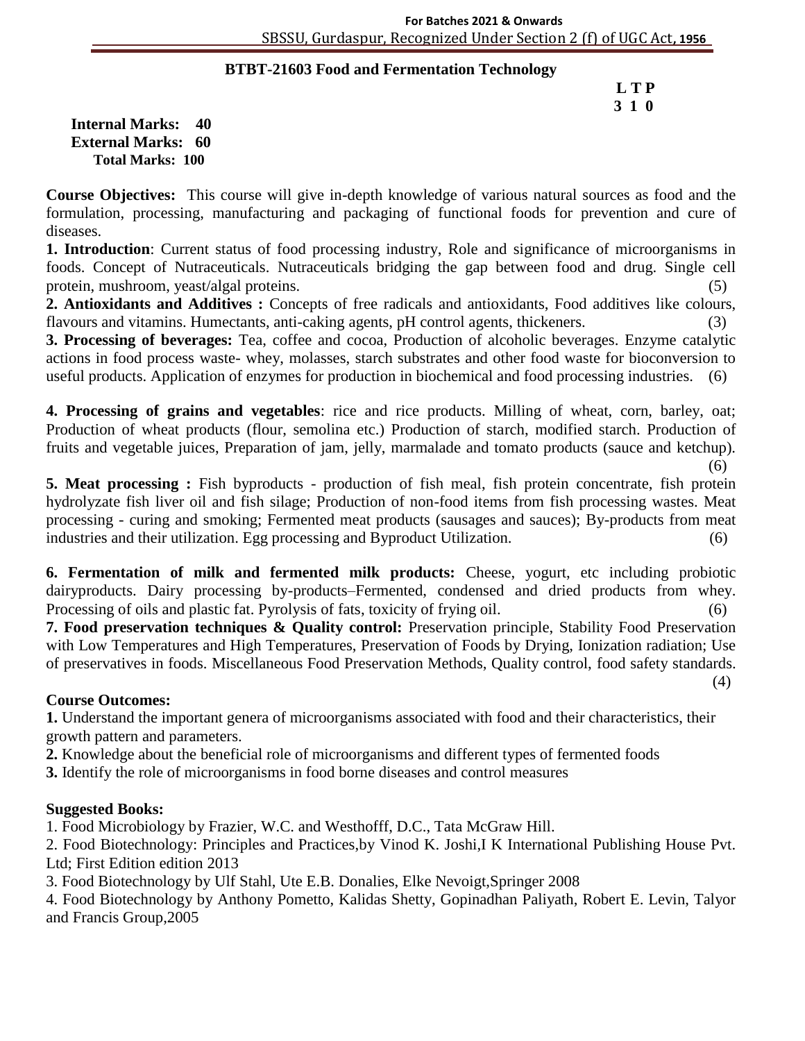## BTBT-21603 Food and Fermentation Technology

**L T P**
**3 1 0**

**Internal Marks: 40**
**External Marks: 60**
**Total Marks: 100**

**Course Objectives:** This course will give in-depth knowledge of various natural sources as food and the formulation, processing, manufacturing and packaging of functional foods for prevention and cure of diseases.

**1. Introduction**: Current status of food processing industry, Role and significance of microorganisms in foods. Concept of Nutraceuticals. Nutraceuticals bridging the gap between food and drug. Single cell protein, mushroom, yeast/algal proteins. (5)

**2. Antioxidants and Additives :** Concepts of free radicals and antioxidants, Food additives like colours, flavours and vitamins. Humectants, anti-caking agents, pH control agents, thickeners. (3)

**3. Processing of beverages:** Tea, coffee and cocoa, Production of alcoholic beverages. Enzyme catalytic actions in food process waste- whey, molasses, starch substrates and other food waste for bioconversion to useful products. Application of enzymes for production in biochemical and food processing industries. (6)

**4. Processing of grains and vegetables**: rice and rice products. Milling of wheat, corn, barley, oat; Production of wheat products (flour, semolina etc.) Production of starch, modified starch. Production of fruits and vegetable juices, Preparation of jam, jelly, marmalade and tomato products (sauce and ketchup). (6)

**5. Meat processing :** Fish byproducts - production of fish meal, fish protein concentrate, fish protein hydrolyzate fish liver oil and fish silage; Production of non-food items from fish processing wastes. Meat processing - curing and smoking; Fermented meat products (sausages and sauces); By-products from meat industries and their utilization. Egg processing and Byproduct Utilization. (6)

**6. Fermentation of milk and fermented milk products:** Cheese, yogurt, etc including probiotic dairyproducts. Dairy processing by-products–Fermented, condensed and dried products from whey. Processing of oils and plastic fat. Pyrolysis of fats, toxicity of frying oil. (6)

**7. Food preservation techniques & Quality control:** Preservation principle, Stability Food Preservation with Low Temperatures and High Temperatures, Preservation of Foods by Drying, Ionization radiation; Use of preservatives in foods. Miscellaneous Food Preservation Methods, Quality control, food safety standards. (4)

### Course Outcomes:

**1.** Understand the important genera of microorganisms associated with food and their characteristics, their growth pattern and parameters.

**2.** Knowledge about the beneficial role of microorganisms and different types of fermented foods

**3.** Identify the role of microorganisms in food borne diseases and control measures

### Suggested Books:

1. Food Microbiology by Frazier, W.C. and Westhofff, D.C., Tata McGraw Hill.
2. Food Biotechnology: Principles and Practices,by Vinod K. Joshi,I K International Publishing House Pvt. Ltd; First Edition edition 2013
3. Food Biotechnology by Ulf Stahl, Ute E.B. Donalies, Elke Nevoigt,Springer 2008
4. Food Biotechnology by Anthony Pometto, Kalidas Shetty, Gopinadhan Paliyath, Robert E. Levin, Talyor and Francis Group,2005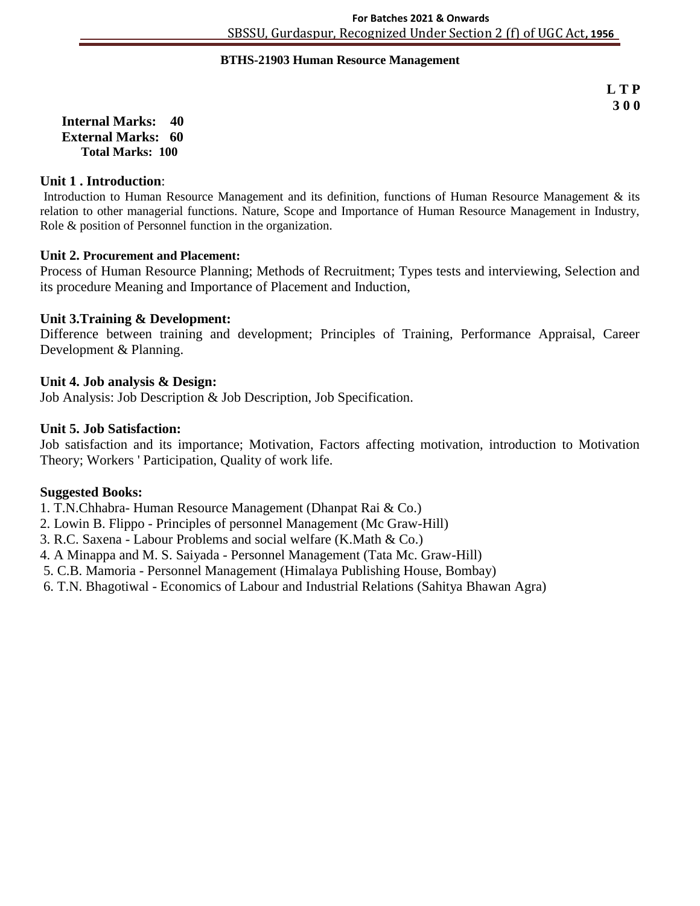## BTHS-21903 Human Resource Management

**L T P**
**3 0 0**

**Internal Marks: 40**
**External Marks: 60**
**Total Marks: 100**

**Unit 1 . Introduction**:

Introduction to Human Resource Management and its definition, functions of Human Resource Management & its relation to other managerial functions. Nature, Scope and Importance of Human Resource Management in Industry, Role & position of Personnel function in the organization.

**Unit 2. Procurement and Placement:**

Process of Human Resource Planning; Methods of Recruitment; Types tests and interviewing, Selection and its procedure Meaning and Importance of Placement and Induction,

**Unit 3.Training & Development:**

Difference between training and development; Principles of Training, Performance Appraisal, Career Development & Planning.

**Unit 4. Job analysis & Design:**

Job Analysis: Job Description & Job Description, Job Specification.

**Unit 5. Job Satisfaction:**

Job satisfaction and its importance; Motivation, Factors affecting motivation, introduction to Motivation Theory; Workers ' Participation, Quality of work life.

**Suggested Books:**

1. T.N.Chhabra- Human Resource Management (Dhanpat Rai & Co.)
2. Lowin B. Flippo - Principles of personnel Management (Mc Graw-Hill)
3. R.C. Saxena - Labour Problems and social welfare (K.Math & Co.)
4. A Minappa and M. S. Saiyada - Personnel Management (Tata Mc. Graw-Hill)
5. C.B. Mamoria - Personnel Management (Himalaya Publishing House, Bombay)
6. T.N. Bhagotiwal - Economics of Labour and Industrial Relations (Sahitya Bhawan Agra)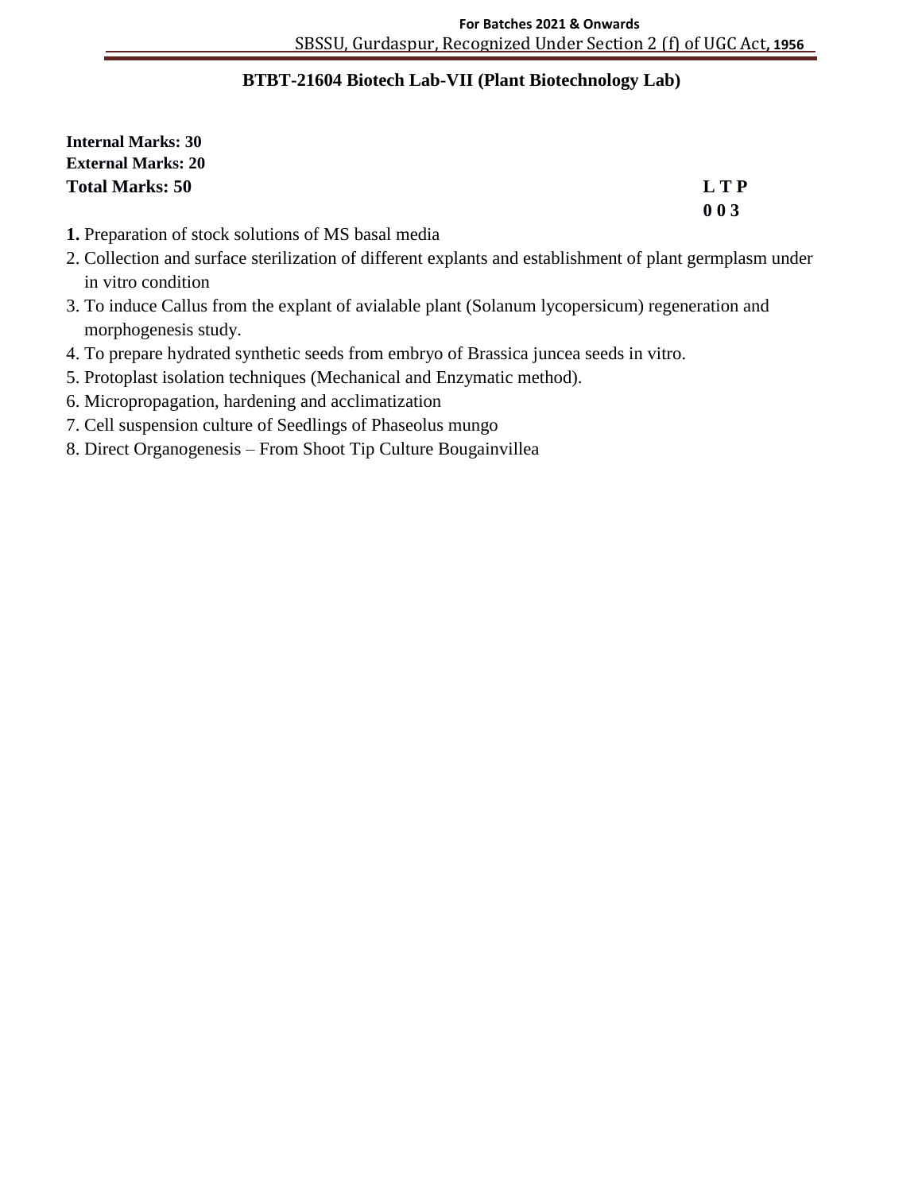## BTBT-21604 Biotech Lab-VII (Plant Biotechnology Lab)

**Internal Marks: 30**
**External Marks: 20**
**Total Marks: 50**

**L T P**
**0 0 3**

1. Preparation of stock solutions of MS basal media
2. Collection and surface sterilization of different explants and establishment of plant germplasm under in vitro condition
3. To induce Callus from the explant of avialable plant (Solanum lycopersicum) regeneration and morphogenesis study.
4. To prepare hydrated synthetic seeds from embryo of Brassica juncea seeds in vitro.
5. Protoplast isolation techniques (Mechanical and Enzymatic method).
6. Micropropagation, hardening and acclimatization
7. Cell suspension culture of Seedlings of Phaseolus mungo
8. Direct Organogenesis – From Shoot Tip Culture Bougainvillea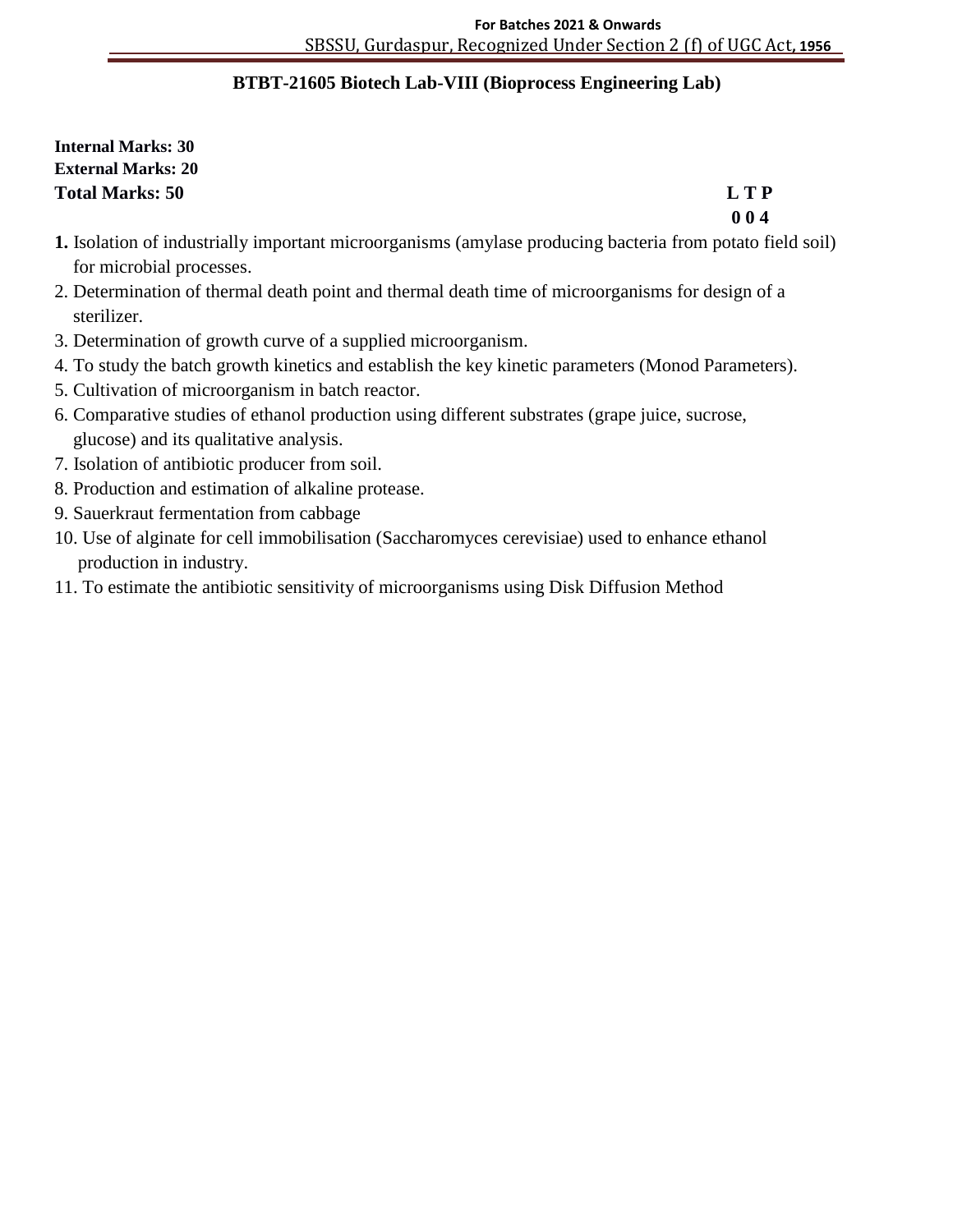## BTBT-21605 Biotech Lab-VIII (Bioprocess Engineering Lab)

**Internal Marks: 30**
**External Marks: 20**
**Total Marks: 50**

**L T P**
**0 0 4**

1. Isolation of industrially important microorganisms (amylase producing bacteria from potato field soil) for microbial processes.
2. Determination of thermal death point and thermal death time of microorganisms for design of a sterilizer.
3. Determination of growth curve of a supplied microorganism.
4. To study the batch growth kinetics and establish the key kinetic parameters (Monod Parameters).
5. Cultivation of microorganism in batch reactor.
6. Comparative studies of ethanol production using different substrates (grape juice, sucrose, glucose) and its qualitative analysis.
7. Isolation of antibiotic producer from soil.
8. Production and estimation of alkaline protease.
9. Sauerkraut fermentation from cabbage
10. Use of alginate for cell immobilisation (Saccharomyces cerevisiae) used to enhance ethanol production in industry.
11. To estimate the antibiotic sensitivity of microorganisms using Disk Diffusion Method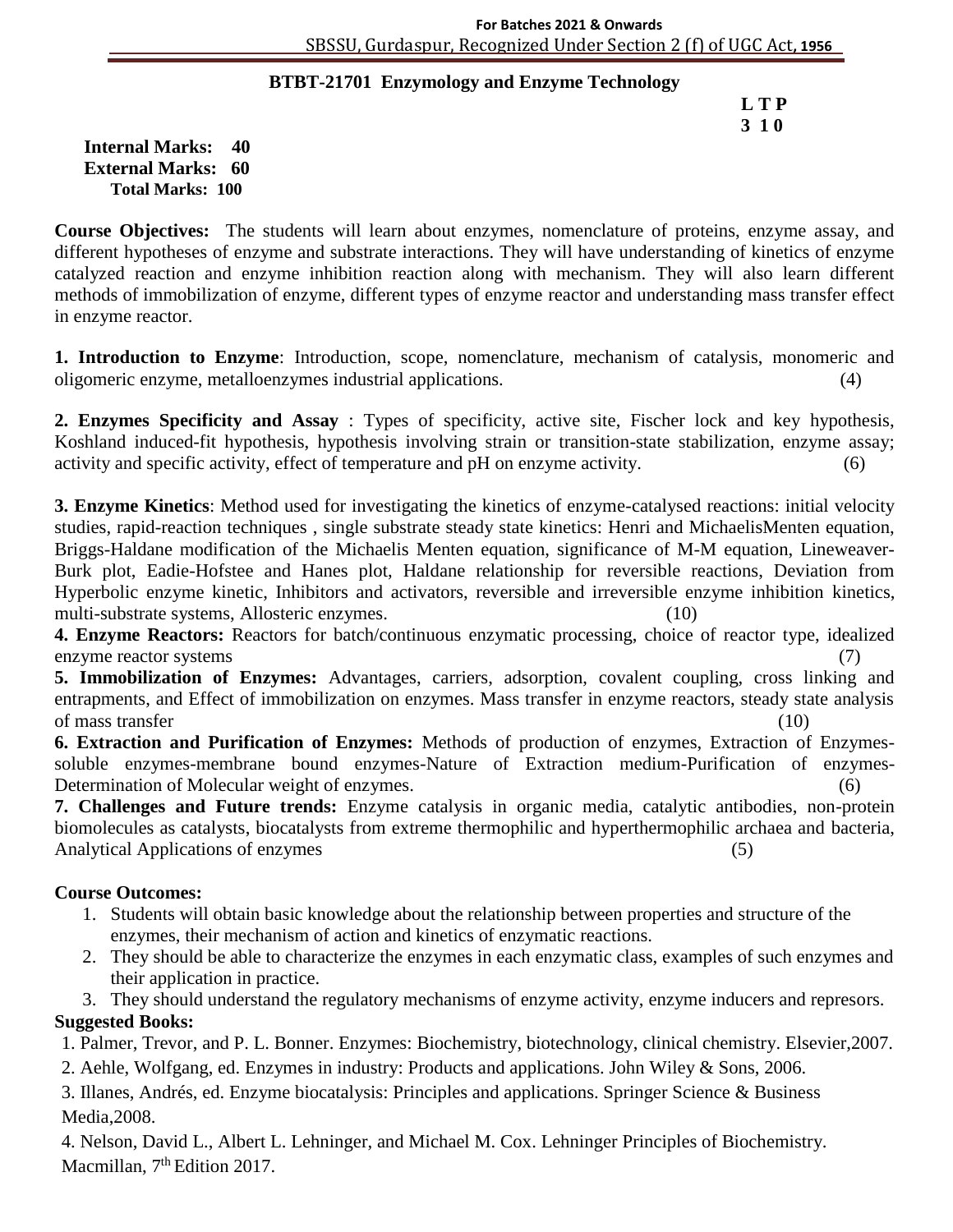## BTBT-21701 Enzymology and Enzyme Technology

**L T P**
**3 1 0**

**Internal Marks: 40**
**External Marks: 60**
**Total Marks: 100**

**Course Objectives:** The students will learn about enzymes, nomenclature of proteins, enzyme assay, and different hypotheses of enzyme and substrate interactions. They will have understanding of kinetics of enzyme catalyzed reaction and enzyme inhibition reaction along with mechanism. They will also learn different methods of immobilization of enzyme, different types of enzyme reactor and understanding mass transfer effect in enzyme reactor.

**1. Introduction to Enzyme**: Introduction, scope, nomenclature, mechanism of catalysis, monomeric and oligomeric enzyme, metalloenzymes industrial applications. (4)

**2. Enzymes Specificity and Assay** : Types of specificity, active site, Fischer lock and key hypothesis, Koshland induced-fit hypothesis, hypothesis involving strain or transition-state stabilization, enzyme assay; activity and specific activity, effect of temperature and pH on enzyme activity. (6)

**3. Enzyme Kinetics**: Method used for investigating the kinetics of enzyme-catalysed reactions: initial velocity studies, rapid-reaction techniques , single substrate steady state kinetics: Henri and MichaelisMenten equation, Briggs-Haldane modification of the Michaelis Menten equation, significance of M-M equation, Lineweaver-Burk plot, Eadie-Hofstee and Hanes plot, Haldane relationship for reversible reactions, Deviation from Hyperbolic enzyme kinetic, Inhibitors and activators, reversible and irreversible enzyme inhibition kinetics, multi-substrate systems, Allosteric enzymes. (10)

**4. Enzyme Reactors:** Reactors for batch/continuous enzymatic processing, choice of reactor type, idealized enzyme reactor systems (7)

**5. Immobilization of Enzymes:** Advantages, carriers, adsorption, covalent coupling, cross linking and entrapments, and Effect of immobilization on enzymes. Mass transfer in enzyme reactors, steady state analysis of mass transfer (10)

**6. Extraction and Purification of Enzymes:** Methods of production of enzymes, Extraction of Enzymes-soluble enzymes-membrane bound enzymes-Nature of Extraction medium-Purification of enzymes-Determination of Molecular weight of enzymes. (6)

**7. Challenges and Future trends:** Enzyme catalysis in organic media, catalytic antibodies, non-protein biomolecules as catalysts, biocatalysts from extreme thermophilic and hyperthermophilic archaea and bacteria, Analytical Applications of enzymes (5)

**Course Outcomes:**

1. Students will obtain basic knowledge about the relationship between properties and structure of the enzymes, their mechanism of action and kinetics of enzymatic reactions.
2. They should be able to characterize the enzymes in each enzymatic class, examples of such enzymes and their application in practice.
3. They should understand the regulatory mechanisms of enzyme activity, enzyme inducers and represors.

**Suggested Books:**

1. Palmer, Trevor, and P. L. Bonner. Enzymes: Biochemistry, biotechnology, clinical chemistry. Elsevier,2007.
2. Aehle, Wolfgang, ed. Enzymes in industry: Products and applications. John Wiley & Sons, 2006.
3. Illanes, Andrés, ed. Enzyme biocatalysis: Principles and applications. Springer Science & Business Media,2008.
4. Nelson, David L., Albert L. Lehninger, and Michael M. Cox. Lehninger Principles of Biochemistry. Macmillan, 7th Edition 2017.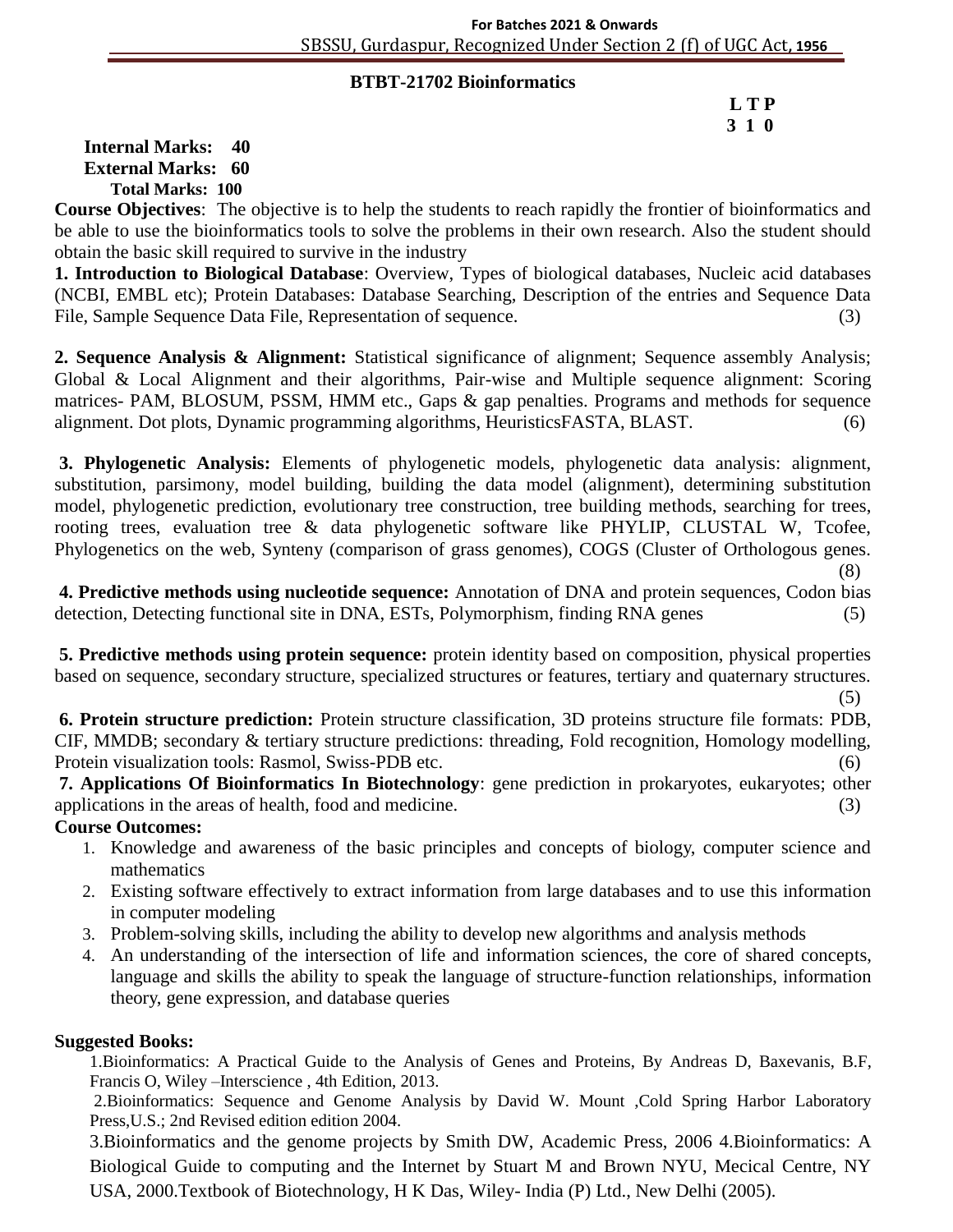## BTBT-21702 Bioinformatics

**L T P**
**3 1 0**

**Internal Marks: 40**
**External Marks: 60**
**Total Marks: 100**

**Course Objectives**: The objective is to help the students to reach rapidly the frontier of bioinformatics and be able to use the bioinformatics tools to solve the problems in their own research. Also the student should obtain the basic skill required to survive in the industry

**1. Introduction to Biological Database**: Overview, Types of biological databases, Nucleic acid databases (NCBI, EMBL etc); Protein Databases: Database Searching, Description of the entries and Sequence Data File, Sample Sequence Data File, Representation of sequence. (3)

**2. Sequence Analysis & Alignment:** Statistical significance of alignment; Sequence assembly Analysis; Global & Local Alignment and their algorithms, Pair-wise and Multiple sequence alignment: Scoring matrices- PAM, BLOSUM, PSSM, HMM etc., Gaps & gap penalties. Programs and methods for sequence alignment. Dot plots, Dynamic programming algorithms, HeuristicsFASTA, BLAST. (6)

**3. Phylogenetic Analysis:** Elements of phylogenetic models, phylogenetic data analysis: alignment, substitution, parsimony, model building, building the data model (alignment), determining substitution model, phylogenetic prediction, evolutionary tree construction, tree building methods, searching for trees, rooting trees, evaluation tree & data phylogenetic software like PHYLIP, CLUSTAL W, Tcofee, Phylogenetics on the web, Synteny (comparison of grass genomes), COGS (Cluster of Orthologous genes. (8)

**4. Predictive methods using nucleotide sequence:** Annotation of DNA and protein sequences, Codon bias detection, Detecting functional site in DNA, ESTs, Polymorphism, finding RNA genes (5)

**5. Predictive methods using protein sequence:** protein identity based on composition, physical properties based on sequence, secondary structure, specialized structures or features, tertiary and quaternary structures. (5)

**6. Protein structure prediction:** Protein structure classification, 3D proteins structure file formats: PDB, CIF, MMDB; secondary & tertiary structure predictions: threading, Fold recognition, Homology modelling, Protein visualization tools: Rasmol, Swiss-PDB etc. (6)

**7. Applications Of Bioinformatics In Biotechnology**: gene prediction in prokaryotes, eukaryotes; other applications in the areas of health, food and medicine. (3)

**Course Outcomes:**

1. Knowledge and awareness of the basic principles and concepts of biology, computer science and mathematics
2. Existing software effectively to extract information from large databases and to use this information in computer modeling
3. Problem-solving skills, including the ability to develop new algorithms and analysis methods
4. An understanding of the intersection of life and information sciences, the core of shared concepts, language and skills the ability to speak the language of structure-function relationships, information theory, gene expression, and database queries

**Suggested Books:**

1.Bioinformatics: A Practical Guide to the Analysis of Genes and Proteins, By Andreas D, Baxevanis, B.F, Francis O, Wiley –Interscience , 4th Edition, 2013.

2.Bioinformatics: Sequence and Genome Analysis by David W. Mount ,Cold Spring Harbor Laboratory Press,U.S.; 2nd Revised edition edition 2004.

3.Bioinformatics and the genome projects by Smith DW, Academic Press, 2006 4.Bioinformatics: A Biological Guide to computing and the Internet by Stuart M and Brown NYU, Mecical Centre, NY USA, 2000.Textbook of Biotechnology, H K Das, Wiley- India (P) Ltd., New Delhi (2005).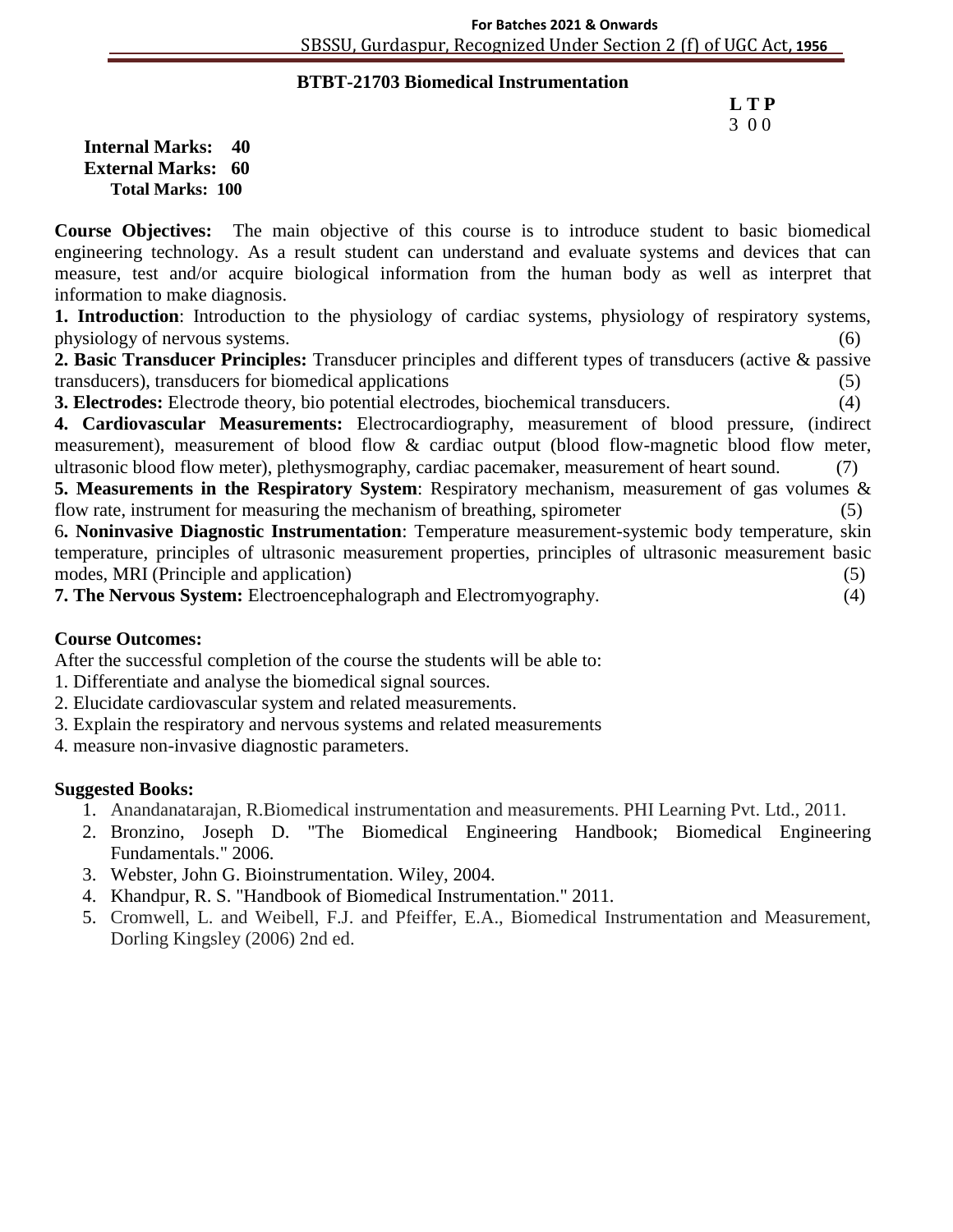## BTBT-21703 Biomedical Instrumentation

**L T P**
3 0 0

**Internal Marks: 40**
**External Marks: 60**
**Total Marks: 100**

**Course Objectives:** The main objective of this course is to introduce student to basic biomedical engineering technology. As a result student can understand and evaluate systems and devices that can measure, test and/or acquire biological information from the human body as well as interpret that information to make diagnosis.

**1. Introduction**: Introduction to the physiology of cardiac systems, physiology of respiratory systems, physiology of nervous systems. (6)

**2. Basic Transducer Principles:** Transducer principles and different types of transducers (active & passive transducers), transducers for biomedical applications (5)

**3. Electrodes:** Electrode theory, bio potential electrodes, biochemical transducers. (4)

**4. Cardiovascular Measurements:** Electrocardiography, measurement of blood pressure, (indirect measurement), measurement of blood flow & cardiac output (blood flow-magnetic blood flow meter, ultrasonic blood flow meter), plethysmography, cardiac pacemaker, measurement of heart sound. (7)

**5. Measurements in the Respiratory System**: Respiratory mechanism, measurement of gas volumes & flow rate, instrument for measuring the mechanism of breathing, spirometer (5)

6**. Noninvasive Diagnostic Instrumentation**: Temperature measurement-systemic body temperature, skin temperature, principles of ultrasonic measurement properties, principles of ultrasonic measurement basic modes, MRI (Principle and application) (5)

**7. The Nervous System:** Electroencephalograph and Electromyography. (4)

**Course Outcomes:**

After the successful completion of the course the students will be able to:

1. Differentiate and analyse the biomedical signal sources.
2. Elucidate cardiovascular system and related measurements.
3. Explain the respiratory and nervous systems and related measurements
4. measure non-invasive diagnostic parameters.

**Suggested Books:**

1. Anandanatarajan, R.Biomedical instrumentation and measurements. PHI Learning Pvt. Ltd., 2011.
2. Bronzino, Joseph D. "The Biomedical Engineering Handbook; Biomedical Engineering Fundamentals." 2006.
3. Webster, John G. Bioinstrumentation. Wiley, 2004.
4. Khandpur, R. S. "Handbook of Biomedical Instrumentation." 2011.
5. Cromwell, L. and Weibell, F.J. and Pfeiffer, E.A., Biomedical Instrumentation and Measurement, Dorling Kingsley (2006) 2nd ed.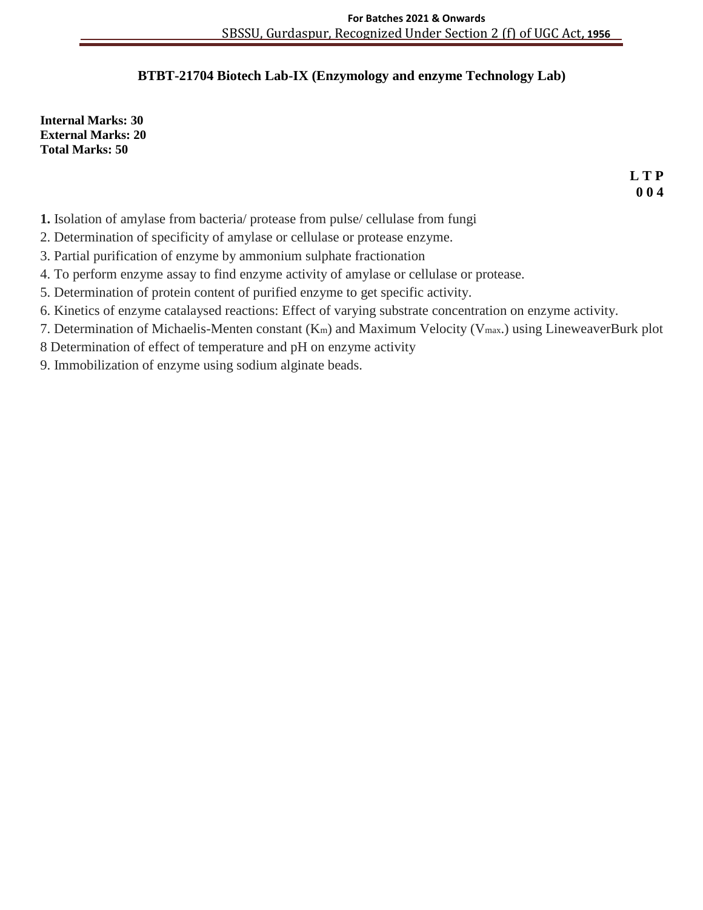## BTBT-21704 Biotech Lab-IX (Enzymology and enzyme Technology Lab)

**Internal Marks: 30**
**External Marks: 20**
**Total Marks: 50**

**L T P**
**0 0 4**

**1.** Isolation of amylase from bacteria/ protease from pulse/ cellulase from fungi

2. Determination of specificity of amylase or cellulase or protease enzyme.

3. Partial purification of enzyme by ammonium sulphate fractionation

4. To perform enzyme assay to find enzyme activity of amylase or cellulase or protease.

5. Determination of protein content of purified enzyme to get specific activity.

6. Kinetics of enzyme catalaysed reactions: Effect of varying substrate concentration on enzyme activity.

7. Determination of Michaelis-Menten constant ($K_m$) and Maximum Velocity ($V_{max}$.) using LineweaverBurk plot

8 Determination of effect of temperature and pH on enzyme activity

9. Immobilization of enzyme using sodium alginate beads.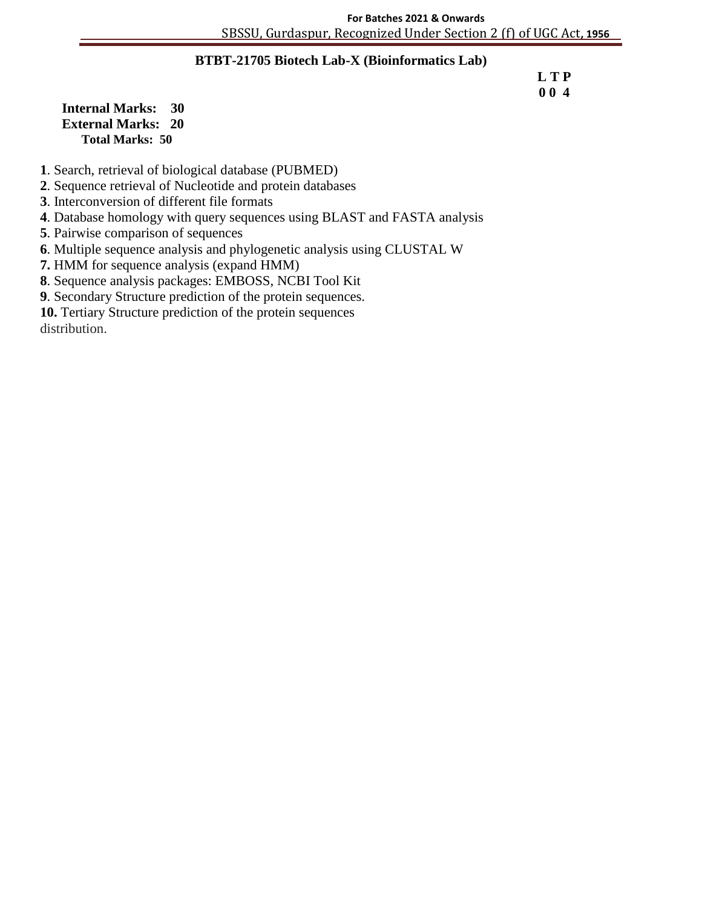## BTBT-21705 Biotech Lab-X (Bioinformatics Lab)

**L T P**
**0 0 4**

**Internal Marks: 30**
**External Marks: 20**
**Total Marks: 50**

**1**. Search, retrieval of biological database (PUBMED)
**2**. Sequence retrieval of Nucleotide and protein databases
**3**. Interconversion of different file formats
**4**. Database homology with query sequences using BLAST and FASTA analysis
**5**. Pairwise comparison of sequences
**6**. Multiple sequence analysis and phylogenetic analysis using CLUSTAL W
**7.** HMM for sequence analysis (expand HMM)
**8**. Sequence analysis packages: EMBOSS, NCBI Tool Kit
**9**. Secondary Structure prediction of the protein sequences.
**10.** Tertiary Structure prediction of the protein sequences
distribution.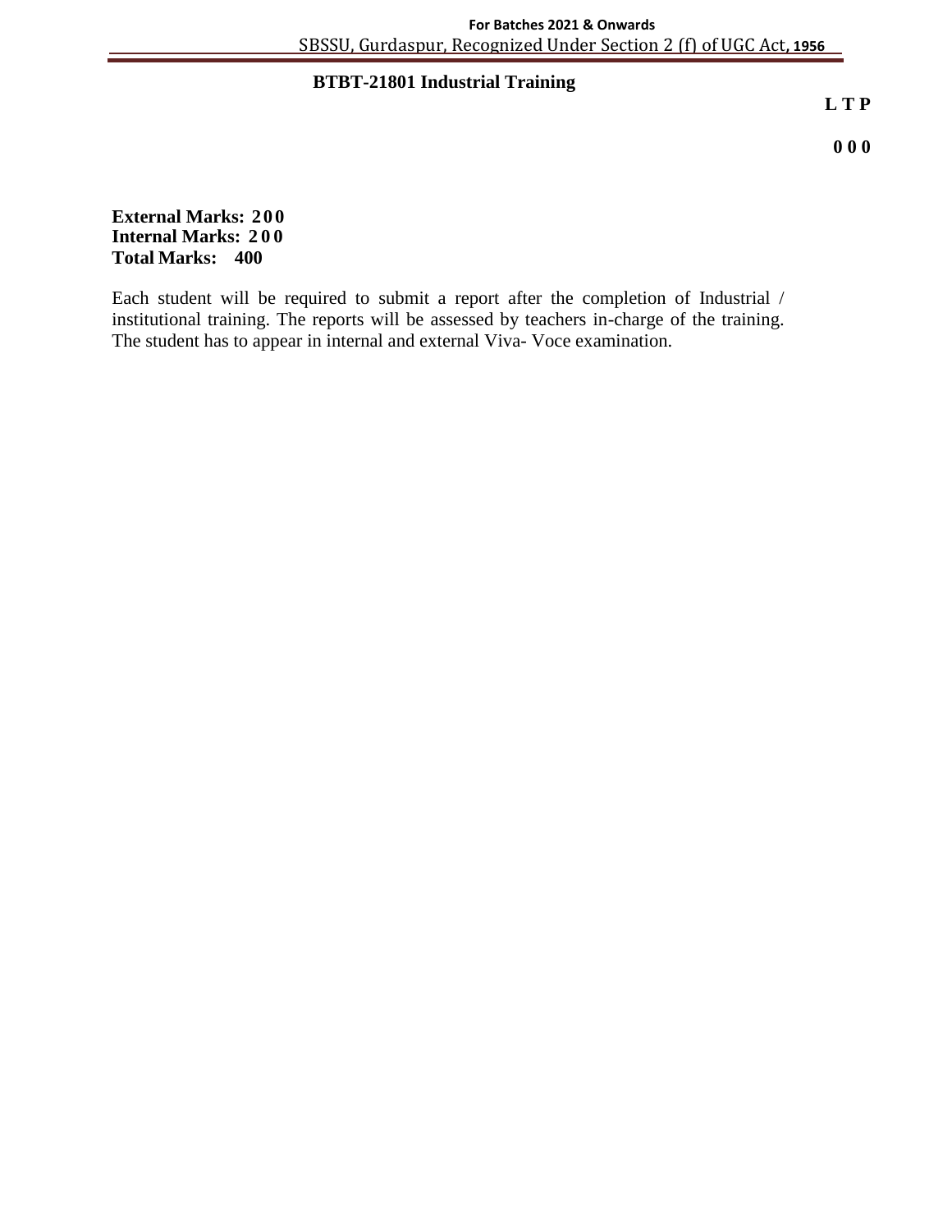## BTBT-21801 Industrial Training

**L T P**

**0 0 0**

**External Marks: 200**
**Internal Marks: 200**
**Total Marks: 400**

Each student will be required to submit a report after the completion of Industrial / institutional training. The reports will be assessed by teachers in-charge of the training. The student has to appear in internal and external Viva- Voce examination.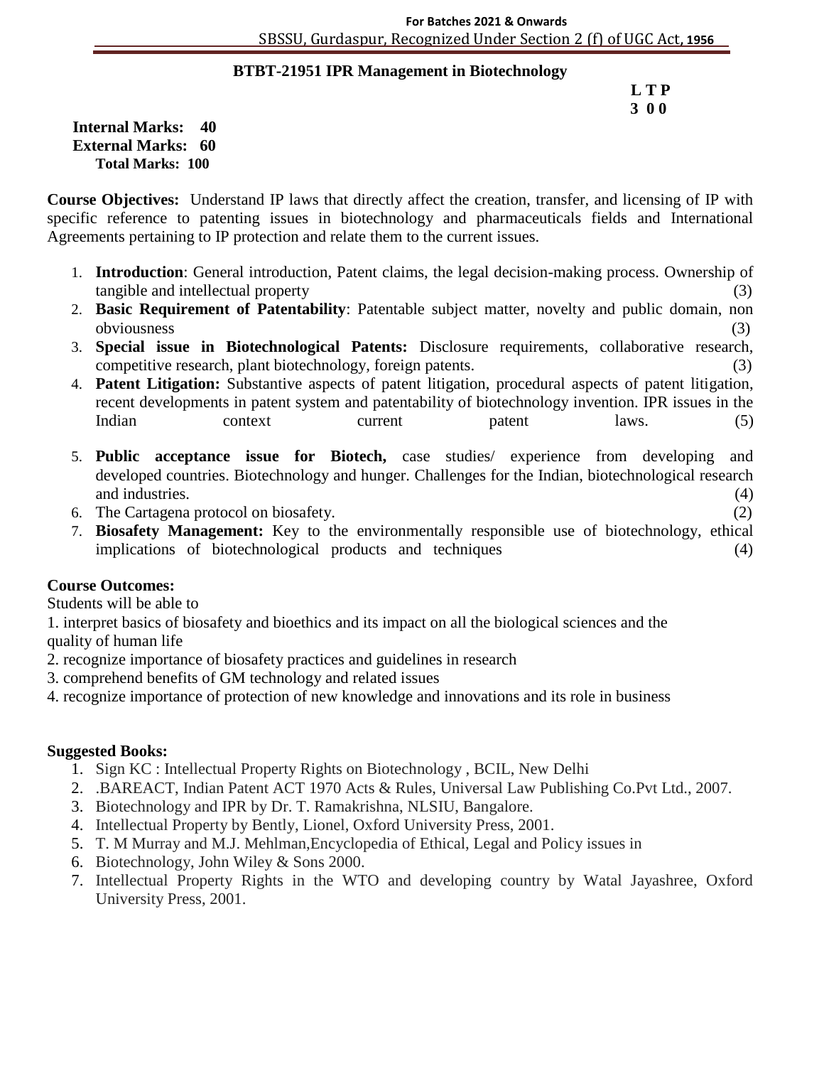## BTBT-21951 IPR Management in Biotechnology

**L T P**
**3 0 0**

**Internal Marks: 40**
**External Marks: 60**
**Total Marks: 100**

**Course Objectives:** Understand IP laws that directly affect the creation, transfer, and licensing of IP with specific reference to patenting issues in biotechnology and pharmaceuticals fields and International Agreements pertaining to IP protection and relate them to the current issues.

1. **Introduction**: General introduction, Patent claims, the legal decision-making process. Ownership of tangible and intellectual property (3)
2. **Basic Requirement of Patentability**: Patentable subject matter, novelty and public domain, non obviousness (3)
3. **Special issue in Biotechnological Patents:** Disclosure requirements, collaborative research, competitive research, plant biotechnology, foreign patents. (3)
4. **Patent Litigation:** Substantive aspects of patent litigation, procedural aspects of patent litigation, recent developments in patent system and patentability of biotechnology invention. IPR issues in the Indian context current patent laws. (5)
5. **Public acceptance issue for Biotech,** case studies/ experience from developing and developed countries. Biotechnology and hunger. Challenges for the Indian, biotechnological research and industries. (4)
6. The Cartagena protocol on biosafety. (2)
7. **Biosafety Management:** Key to the environmentally responsible use of biotechnology, ethical implications of biotechnological products and techniques (4)

**Course Outcomes:**

Students will be able to

1. interpret basics of biosafety and bioethics and its impact on all the biological sciences and the quality of human life
2. recognize importance of biosafety practices and guidelines in research
3. comprehend benefits of GM technology and related issues
4. recognize importance of protection of new knowledge and innovations and its role in business

**Suggested Books:**

1. Sign KC : Intellectual Property Rights on Biotechnology , BCIL, New Delhi
2. .BAREACT, Indian Patent ACT 1970 Acts & Rules, Universal Law Publishing Co.Pvt Ltd., 2007.
3. Biotechnology and IPR by Dr. T. Ramakrishna, NLSIU, Bangalore.
4. Intellectual Property by Bently, Lionel, Oxford University Press, 2001.
5. T. M Murray and M.J. Mehlman,Encyclopedia of Ethical, Legal and Policy issues in
6. Biotechnology, John Wiley & Sons 2000.
7. Intellectual Property Rights in the WTO and developing country by Watal Jayashree, Oxford University Press, 2001.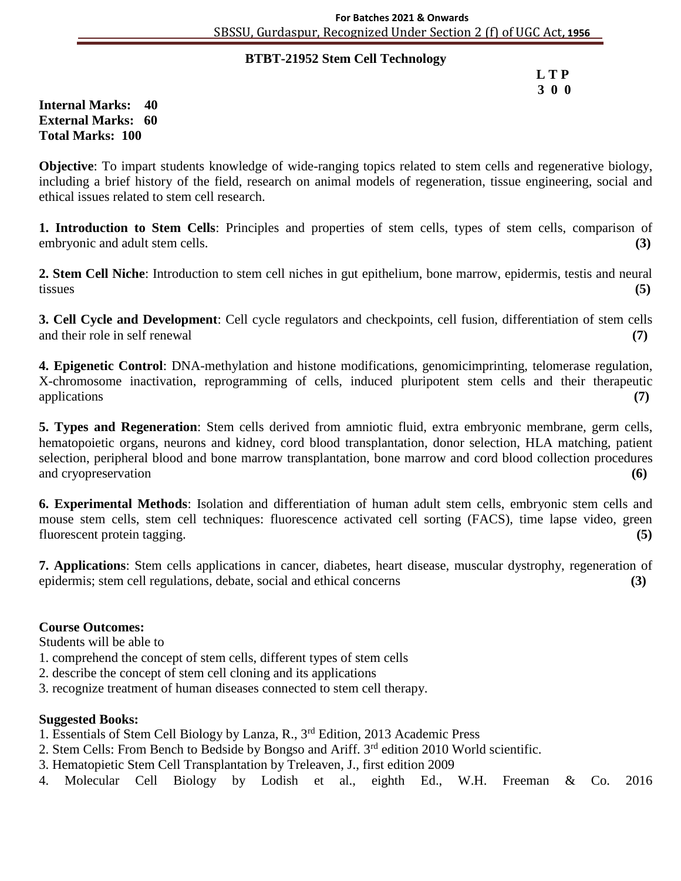## BTBT-21952 Stem Cell Technology

**L T P**
**3 0 0**

**Internal Marks: 40**
**External Marks: 60**
**Total Marks: 100**

**Objective**: To impart students knowledge of wide-ranging topics related to stem cells and regenerative biology, including a brief history of the field, research on animal models of regeneration, tissue engineering, social and ethical issues related to stem cell research.

**1. Introduction to Stem Cells**: Principles and properties of stem cells, types of stem cells, comparison of embryonic and adult stem cells. **(3)**

**2. Stem Cell Niche**: Introduction to stem cell niches in gut epithelium, bone marrow, epidermis, testis and neural tissues **(5)**

**3. Cell Cycle and Development**: Cell cycle regulators and checkpoints, cell fusion, differentiation of stem cells and their role in self renewal **(7)**

**4. Epigenetic Control**: DNA-methylation and histone modifications, genomicimprinting, telomerase regulation, X-chromosome inactivation, reprogramming of cells, induced pluripotent stem cells and their therapeutic applications **(7)**

**5. Types and Regeneration**: Stem cells derived from amniotic fluid, extra embryonic membrane, germ cells, hematopoietic organs, neurons and kidney, cord blood transplantation, donor selection, HLA matching, patient selection, peripheral blood and bone marrow transplantation, bone marrow and cord blood collection procedures and cryopreservation **(6)**

**6. Experimental Methods**: Isolation and differentiation of human adult stem cells, embryonic stem cells and mouse stem cells, stem cell techniques: fluorescence activated cell sorting (FACS), time lapse video, green fluorescent protein tagging. **(5)**

**7. Applications**: Stem cells applications in cancer, diabetes, heart disease, muscular dystrophy, regeneration of epidermis; stem cell regulations, debate, social and ethical concerns **(3)**

**Course Outcomes:**

Students will be able to

1. comprehend the concept of stem cells, different types of stem cells
2. describe the concept of stem cell cloning and its applications
3. recognize treatment of human diseases connected to stem cell therapy.

**Suggested Books:**

1. Essentials of Stem Cell Biology by Lanza, R., 3rd Edition, 2013 Academic Press
2. Stem Cells: From Bench to Bedside by Bongso and Ariff. 3rd edition 2010 World scientific.
3. Hematopietic Stem Cell Transplantation by Treleaven, J., first edition 2009
4. Molecular Cell Biology by Lodish et al., eighth Ed., W.H. Freeman & Co. 2016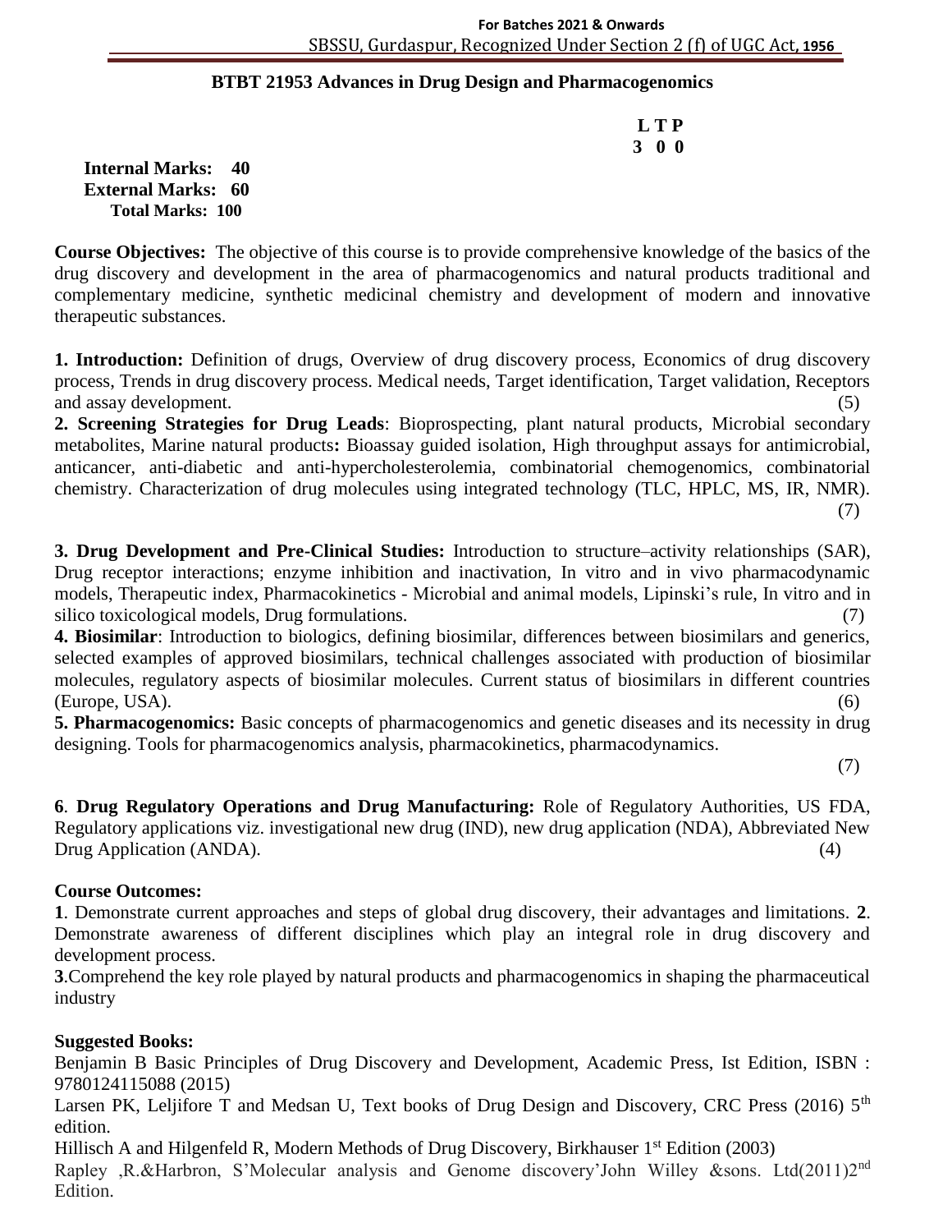## BTBT 21953 Advances in Drug Design and Pharmacogenomics

**L T P**
**3 0 0**

**Internal Marks: 40**
**External Marks: 60**
**Total Marks: 100**

**Course Objectives:** The objective of this course is to provide comprehensive knowledge of the basics of the drug discovery and development in the area of pharmacogenomics and natural products traditional and complementary medicine, synthetic medicinal chemistry and development of modern and innovative therapeutic substances.

**1. Introduction:** Definition of drugs, Overview of drug discovery process, Economics of drug discovery process, Trends in drug discovery process. Medical needs, Target identification, Target validation, Receptors and assay development. (5)

**2. Screening Strategies for Drug Leads**: Bioprospecting, plant natural products, Microbial secondary metabolites, Marine natural products**:** Bioassay guided isolation, High throughput assays for antimicrobial, anticancer, anti-diabetic and anti-hypercholesterolemia, combinatorial chemogenomics, combinatorial chemistry. Characterization of drug molecules using integrated technology (TLC, HPLC, MS, IR, NMR). (7)

**3. Drug Development and Pre-Clinical Studies:** Introduction to structure–activity relationships (SAR), Drug receptor interactions; enzyme inhibition and inactivation, In vitro and in vivo pharmacodynamic models, Therapeutic index, Pharmacokinetics - Microbial and animal models, Lipinski's rule, In vitro and in silico toxicological models, Drug formulations. (7)

**4. Biosimilar**: Introduction to biologics, defining biosimilar, differences between biosimilars and generics, selected examples of approved biosimilars, technical challenges associated with production of biosimilar molecules, regulatory aspects of biosimilar molecules. Current status of biosimilars in different countries (Europe, USA). (6)

**5. Pharmacogenomics:** Basic concepts of pharmacogenomics and genetic diseases and its necessity in drug designing. Tools for pharmacogenomics analysis, pharmacokinetics, pharmacodynamics. (7)

**6**. **Drug Regulatory Operations and Drug Manufacturing:** Role of Regulatory Authorities, US FDA, Regulatory applications viz. investigational new drug (IND), new drug application (NDA), Abbreviated New Drug Application (ANDA). (4)

**Course Outcomes:**

**1**. Demonstrate current approaches and steps of global drug discovery, their advantages and limitations. **2**. Demonstrate awareness of different disciplines which play an integral role in drug discovery and development process.

**3**.Comprehend the key role played by natural products and pharmacogenomics in shaping the pharmaceutical industry

**Suggested Books:**

Benjamin B Basic Principles of Drug Discovery and Development, Academic Press, Ist Edition, ISBN : 9780124115088 (2015)

Larsen PK, Leljifore T and Medsan U, Text books of Drug Design and Discovery, CRC Press (2016) 5th edition.

Hillisch A and Hilgenfeld R, Modern Methods of Drug Discovery, Birkhauser 1st Edition (2003)

Rapley ,R.&Harbron, S'Molecular analysis and Genome discovery'John Willey &sons. Ltd(2011)2nd Edition.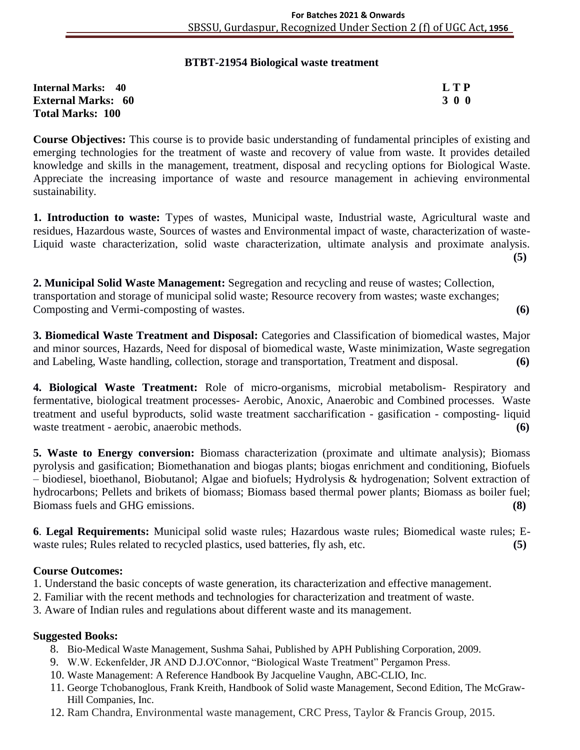## BTBT-21954 Biological waste treatment

**Internal Marks: 40** **L T P**
**External Marks: 60** **3 0 0**
**Total Marks: 100**

**Course Objectives:** This course is to provide basic understanding of fundamental principles of existing and emerging technologies for the treatment of waste and recovery of value from waste. It provides detailed knowledge and skills in the management, treatment, disposal and recycling options for Biological Waste. Appreciate the increasing importance of waste and resource management in achieving environmental sustainability.

**1. Introduction to waste:** Types of wastes, Municipal waste, Industrial waste, Agricultural waste and residues, Hazardous waste, Sources of wastes and Environmental impact of waste, characterization of waste-Liquid waste characterization, solid waste characterization, ultimate analysis and proximate analysis. **(5)**

**2. Municipal Solid Waste Management:** Segregation and recycling and reuse of wastes; Collection, transportation and storage of municipal solid waste; Resource recovery from wastes; waste exchanges; Composting and Vermi-composting of wastes. **(6)**

**3. Biomedical Waste Treatment and Disposal:** Categories and Classification of biomedical wastes, Major and minor sources, Hazards, Need for disposal of biomedical waste, Waste minimization, Waste segregation and Labeling, Waste handling, collection, storage and transportation, Treatment and disposal. **(6)**

**4. Biological Waste Treatment:** Role of micro-organisms, microbial metabolism- Respiratory and fermentative, biological treatment processes- Aerobic, Anoxic, Anaerobic and Combined processes. Waste treatment and useful byproducts, solid waste treatment saccharification - gasification - composting- liquid waste treatment - aerobic, anaerobic methods. **(6)**

**5. Waste to Energy conversion:** Biomass characterization (proximate and ultimate analysis); Biomass pyrolysis and gasification; Biomethanation and biogas plants; biogas enrichment and conditioning, Biofuels – biodiesel, bioethanol, Biobutanol; Algae and biofuels; Hydrolysis & hydrogenation; Solvent extraction of hydrocarbons; Pellets and brikets of biomass; Biomass based thermal power plants; Biomass as boiler fuel; Biomass fuels and GHG emissions. **(8)**

**6**. **Legal Requirements:** Municipal solid waste rules; Hazardous waste rules; Biomedical waste rules; E-waste rules; Rules related to recycled plastics, used batteries, fly ash, etc. **(5)**

**Course Outcomes:**

1. Understand the basic concepts of waste generation, its characterization and effective management.
2. Familiar with the recent methods and technologies for characterization and treatment of waste.
3. Aware of Indian rules and regulations about different waste and its management.

**Suggested Books:**

8. Bio-Medical Waste Management, Sushma Sahai, Published by APH Publishing Corporation, 2009.
9. W.W. Eckenfelder, JR AND D.J.O'Connor, "Biological Waste Treatment" Pergamon Press.
10. Waste Management: A Reference Handbook By Jacqueline Vaughn, ABC-CLIO, Inc.
11. George Tchobanoglous, Frank Kreith, Handbook of Solid waste Management, Second Edition, The McGraw-Hill Companies, Inc.
12. Ram Chandra, Environmental waste management, CRC Press, Taylor & Francis Group, 2015.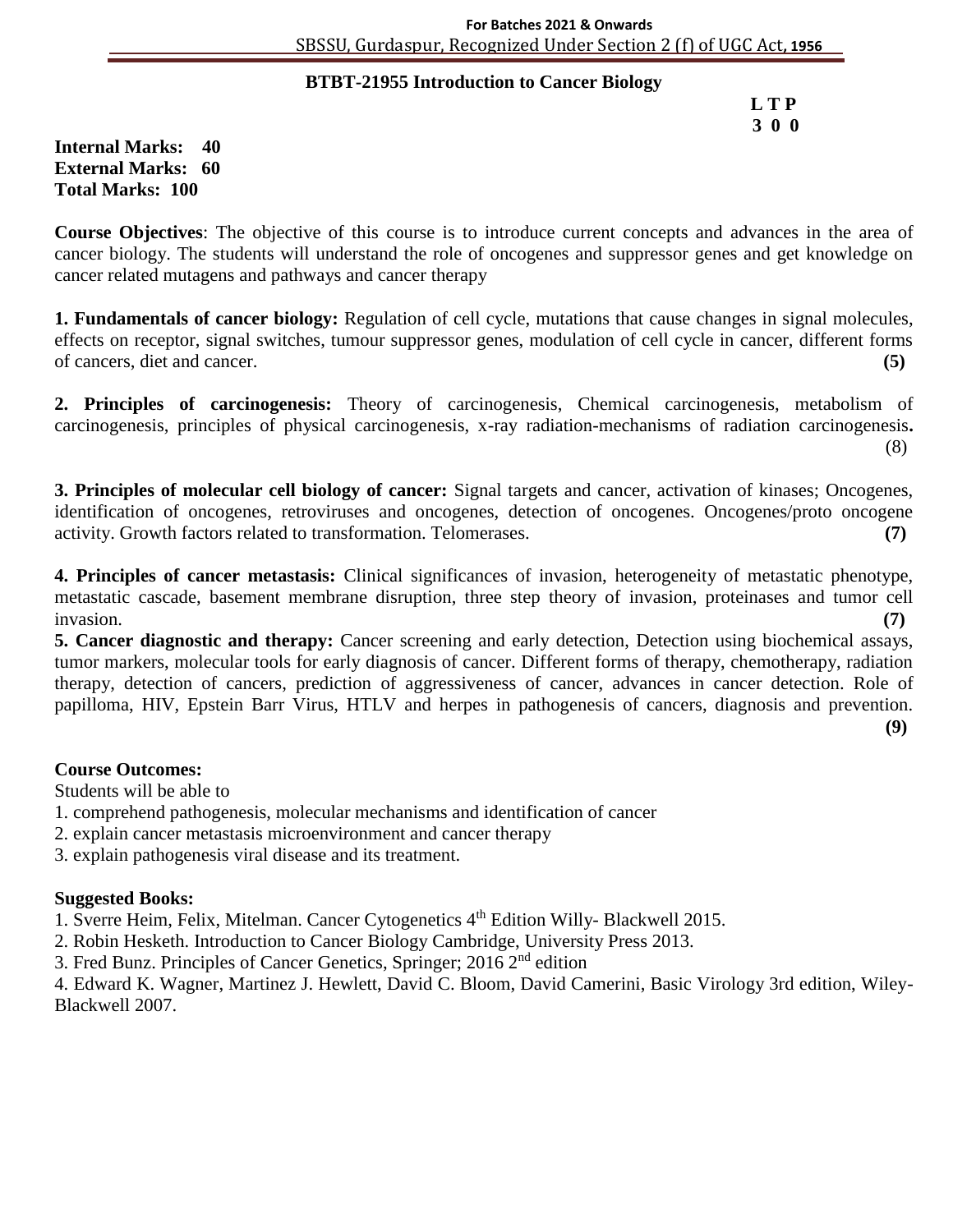## BTBT-21955 Introduction to Cancer Biology

**L T P**
**3 0 0**

**Internal Marks: 40**
**External Marks: 60**
**Total Marks: 100**

**Course Objectives**: The objective of this course is to introduce current concepts and advances in the area of cancer biology. The students will understand the role of oncogenes and suppressor genes and get knowledge on cancer related mutagens and pathways and cancer therapy

**1. Fundamentals of cancer biology:** Regulation of cell cycle, mutations that cause changes in signal molecules, effects on receptor, signal switches, tumour suppressor genes, modulation of cell cycle in cancer, different forms of cancers, diet and cancer. **(5)**

**2. Principles of carcinogenesis:** Theory of carcinogenesis, Chemical carcinogenesis, metabolism of carcinogenesis, principles of physical carcinogenesis, x-ray radiation-mechanisms of radiation carcinogenesis**.** (8)

**3. Principles of molecular cell biology of cancer:** Signal targets and cancer, activation of kinases; Oncogenes, identification of oncogenes, retroviruses and oncogenes, detection of oncogenes. Oncogenes/proto oncogene activity. Growth factors related to transformation. Telomerases. **(7)**

**4. Principles of cancer metastasis:** Clinical significances of invasion, heterogeneity of metastatic phenotype, metastatic cascade, basement membrane disruption, three step theory of invasion, proteinases and tumor cell invasion. **(7)**

**5. Cancer diagnostic and therapy:** Cancer screening and early detection, Detection using biochemical assays, tumor markers, molecular tools for early diagnosis of cancer. Different forms of therapy, chemotherapy, radiation therapy, detection of cancers, prediction of aggressiveness of cancer, advances in cancer detection. Role of papilloma, HIV, Epstein Barr Virus, HTLV and herpes in pathogenesis of cancers, diagnosis and prevention. **(9)**

**Course Outcomes:**

Students will be able to

1. comprehend pathogenesis, molecular mechanisms and identification of cancer
2. explain cancer metastasis microenvironment and cancer therapy
3. explain pathogenesis viral disease and its treatment.

**Suggested Books:**

1. Sverre Heim, Felix, Mitelman. Cancer Cytogenetics 4th Edition Willy- Blackwell 2015.
2. Robin Hesketh. Introduction to Cancer Biology Cambridge, University Press 2013.
3. Fred Bunz. Principles of Cancer Genetics, Springer; 2016 2nd edition
4. Edward K. Wagner, Martinez J. Hewlett, David C. Bloom, David Camerini, Basic Virology 3rd edition, Wiley-Blackwell 2007.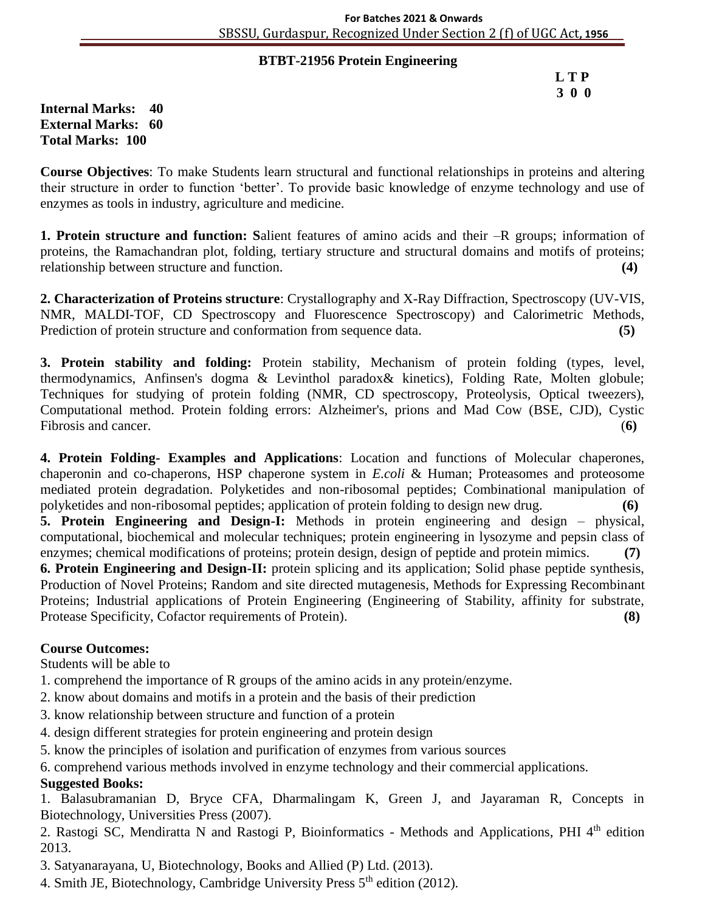## BTBT-21956 Protein Engineering

**L T P**
**3 0 0**

**Internal Marks: 40**
**External Marks: 60**
**Total Marks: 100**

**Course Objectives**: To make Students learn structural and functional relationships in proteins and altering their structure in order to function 'better'. To provide basic knowledge of enzyme technology and use of enzymes as tools in industry, agriculture and medicine.

**1. Protein structure and function: S**alient features of amino acids and their –R groups; information of proteins, the Ramachandran plot, folding, tertiary structure and structural domains and motifs of proteins; relationship between structure and function. **(4)**

**2. Characterization of Proteins structure**: Crystallography and X-Ray Diffraction, Spectroscopy (UV-VIS, NMR, MALDI-TOF, CD Spectroscopy and Fluorescence Spectroscopy) and Calorimetric Methods, Prediction of protein structure and conformation from sequence data. **(5)**

**3. Protein stability and folding:** Protein stability, Mechanism of protein folding (types, level, thermodynamics, Anfinsen's dogma & Levinthol paradox& kinetics), Folding Rate, Molten globule; Techniques for studying of protein folding (NMR, CD spectroscopy, Proteolysis, Optical tweezers), Computational method. Protein folding errors: Alzheimer's, prions and Mad Cow (BSE, CJD), Cystic Fibrosis and cancer. (**6)**

**4. Protein Folding- Examples and Applications**: Location and functions of Molecular chaperones, chaperonin and co-chaperons, HSP chaperone system in *E.coli* & Human; Proteasomes and proteosome mediated protein degradation. Polyketides and non-ribosomal peptides; Combinational manipulation of polyketides and non-ribosomal peptides; application of protein folding to design new drug. **(6)**

**5. Protein Engineering and Design-I:** Methods in protein engineering and design – physical, computational, biochemical and molecular techniques; protein engineering in lysozyme and pepsin class of enzymes; chemical modifications of proteins; protein design, design of peptide and protein mimics. **(7)**

**6. Protein Engineering and Design-II:** protein splicing and its application; Solid phase peptide synthesis, Production of Novel Proteins; Random and site directed mutagenesis, Methods for Expressing Recombinant Proteins; Industrial applications of Protein Engineering (Engineering of Stability, affinity for substrate, Protease Specificity, Cofactor requirements of Protein). **(8)**

**Course Outcomes:**

Students will be able to

1. comprehend the importance of R groups of the amino acids in any protein/enzyme.
2. know about domains and motifs in a protein and the basis of their prediction
3. know relationship between structure and function of a protein
4. design different strategies for protein engineering and protein design
5. know the principles of isolation and purification of enzymes from various sources
6. comprehend various methods involved in enzyme technology and their commercial applications.

**Suggested Books:**

1. Balasubramanian D, Bryce CFA, Dharmalingam K, Green J, and Jayaraman R, Concepts in Biotechnology, Universities Press (2007).
2. Rastogi SC, Mendiratta N and Rastogi P, Bioinformatics - Methods and Applications, PHI 4th edition 2013.
3. Satyanarayana, U, Biotechnology, Books and Allied (P) Ltd. (2013).
4. Smith JE, Biotechnology, Cambridge University Press 5th edition (2012).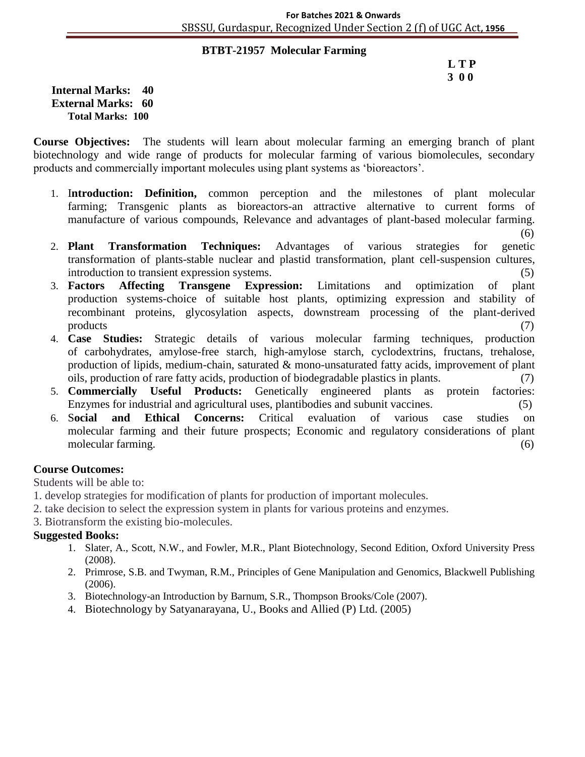## BTBT-21957 Molecular Farming

**L T P**
**3 0 0**

**Internal Marks: 40**
**External Marks: 60**
**Total Marks: 100**

**Course Objectives:** The students will learn about molecular farming an emerging branch of plant biotechnology and wide range of products for molecular farming of various biomolecules, secondary products and commercially important molecules using plant systems as 'bioreactors'.

1. **Introduction: Definition,** common perception and the milestones of plant molecular farming; Transgenic plants as bioreactors-an attractive alternative to current forms of manufacture of various compounds, Relevance and advantages of plant-based molecular farming. (6)
2. **Plant Transformation Techniques:** Advantages of various strategies for genetic transformation of plants-stable nuclear and plastid transformation, plant cell-suspension cultures, introduction to transient expression systems. (5)
3. **Factors Affecting Transgene Expression:** Limitations and optimization of plant production systems-choice of suitable host plants, optimizing expression and stability of recombinant proteins, glycosylation aspects, downstream processing of the plant-derived products (7)
4. **Case Studies:** Strategic details of various molecular farming techniques, production of carbohydrates, amylose-free starch, high-amylose starch, cyclodextrins, fructans, trehalose, production of lipids, medium-chain, saturated & mono-unsaturated fatty acids, improvement of plant oils, production of rare fatty acids, production of biodegradable plastics in plants. (7)
5. **Commercially Useful Products:** Genetically engineered plants as protein factories: Enzymes for industrial and agricultural uses, plantibodies and subunit vaccines. (5)
6. **Social and Ethical Concerns:** Critical evaluation of various case studies on molecular farming and their future prospects; Economic and regulatory considerations of plant molecular farming. (6)

**Course Outcomes:**

Students will be able to:

1. develop strategies for modification of plants for production of important molecules.
2. take decision to select the expression system in plants for various proteins and enzymes.
3. Biotransform the existing bio-molecules.

**Suggested Books:**

1. Slater, A., Scott, N.W., and Fowler, M.R., Plant Biotechnology, Second Edition, Oxford University Press (2008).
2. Primrose, S.B. and Twyman, R.M., Principles of Gene Manipulation and Genomics, Blackwell Publishing (2006).
3. Biotechnology-an Introduction by Barnum, S.R., Thompson Brooks/Cole (2007).
4. Biotechnology by Satyanarayana, U., Books and Allied (P) Ltd. (2005)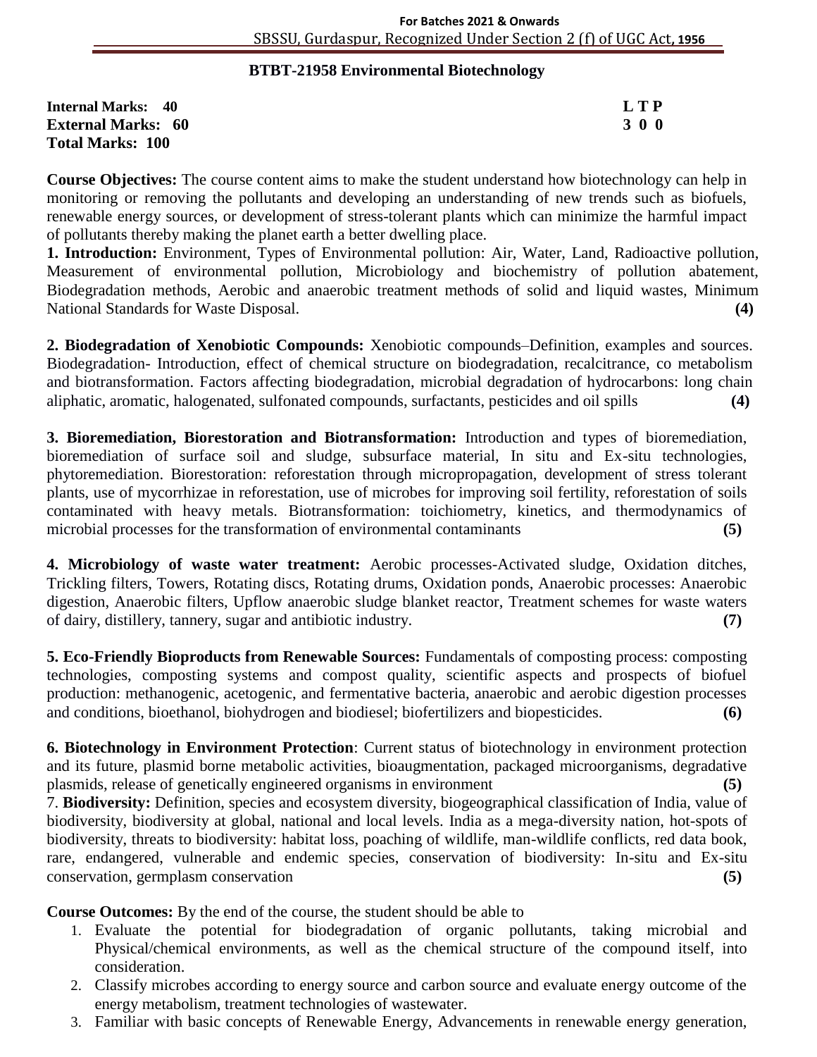## BTBT-21958 Environmental Biotechnology

**Internal Marks: 40** **L T P**
**External Marks: 60** **3 0 0**
**Total Marks: 100**

**Course Objectives:** The course content aims to make the student understand how biotechnology can help in monitoring or removing the pollutants and developing an understanding of new trends such as biofuels, renewable energy sources, or development of stress-tolerant plants which can minimize the harmful impact of pollutants thereby making the planet earth a better dwelling place.

**1. Introduction:** Environment, Types of Environmental pollution: Air, Water, Land, Radioactive pollution, Measurement of environmental pollution, Microbiology and biochemistry of pollution abatement, Biodegradation methods, Aerobic and anaerobic treatment methods of solid and liquid wastes, Minimum National Standards for Waste Disposal. **(4)**

**2. Biodegradation of Xenobiotic Compounds:** Xenobiotic compounds–Definition, examples and sources. Biodegradation- Introduction, effect of chemical structure on biodegradation, recalcitrance, co metabolism and biotransformation. Factors affecting biodegradation, microbial degradation of hydrocarbons: long chain aliphatic, aromatic, halogenated, sulfonated compounds, surfactants, pesticides and oil spills **(4)**

**3. Bioremediation, Biorestoration and Biotransformation:** Introduction and types of bioremediation, bioremediation of surface soil and sludge, subsurface material, In situ and Ex-situ technologies, phytoremediation. Biorestoration: reforestation through micropropagation, development of stress tolerant plants, use of mycorrhizae in reforestation, use of microbes for improving soil fertility, reforestation of soils contaminated with heavy metals. Biotransformation: toichiometry, kinetics, and thermodynamics of microbial processes for the transformation of environmental contaminants **(5)**

**4. Microbiology of waste water treatment:** Aerobic processes-Activated sludge, Oxidation ditches, Trickling filters, Towers, Rotating discs, Rotating drums, Oxidation ponds, Anaerobic processes: Anaerobic digestion, Anaerobic filters, Upflow anaerobic sludge blanket reactor, Treatment schemes for waste waters of dairy, distillery, tannery, sugar and antibiotic industry. **(7)**

**5. Eco-Friendly Bioproducts from Renewable Sources:** Fundamentals of composting process: composting technologies, composting systems and compost quality, scientific aspects and prospects of biofuel production: methanogenic, acetogenic, and fermentative bacteria, anaerobic and aerobic digestion processes and conditions, bioethanol, biohydrogen and biodiesel; biofertilizers and biopesticides. **(6)**

**6. Biotechnology in Environment Protection**: Current status of biotechnology in environment protection and its future, plasmid borne metabolic activities, bioaugmentation, packaged microorganisms, degradative plasmids, release of genetically engineered organisms in environment **(5)**

7. **Biodiversity:** Definition, species and ecosystem diversity, biogeographical classification of India, value of biodiversity, biodiversity at global, national and local levels. India as a mega-diversity nation, hot-spots of biodiversity, threats to biodiversity: habitat loss, poaching of wildlife, man-wildlife conflicts, red data book, rare, endangered, vulnerable and endemic species, conservation of biodiversity: In-situ and Ex-situ conservation, germplasm conservation **(5)**

**Course Outcomes:** By the end of the course, the student should be able to

1. Evaluate the potential for biodegradation of organic pollutants, taking microbial and Physical/chemical environments, as well as the chemical structure of the compound itself, into consideration.
2. Classify microbes according to energy source and carbon source and evaluate energy outcome of the energy metabolism, treatment technologies of wastewater.
3. Familiar with basic concepts of Renewable Energy, Advancements in renewable energy generation,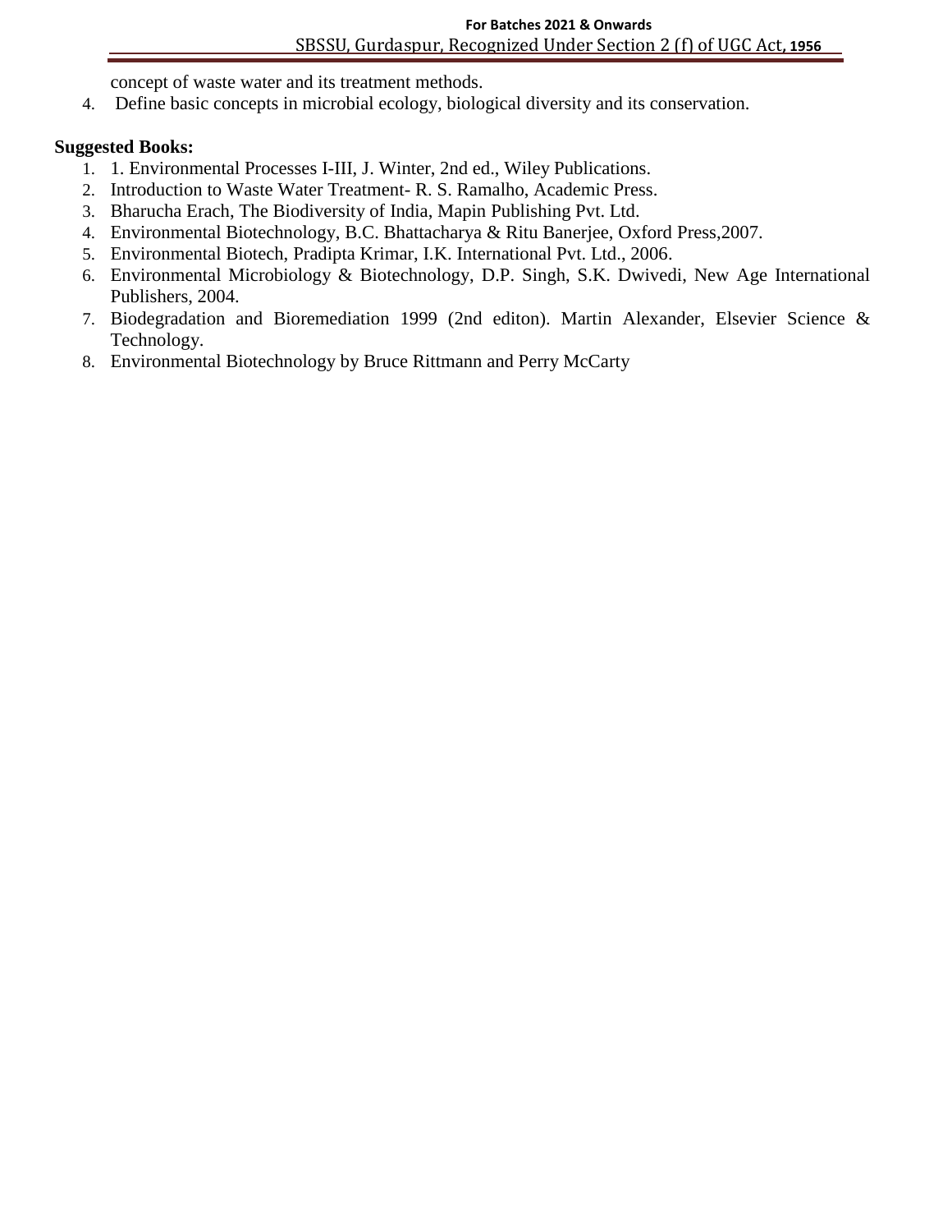concept of waste water and its treatment methods.

4. Define basic concepts in microbial ecology, biological diversity and its conservation.

**Suggested Books:**

1. 1. Environmental Processes I-III, J. Winter, 2nd ed., Wiley Publications.
2. Introduction to Waste Water Treatment- R. S. Ramalho, Academic Press.
3. Bharucha Erach, The Biodiversity of India, Mapin Publishing Pvt. Ltd.
4. Environmental Biotechnology, B.C. Bhattacharya & Ritu Banerjee, Oxford Press,2007.
5. Environmental Biotech, Pradipta Krimar, I.K. International Pvt. Ltd., 2006.
6. Environmental Microbiology & Biotechnology, D.P. Singh, S.K. Dwivedi, New Age International Publishers, 2004.
7. Biodegradation and Bioremediation 1999 (2nd editon). Martin Alexander, Elsevier Science & Technology.
8. Environmental Biotechnology by Bruce Rittmann and Perry McCarty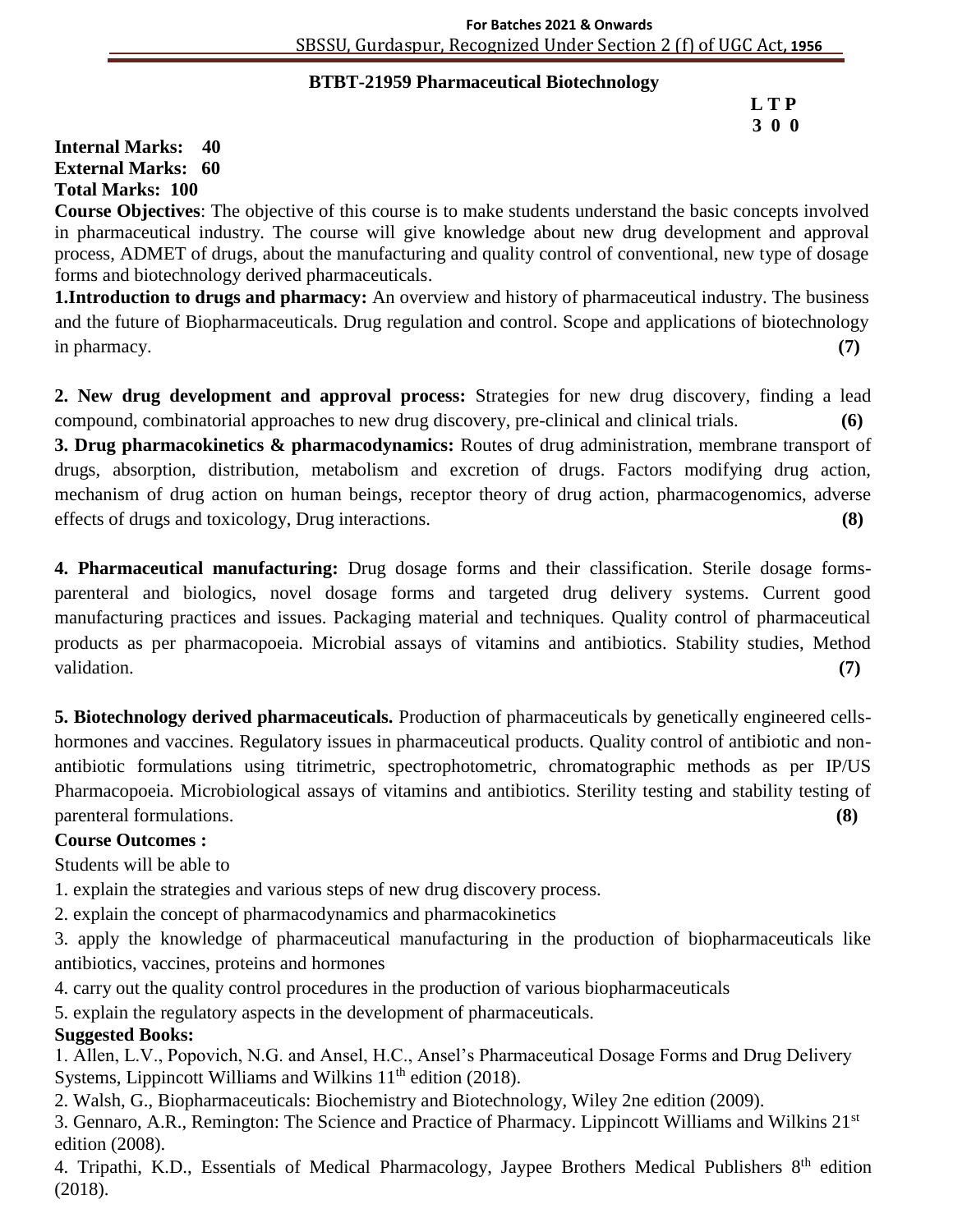## BTBT-21959 Pharmaceutical Biotechnology

**L T P**
**3 0 0**

**Internal Marks: 40**
**External Marks: 60**
**Total Marks: 100**

**Course Objectives**: The objective of this course is to make students understand the basic concepts involved in pharmaceutical industry. The course will give knowledge about new drug development and approval process, ADMET of drugs, about the manufacturing and quality control of conventional, new type of dosage forms and biotechnology derived pharmaceuticals.

**1.Introduction to drugs and pharmacy:** An overview and history of pharmaceutical industry. The business and the future of Biopharmaceuticals. Drug regulation and control. Scope and applications of biotechnology in pharmacy. **(7)**

**2. New drug development and approval process:** Strategies for new drug discovery, finding a lead compound, combinatorial approaches to new drug discovery, pre-clinical and clinical trials. **(6)**

**3. Drug pharmacokinetics & pharmacodynamics:** Routes of drug administration, membrane transport of drugs, absorption, distribution, metabolism and excretion of drugs. Factors modifying drug action, mechanism of drug action on human beings, receptor theory of drug action, pharmacogenomics, adverse effects of drugs and toxicology, Drug interactions. **(8)**

**4. Pharmaceutical manufacturing:** Drug dosage forms and their classification. Sterile dosage forms-parenteral and biologics, novel dosage forms and targeted drug delivery systems. Current good manufacturing practices and issues. Packaging material and techniques. Quality control of pharmaceutical products as per pharmacopoeia. Microbial assays of vitamins and antibiotics. Stability studies, Method validation. **(7)**

**5. Biotechnology derived pharmaceuticals.** Production of pharmaceuticals by genetically engineered cells-hormones and vaccines. Regulatory issues in pharmaceutical products. Quality control of antibiotic and non-antibiotic formulations using titrimetric, spectrophotometric, chromatographic methods as per IP/US Pharmacopoeia. Microbiological assays of vitamins and antibiotics. Sterility testing and stability testing of parenteral formulations. **(8)**

**Course Outcomes :**

Students will be able to

1. explain the strategies and various steps of new drug discovery process.
2. explain the concept of pharmacodynamics and pharmacokinetics
3. apply the knowledge of pharmaceutical manufacturing in the production of biopharmaceuticals like antibiotics, vaccines, proteins and hormones
4. carry out the quality control procedures in the production of various biopharmaceuticals
5. explain the regulatory aspects in the development of pharmaceuticals.

**Suggested Books:**

1. Allen, L.V., Popovich, N.G. and Ansel, H.C., Ansel's Pharmaceutical Dosage Forms and Drug Delivery Systems, Lippincott Williams and Wilkins 11th edition (2018).
2. Walsh, G., Biopharmaceuticals: Biochemistry and Biotechnology, Wiley 2ne edition (2009).
3. Gennaro, A.R., Remington: The Science and Practice of Pharmacy. Lippincott Williams and Wilkins 21st edition (2008).
4. Tripathi, K.D., Essentials of Medical Pharmacology, Jaypee Brothers Medical Publishers 8th edition (2018).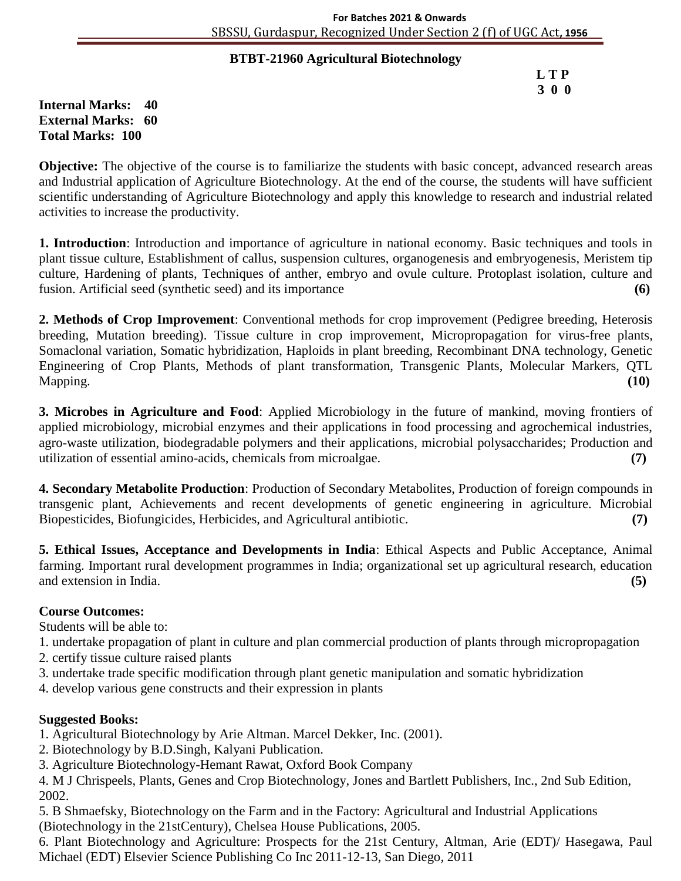## BTBT-21960 Agricultural Biotechnology

**L T P**
**3 0 0**

**Internal Marks: 40**
**External Marks: 60**
**Total Marks: 100**

**Objective:** The objective of the course is to familiarize the students with basic concept, advanced research areas and Industrial application of Agriculture Biotechnology. At the end of the course, the students will have sufficient scientific understanding of Agriculture Biotechnology and apply this knowledge to research and industrial related activities to increase the productivity.

**1. Introduction**: Introduction and importance of agriculture in national economy. Basic techniques and tools in plant tissue culture, Establishment of callus, suspension cultures, organogenesis and embryogenesis, Meristem tip culture, Hardening of plants, Techniques of anther, embryo and ovule culture. Protoplast isolation, culture and fusion. Artificial seed (synthetic seed) and its importance **(6)**

**2. Methods of Crop Improvement**: Conventional methods for crop improvement (Pedigree breeding, Heterosis breeding, Mutation breeding). Tissue culture in crop improvement, Micropropagation for virus-free plants, Somaclonal variation, Somatic hybridization, Haploids in plant breeding, Recombinant DNA technology, Genetic Engineering of Crop Plants, Methods of plant transformation, Transgenic Plants, Molecular Markers, QTL Mapping. **(10)**

**3. Microbes in Agriculture and Food**: Applied Microbiology in the future of mankind, moving frontiers of applied microbiology, microbial enzymes and their applications in food processing and agrochemical industries, agro-waste utilization, biodegradable polymers and their applications, microbial polysaccharides; Production and utilization of essential amino-acids, chemicals from microalgae. **(7)**

**4. Secondary Metabolite Production**: Production of Secondary Metabolites, Production of foreign compounds in transgenic plant, Achievements and recent developments of genetic engineering in agriculture. Microbial Biopesticides, Biofungicides, Herbicides, and Agricultural antibiotic. **(7)**

**5. Ethical Issues, Acceptance and Developments in India**: Ethical Aspects and Public Acceptance, Animal farming. Important rural development programmes in India; organizational set up agricultural research, education and extension in India. **(5)**

**Course Outcomes:**

Students will be able to:

1. undertake propagation of plant in culture and plan commercial production of plants through micropropagation
2. certify tissue culture raised plants
3. undertake trade specific modification through plant genetic manipulation and somatic hybridization
4. develop various gene constructs and their expression in plants

**Suggested Books:**

1. Agricultural Biotechnology by Arie Altman. Marcel Dekker, Inc. (2001).
2. Biotechnology by B.D.Singh, Kalyani Publication.
3. Agriculture Biotechnology-Hemant Rawat, Oxford Book Company
4. M J Chrispeels, Plants, Genes and Crop Biotechnology, Jones and Bartlett Publishers, Inc., 2nd Sub Edition, 2002.
5. B Shmaefsky, Biotechnology on the Farm and in the Factory: Agricultural and Industrial Applications (Biotechnology in the 21stCentury), Chelsea House Publications, 2005.
6. Plant Biotechnology and Agriculture: Prospects for the 21st Century, Altman, Arie (EDT)/ Hasegawa, Paul Michael (EDT) Elsevier Science Publishing Co Inc 2011-12-13, San Diego, 2011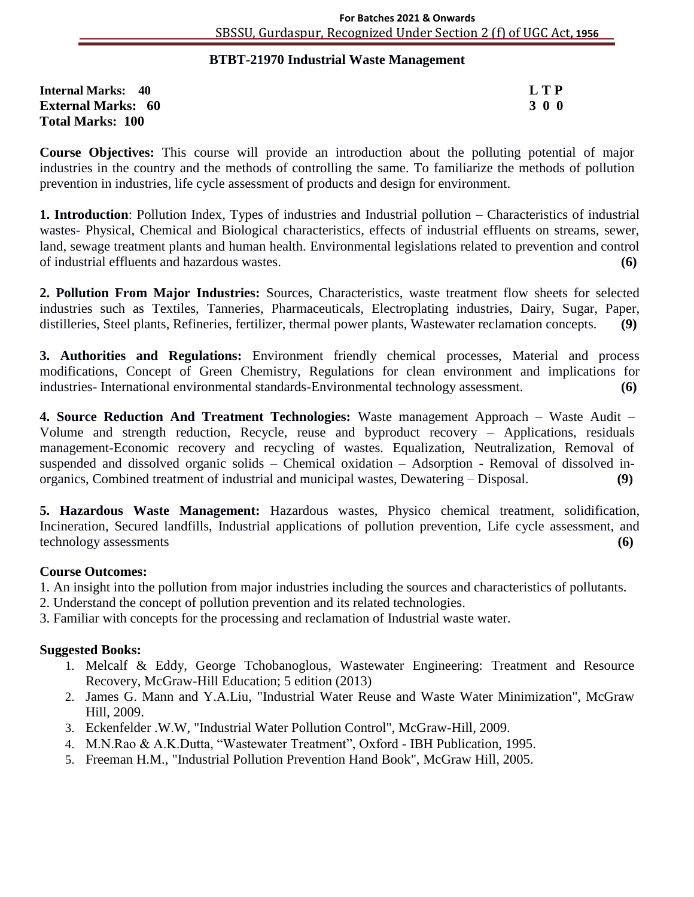## BTBT-21970 Industrial Waste Management

**Internal Marks: 40** **L T P**
**External Marks: 60** **3 0 0**
**Total Marks: 100**

**Course Objectives:** This course will provide an introduction about the polluting potential of major industries in the country and the methods of controlling the same. To familiarize the methods of pollution prevention in industries, life cycle assessment of products and design for environment.

**1. Introduction**: Pollution Index, Types of industries and Industrial pollution – Characteristics of industrial wastes- Physical, Chemical and Biological characteristics, effects of industrial effluents on streams, sewer, land, sewage treatment plants and human health. Environmental legislations related to prevention and control of industrial effluents and hazardous wastes. **(6)**

**2. Pollution From Major Industries:** Sources, Characteristics, waste treatment flow sheets for selected industries such as Textiles, Tanneries, Pharmaceuticals, Electroplating industries, Dairy, Sugar, Paper, distilleries, Steel plants, Refineries, fertilizer, thermal power plants, Wastewater reclamation concepts. **(9)**

**3. Authorities and Regulations:** Environment friendly chemical processes, Material and process modifications, Concept of Green Chemistry, Regulations for clean environment and implications for industries- International environmental standards-Environmental technology assessment. **(6)**

**4. Source Reduction And Treatment Technologies:** Waste management Approach – Waste Audit – Volume and strength reduction, Recycle, reuse and byproduct recovery – Applications, residuals management-Economic recovery and recycling of wastes. Equalization, Neutralization, Removal of suspended and dissolved organic solids – Chemical oxidation – Adsorption - Removal of dissolved in-organics, Combined treatment of industrial and municipal wastes, Dewatering – Disposal. **(9)**

**5. Hazardous Waste Management:** Hazardous wastes, Physico chemical treatment, solidification, Incineration, Secured landfills, Industrial applications of pollution prevention, Life cycle assessment, and technology assessments **(6)**

**Course Outcomes:**

1. An insight into the pollution from major industries including the sources and characteristics of pollutants.
2. Understand the concept of pollution prevention and its related technologies.
3. Familiar with concepts for the processing and reclamation of Industrial waste water.

**Suggested Books:**

1. Melcalf & Eddy, George Tchobanoglous, Wastewater Engineering: Treatment and Resource Recovery, McGraw-Hill Education; 5 edition (2013)
2. James G. Mann and Y.A.Liu, "Industrial Water Reuse and Waste Water Minimization", McGraw Hill, 2009.
3. Eckenfelder .W.W, "Industrial Water Pollution Control", McGraw-Hill, 2009.
4. M.N.Rao & A.K.Dutta, "Wastewater Treatment", Oxford - IBH Publication, 1995.
5. Freeman H.M., "Industrial Pollution Prevention Hand Book", McGraw Hill, 2005.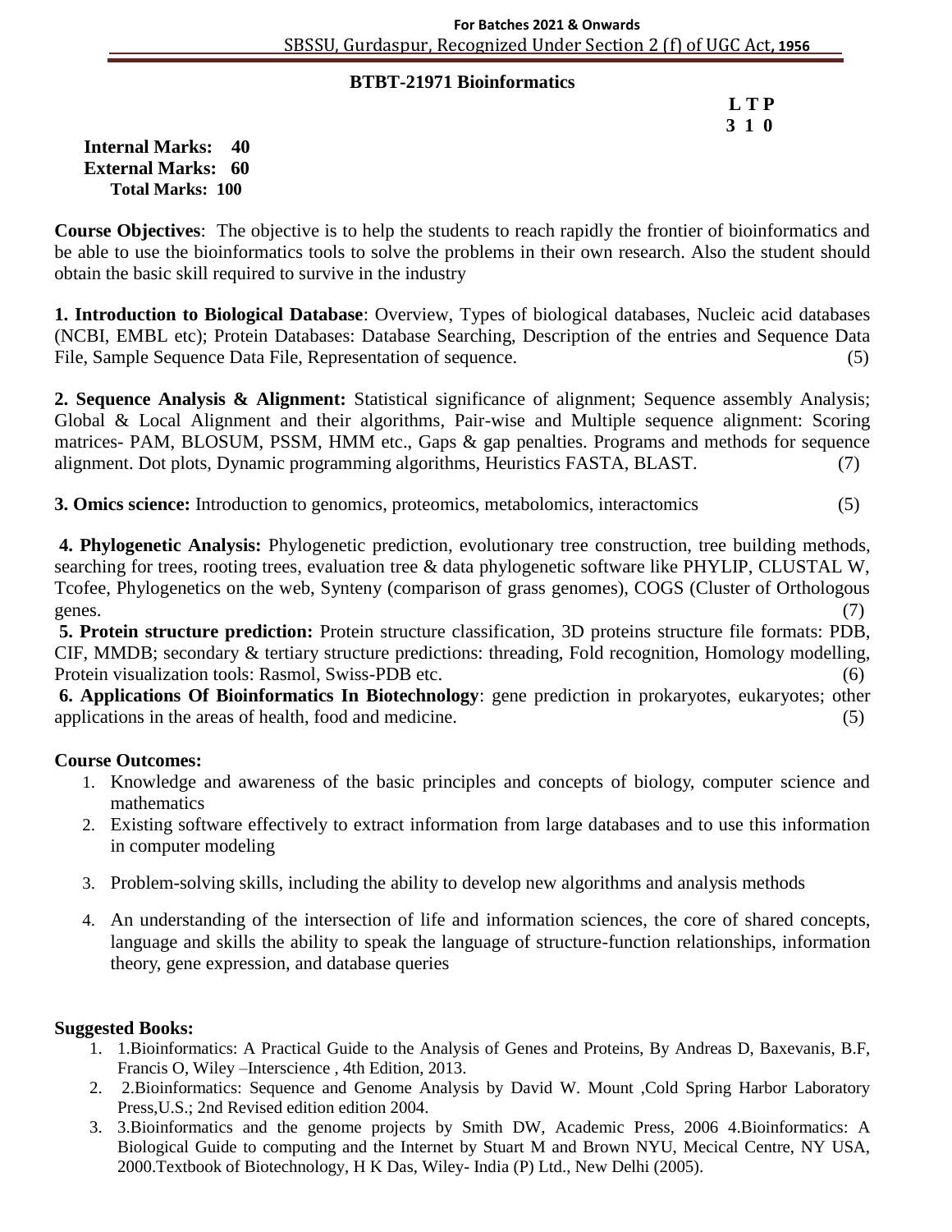## BTBT-21971 Bioinformatics

**L T P**
**3 1 0**

**Internal Marks: 40**
**External Marks: 60**
**Total Marks: 100**

**Course Objectives**: The objective is to help the students to reach rapidly the frontier of bioinformatics and be able to use the bioinformatics tools to solve the problems in their own research. Also the student should obtain the basic skill required to survive in the industry

**1. Introduction to Biological Database**: Overview, Types of biological databases, Nucleic acid databases (NCBI, EMBL etc); Protein Databases: Database Searching, Description of the entries and Sequence Data File, Sample Sequence Data File, Representation of sequence. (5)

**2. Sequence Analysis & Alignment:** Statistical significance of alignment; Sequence assembly Analysis; Global & Local Alignment and their algorithms, Pair-wise and Multiple sequence alignment: Scoring matrices- PAM, BLOSUM, PSSM, HMM etc., Gaps & gap penalties. Programs and methods for sequence alignment. Dot plots, Dynamic programming algorithms, Heuristics FASTA, BLAST. (7)

**3. Omics science:** Introduction to genomics, proteomics, metabolomics, interactomics (5)

**4. Phylogenetic Analysis:** Phylogenetic prediction, evolutionary tree construction, tree building methods, searching for trees, rooting trees, evaluation tree & data phylogenetic software like PHYLIP, CLUSTAL W, Tcofee, Phylogenetics on the web, Synteny (comparison of grass genomes), COGS (Cluster of Orthologous genes. (7)

**5. Protein structure prediction:** Protein structure classification, 3D proteins structure file formats: PDB, CIF, MMDB; secondary & tertiary structure predictions: threading, Fold recognition, Homology modelling, Protein visualization tools: Rasmol, Swiss-PDB etc. (6)

**6. Applications Of Bioinformatics In Biotechnology**: gene prediction in prokaryotes, eukaryotes; other applications in the areas of health, food and medicine. (5)

**Course Outcomes:**

1. Knowledge and awareness of the basic principles and concepts of biology, computer science and mathematics
2. Existing software effectively to extract information from large databases and to use this information in computer modeling
3. Problem-solving skills, including the ability to develop new algorithms and analysis methods
4. An understanding of the intersection of life and information sciences, the core of shared concepts, language and skills the ability to speak the language of structure-function relationships, information theory, gene expression, and database queries

**Suggested Books:**

1. 1.Bioinformatics: A Practical Guide to the Analysis of Genes and Proteins, By Andreas D, Baxevanis, B.F, Francis O, Wiley –Interscience , 4th Edition, 2013.
2. 2.Bioinformatics: Sequence and Genome Analysis by David W. Mount ,Cold Spring Harbor Laboratory Press,U.S.; 2nd Revised edition edition 2004.
3. 3.Bioinformatics and the genome projects by Smith DW, Academic Press, 2006 4.Bioinformatics: A Biological Guide to computing and the Internet by Stuart M and Brown NYU, Mecical Centre, NY USA, 2000.Textbook of Biotechnology, H K Das, Wiley- India (P) Ltd., New Delhi (2005).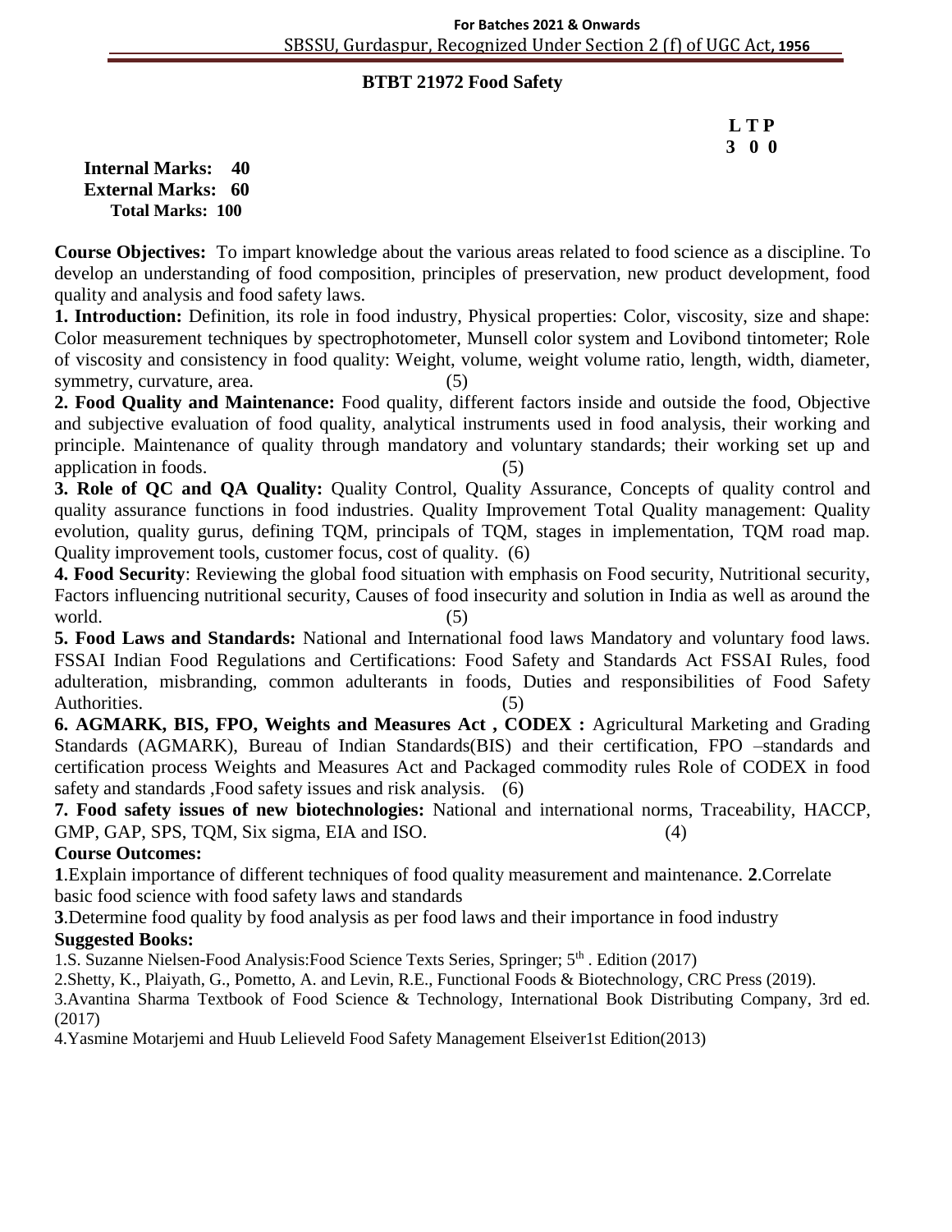## BTBT 21972 Food Safety

**L T P**
**3 0 0**

**Internal Marks: 40**
**External Marks: 60**
**Total Marks: 100**

**Course Objectives:** To impart knowledge about the various areas related to food science as a discipline. To develop an understanding of food composition, principles of preservation, new product development, food quality and analysis and food safety laws.

**1. Introduction:** Definition, its role in food industry, Physical properties: Color, viscosity, size and shape: Color measurement techniques by spectrophotometer, Munsell color system and Lovibond tintometer; Role of viscosity and consistency in food quality: Weight, volume, weight volume ratio, length, width, diameter, symmetry, curvature, area. (5)

**2. Food Quality and Maintenance:** Food quality, different factors inside and outside the food, Objective and subjective evaluation of food quality, analytical instruments used in food analysis, their working and principle. Maintenance of quality through mandatory and voluntary standards; their working set up and application in foods. (5)

**3. Role of QC and QA Quality:** Quality Control, Quality Assurance, Concepts of quality control and quality assurance functions in food industries. Quality Improvement Total Quality management: Quality evolution, quality gurus, defining TQM, principals of TQM, stages in implementation, TQM road map. Quality improvement tools, customer focus, cost of quality. (6)

**4. Food Security**: Reviewing the global food situation with emphasis on Food security, Nutritional security, Factors influencing nutritional security, Causes of food insecurity and solution in India as well as around the world. (5)

**5. Food Laws and Standards:** National and International food laws Mandatory and voluntary food laws. FSSAI Indian Food Regulations and Certifications: Food Safety and Standards Act FSSAI Rules, food adulteration, misbranding, common adulterants in foods, Duties and responsibilities of Food Safety Authorities. (5)

**6. AGMARK, BIS, FPO, Weights and Measures Act , CODEX :** Agricultural Marketing and Grading Standards (AGMARK), Bureau of Indian Standards(BIS) and their certification, FPO –standards and certification process Weights and Measures Act and Packaged commodity rules Role of CODEX in food safety and standards ,Food safety issues and risk analysis. (6)

**7. Food safety issues of new biotechnologies:** National and international norms, Traceability, HACCP, GMP, GAP, SPS, TQM, Six sigma, EIA and ISO. (4)

**Course Outcomes:**

**1**.Explain importance of different techniques of food quality measurement and maintenance. **2**.Correlate basic food science with food safety laws and standards

**3**.Determine food quality by food analysis as per food laws and their importance in food industry

**Suggested Books:**

1.S. Suzanne Nielsen-Food Analysis:Food Science Texts Series, Springer; 5th . Edition (2017)

2.Shetty, K., Plaiyath, G., Pometto, A. and Levin, R.E., Functional Foods & Biotechnology, CRC Press (2019).

3.Avantina Sharma Textbook of Food Science & Technology, International Book Distributing Company, 3rd ed. (2017)

4.Yasmine Motarjemi and Huub Lelieveld Food Safety Management Elseiver1st Edition(2013)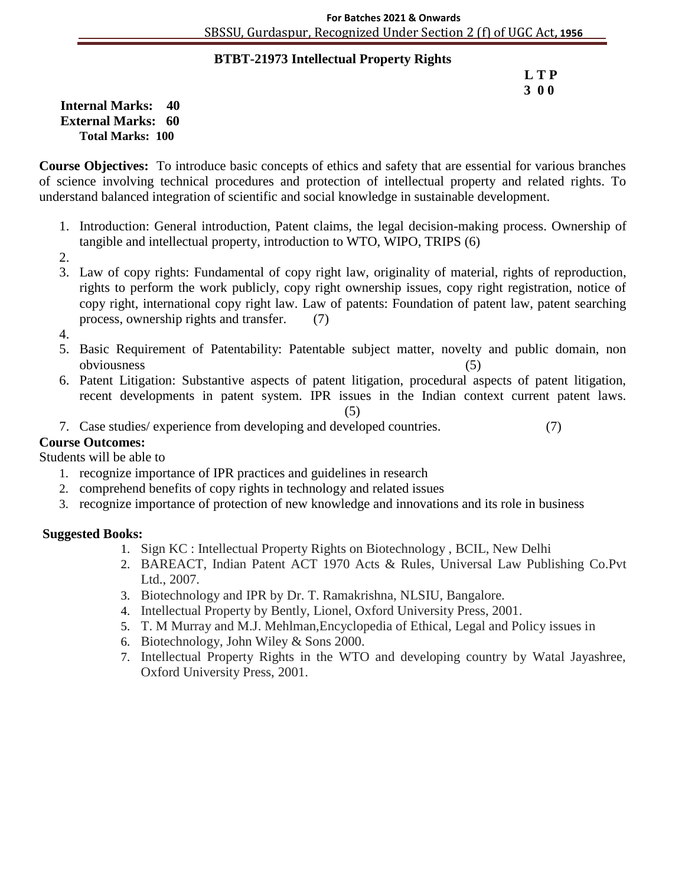## BTBT-21973 Intellectual Property Rights

**L T P**
**3 0 0**

**Internal Marks: 40**
**External Marks: 60**
**Total Marks: 100**

**Course Objectives:** To introduce basic concepts of ethics and safety that are essential for various branches of science involving technical procedures and protection of intellectual property and related rights. To understand balanced integration of scientific and social knowledge in sustainable development.

1. Introduction: General introduction, Patent claims, the legal decision-making process. Ownership of tangible and intellectual property, introduction to WTO, WIPO, TRIPS (6)
2. 
3. Law of copy rights: Fundamental of copy right law, originality of material, rights of reproduction, rights to perform the work publicly, copy right ownership issues, copy right registration, notice of copy right, international copy right law. Law of patents: Foundation of patent law, patent searching process, ownership rights and transfer. (7)
4. 
5. Basic Requirement of Patentability: Patentable subject matter, novelty and public domain, non obviousness (5)
6. Patent Litigation: Substantive aspects of patent litigation, procedural aspects of patent litigation, recent developments in patent system. IPR issues in the Indian context current patent laws. (5)
7. Case studies/ experience from developing and developed countries. (7)

**Course Outcomes:**

Students will be able to

1. recognize importance of IPR practices and guidelines in research
2. comprehend benefits of copy rights in technology and related issues
3. recognize importance of protection of new knowledge and innovations and its role in business

**Suggested Books:**

1. Sign KC : Intellectual Property Rights on Biotechnology , BCIL, New Delhi
2. BAREACT, Indian Patent ACT 1970 Acts & Rules, Universal Law Publishing Co.Pvt Ltd., 2007.
3. Biotechnology and IPR by Dr. T. Ramakrishna, NLSIU, Bangalore.
4. Intellectual Property by Bently, Lionel, Oxford University Press, 2001.
5. T. M Murray and M.J. Mehlman,Encyclopedia of Ethical, Legal and Policy issues in
6. Biotechnology, John Wiley & Sons 2000.
7. Intellectual Property Rights in the WTO and developing country by Watal Jayashree, Oxford University Press, 2001.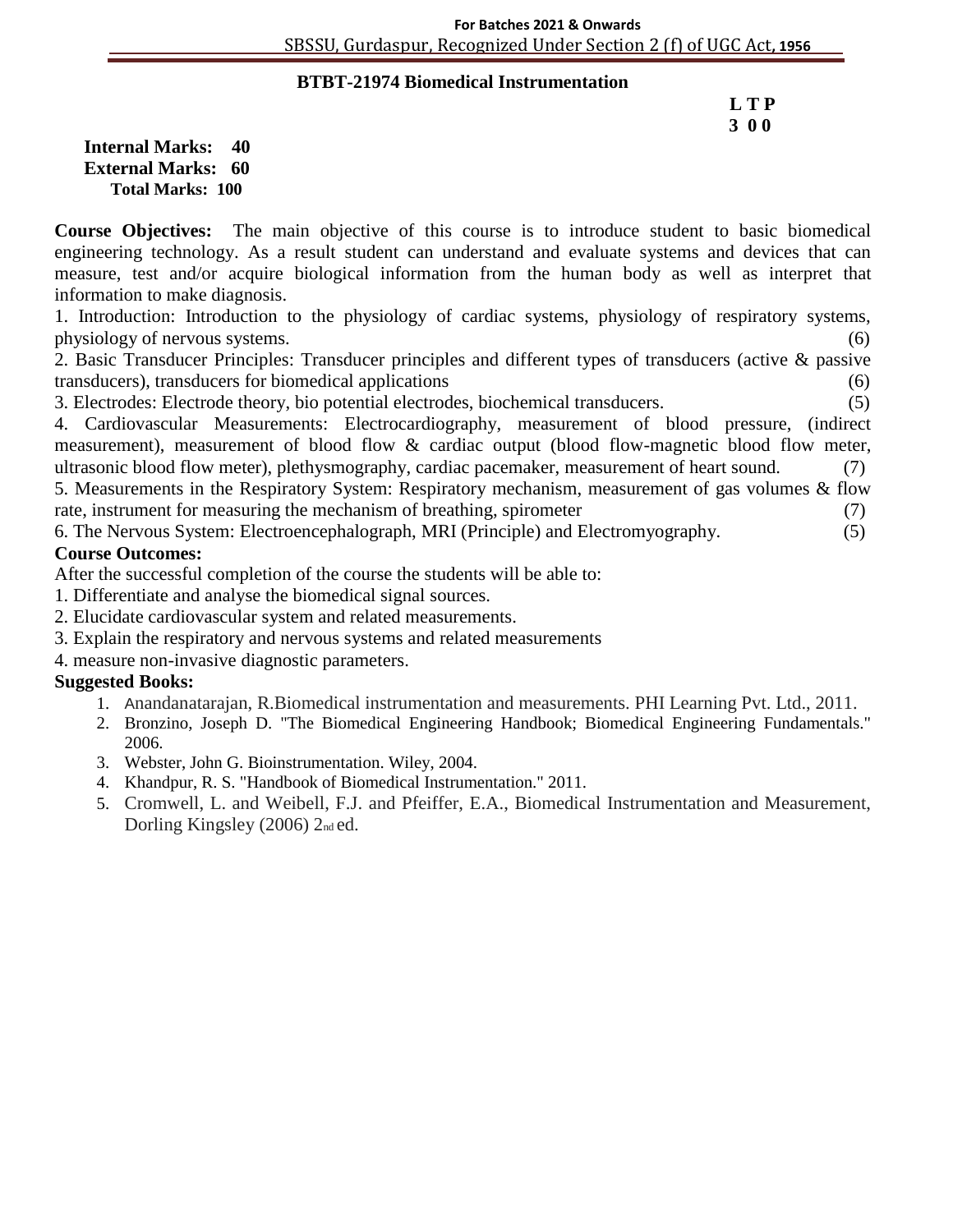## BTBT-21974 Biomedical Instrumentation

**L T P**
**3 0 0**

**Internal Marks: 40**
**External Marks: 60**
**Total Marks: 100**

**Course Objectives:** The main objective of this course is to introduce student to basic biomedical engineering technology. As a result student can understand and evaluate systems and devices that can measure, test and/or acquire biological information from the human body as well as interpret that information to make diagnosis.

1. Introduction: Introduction to the physiology of cardiac systems, physiology of respiratory systems, physiology of nervous systems. (6)
2. Basic Transducer Principles: Transducer principles and different types of transducers (active & passive transducers), transducers for biomedical applications (6)
3. Electrodes: Electrode theory, bio potential electrodes, biochemical transducers. (5)
4. Cardiovascular Measurements: Electrocardiography, measurement of blood pressure, (indirect measurement), measurement of blood flow & cardiac output (blood flow-magnetic blood flow meter, ultrasonic blood flow meter), plethysmography, cardiac pacemaker, measurement of heart sound. (7)
5. Measurements in the Respiratory System: Respiratory mechanism, measurement of gas volumes & flow rate, instrument for measuring the mechanism of breathing, spirometer (7)
6. The Nervous System: Electroencephalograph, MRI (Principle) and Electromyography. (5)

**Course Outcomes:**

After the successful completion of the course the students will be able to:

1. Differentiate and analyse the biomedical signal sources.
2. Elucidate cardiovascular system and related measurements.
3. Explain the respiratory and nervous systems and related measurements
4. measure non-invasive diagnostic parameters.

**Suggested Books:**

1. Anandanatarajan, R.Biomedical instrumentation and measurements. PHI Learning Pvt. Ltd., 2011.
2. Bronzino, Joseph D. "The Biomedical Engineering Handbook; Biomedical Engineering Fundamentals." 2006.
3. Webster, John G. Bioinstrumentation. Wiley, 2004.
4. Khandpur, R. S. "Handbook of Biomedical Instrumentation." 2011.
5. Cromwell, L. and Weibell, F.J. and Pfeiffer, E.A., Biomedical Instrumentation and Measurement, Dorling Kingsley (2006) 2nd ed.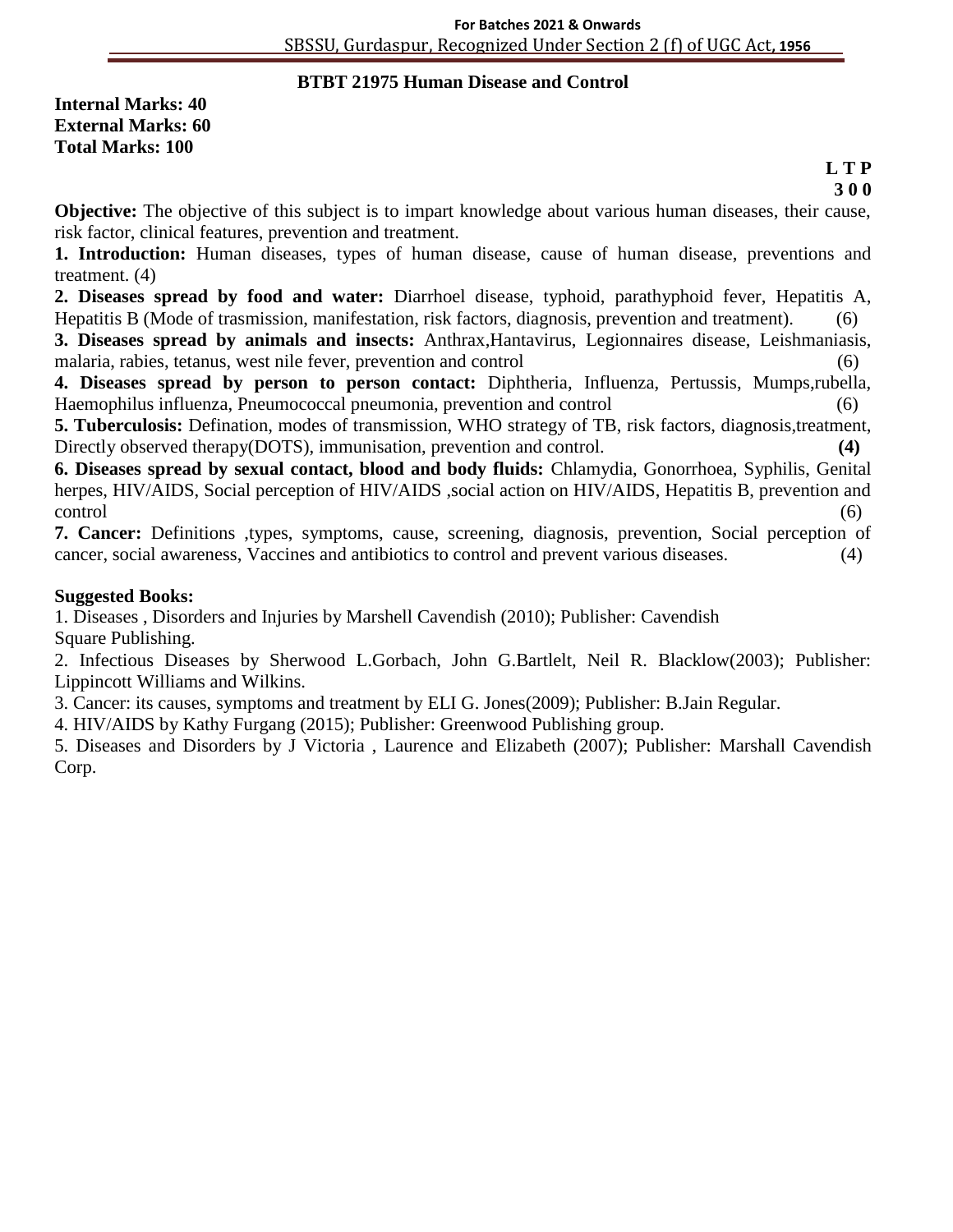## BTBT 21975 Human Disease and Control

**Internal Marks: 40**
**External Marks: 60**
**Total Marks: 100**

**L T P**
**3 0 0**

**Objective:** The objective of this subject is to impart knowledge about various human diseases, their cause, risk factor, clinical features, prevention and treatment.

**1. Introduction:** Human diseases, types of human disease, cause of human disease, preventions and treatment. (4)

**2. Diseases spread by food and water:** Diarrhoel disease, typhoid, parathyphoid fever, Hepatitis A, Hepatitis B (Mode of trasmission, manifestation, risk factors, diagnosis, prevention and treatment). (6)

**3. Diseases spread by animals and insects:** Anthrax,Hantavirus, Legionnaires disease, Leishmaniasis, malaria, rabies, tetanus, west nile fever, prevention and control (6)

**4. Diseases spread by person to person contact:** Diphtheria, Influenza, Pertussis, Mumps,rubella, Haemophilus influenza, Pneumococcal pneumonia, prevention and control (6)

**5. Tuberculosis:** Defination, modes of transmission, WHO strategy of TB, risk factors, diagnosis,treatment, Directly observed therapy(DOTS), immunisation, prevention and control. **(4)**

**6. Diseases spread by sexual contact, blood and body fluids:** Chlamydia, Gonorrhoea, Syphilis, Genital herpes, HIV/AIDS, Social perception of HIV/AIDS ,social action on HIV/AIDS, Hepatitis B, prevention and control (6)

**7. Cancer:** Definitions ,types, symptoms, cause, screening, diagnosis, prevention, Social perception of cancer, social awareness, Vaccines and antibiotics to control and prevent various diseases. (4)

**Suggested Books:**

1. Diseases , Disorders and Injuries by Marshell Cavendish (2010); Publisher: Cavendish Square Publishing.
2. Infectious Diseases by Sherwood L.Gorbach, John G.Bartlelt, Neil R. Blacklow(2003); Publisher: Lippincott Williams and Wilkins.
3. Cancer: its causes, symptoms and treatment by ELI G. Jones(2009); Publisher: B.Jain Regular.
4. HIV/AIDS by Kathy Furgang (2015); Publisher: Greenwood Publishing group.
5. Diseases and Disorders by J Victoria , Laurence and Elizabeth (2007); Publisher: Marshall Cavendish Corp.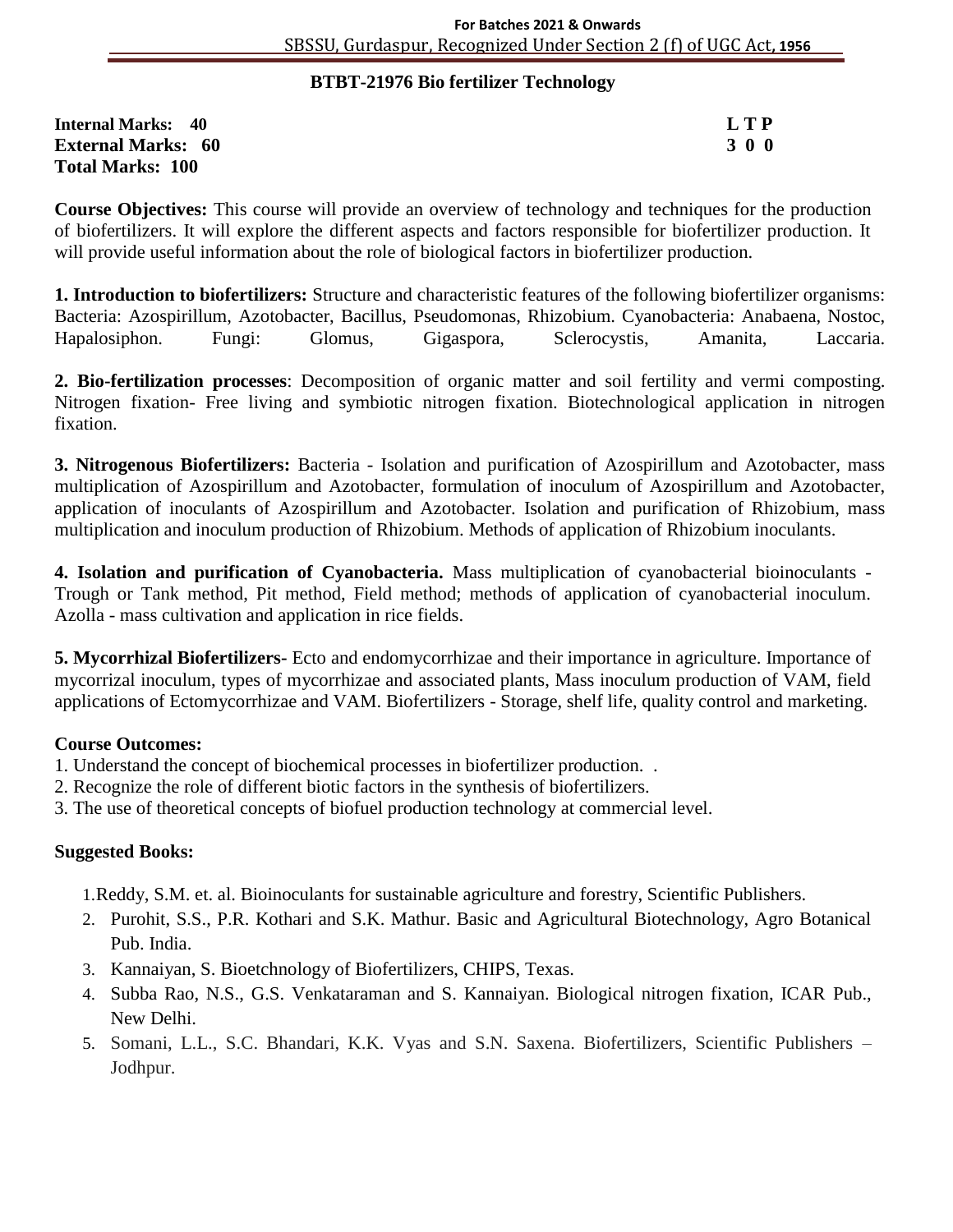## BTBT-21976 Bio fertilizer Technology

**Internal Marks: 40**
**External Marks: 60**
**Total Marks: 100**

**L T P**
**3 0 0**

**Course Objectives:** This course will provide an overview of technology and techniques for the production of biofertilizers. It will explore the different aspects and factors responsible for biofertilizer production. It will provide useful information about the role of biological factors in biofertilizer production.

**1. Introduction to biofertilizers:** Structure and characteristic features of the following biofertilizer organisms: Bacteria: Azospirillum, Azotobacter, Bacillus, Pseudomonas, Rhizobium. Cyanobacteria: Anabaena, Nostoc, Hapalosiphon. Fungi: Glomus, Gigaspora, Sclerocystis, Amanita, Laccaria.

**2. Bio-fertilization processes**: Decomposition of organic matter and soil fertility and vermi composting. Nitrogen fixation- Free living and symbiotic nitrogen fixation. Biotechnological application in nitrogen fixation.

**3. Nitrogenous Biofertilizers:** Bacteria - Isolation and purification of Azospirillum and Azotobacter, mass multiplication of Azospirillum and Azotobacter, formulation of inoculum of Azospirillum and Azotobacter, application of inoculants of Azospirillum and Azotobacter. Isolation and purification of Rhizobium, mass multiplication and inoculum production of Rhizobium. Methods of application of Rhizobium inoculants.

**4. Isolation and purification of Cyanobacteria.** Mass multiplication of cyanobacterial bioinoculants - Trough or Tank method, Pit method, Field method; methods of application of cyanobacterial inoculum. Azolla - mass cultivation and application in rice fields.

**5. Mycorrhizal Biofertilizers**- Ecto and endomycorrhizae and their importance in agriculture. Importance of mycorrizal inoculum, types of mycorrhizae and associated plants, Mass inoculum production of VAM, field applications of Ectomycorrhizae and VAM. Biofertilizers - Storage, shelf life, quality control and marketing.

### Course Outcomes:

1. Understand the concept of biochemical processes in biofertilizer production. .
2. Recognize the role of different biotic factors in the synthesis of biofertilizers.
3. The use of theoretical concepts of biofuel production technology at commercial level.

### Suggested Books:

1. Reddy, S.M. et. al. Bioinoculants for sustainable agriculture and forestry, Scientific Publishers.
2. Purohit, S.S., P.R. Kothari and S.K. Mathur. Basic and Agricultural Biotechnology, Agro Botanical Pub. India.
3. Kannaiyan, S. Bioetchnology of Biofertilizers, CHIPS, Texas.
4. Subba Rao, N.S., G.S. Venkataraman and S. Kannaiyan. Biological nitrogen fixation, ICAR Pub., New Delhi.
5. Somani, L.L., S.C. Bhandari, K.K. Vyas and S.N. Saxena. Biofertilizers, Scientific Publishers – Jodhpur.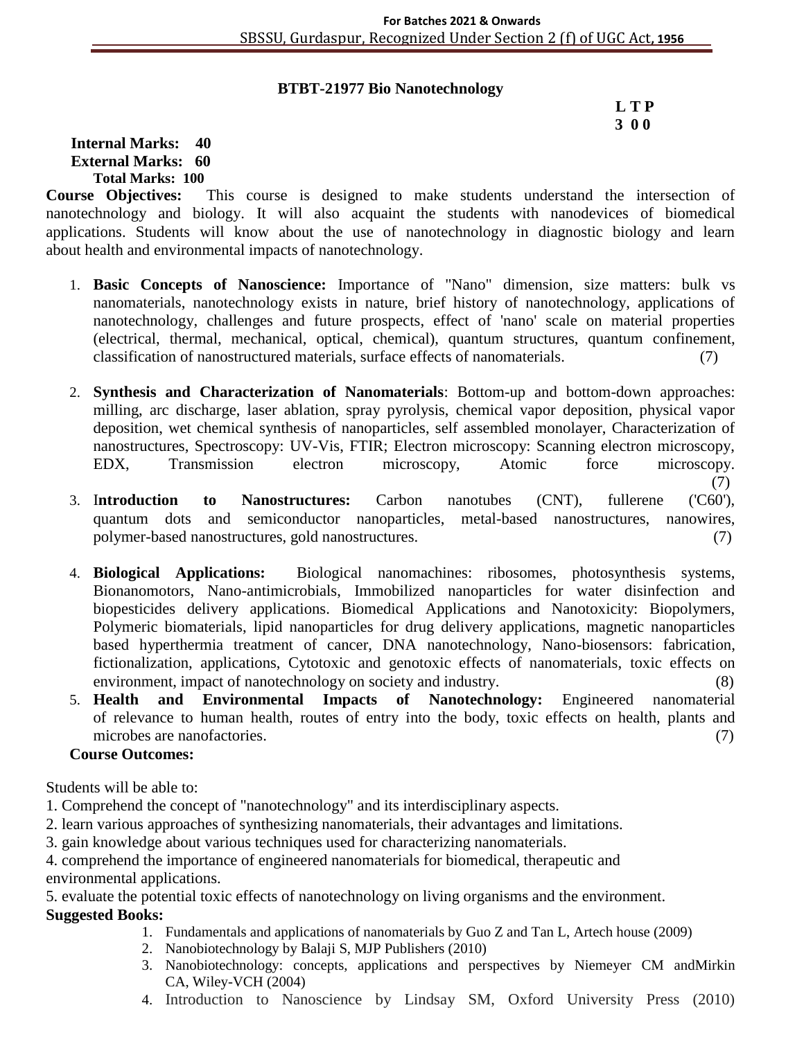## BTBT-21977 Bio Nanotechnology

**L T P**
**3 0 0**

**Internal Marks: 40**
**External Marks: 60**
**Total Marks: 100**

**Course Objectives:** This course is designed to make students understand the intersection of nanotechnology and biology. It will also acquaint the students with nanodevices of biomedical applications. Students will know about the use of nanotechnology in diagnostic biology and learn about health and environmental impacts of nanotechnology.

1. **Basic Concepts of Nanoscience:** Importance of "Nano" dimension, size matters: bulk vs nanomaterials, nanotechnology exists in nature, brief history of nanotechnology, applications of nanotechnology, challenges and future prospects, effect of 'nano' scale on material properties (electrical, thermal, mechanical, optical, chemical), quantum structures, quantum confinement, classification of nanostructured materials, surface effects of nanomaterials. (7)
2. **Synthesis and Characterization of Nanomaterials**: Bottom-up and bottom-down approaches: milling, arc discharge, laser ablation, spray pyrolysis, chemical vapor deposition, physical vapor deposition, wet chemical synthesis of nanoparticles, self assembled monolayer, Characterization of nanostructures, Spectroscopy: UV-Vis, FTIR; Electron microscopy: Scanning electron microscopy, EDX, Transmission electron microscopy, Atomic force microscopy. (7)
3. **Introduction to Nanostructures:** Carbon nanotubes (CNT), fullerene ('C60'), quantum dots and semiconductor nanoparticles, metal-based nanostructures, nanowires, polymer-based nanostructures, gold nanostructures. (7)
4. **Biological Applications:** Biological nanomachines: ribosomes, photosynthesis systems, Bionanomotors, Nano-antimicrobials, Immobilized nanoparticles for water disinfection and biopesticides delivery applications. Biomedical Applications and Nanotoxicity: Biopolymers, Polymeric biomaterials, lipid nanoparticles for drug delivery applications, magnetic nanoparticles based hyperthermia treatment of cancer, DNA nanotechnology, Nano-biosensors: fabrication, fictionalization, applications, Cytotoxic and genotoxic effects of nanomaterials, toxic effects on environment, impact of nanotechnology on society and industry. (8)
5. **Health and Environmental Impacts of Nanotechnology:** Engineered nanomaterial of relevance to human health, routes of entry into the body, toxic effects on health, plants and microbes are nanofactories. (7)

**Course Outcomes:**

Students will be able to:

1. Comprehend the concept of "nanotechnology" and its interdisciplinary aspects.
2. learn various approaches of synthesizing nanomaterials, their advantages and limitations.
3. gain knowledge about various techniques used for characterizing nanomaterials.
4. comprehend the importance of engineered nanomaterials for biomedical, therapeutic and environmental applications.
5. evaluate the potential toxic effects of nanotechnology on living organisms and the environment.

**Suggested Books:**

1. Fundamentals and applications of nanomaterials by Guo Z and Tan L, Artech house (2009)
2. Nanobiotechnology by Balaji S, MJP Publishers (2010)
3. Nanobiotechnology: concepts, applications and perspectives by Niemeyer CM andMirkin CA, Wiley-VCH (2004)
4. Introduction to Nanoscience by Lindsay SM, Oxford University Press (2010)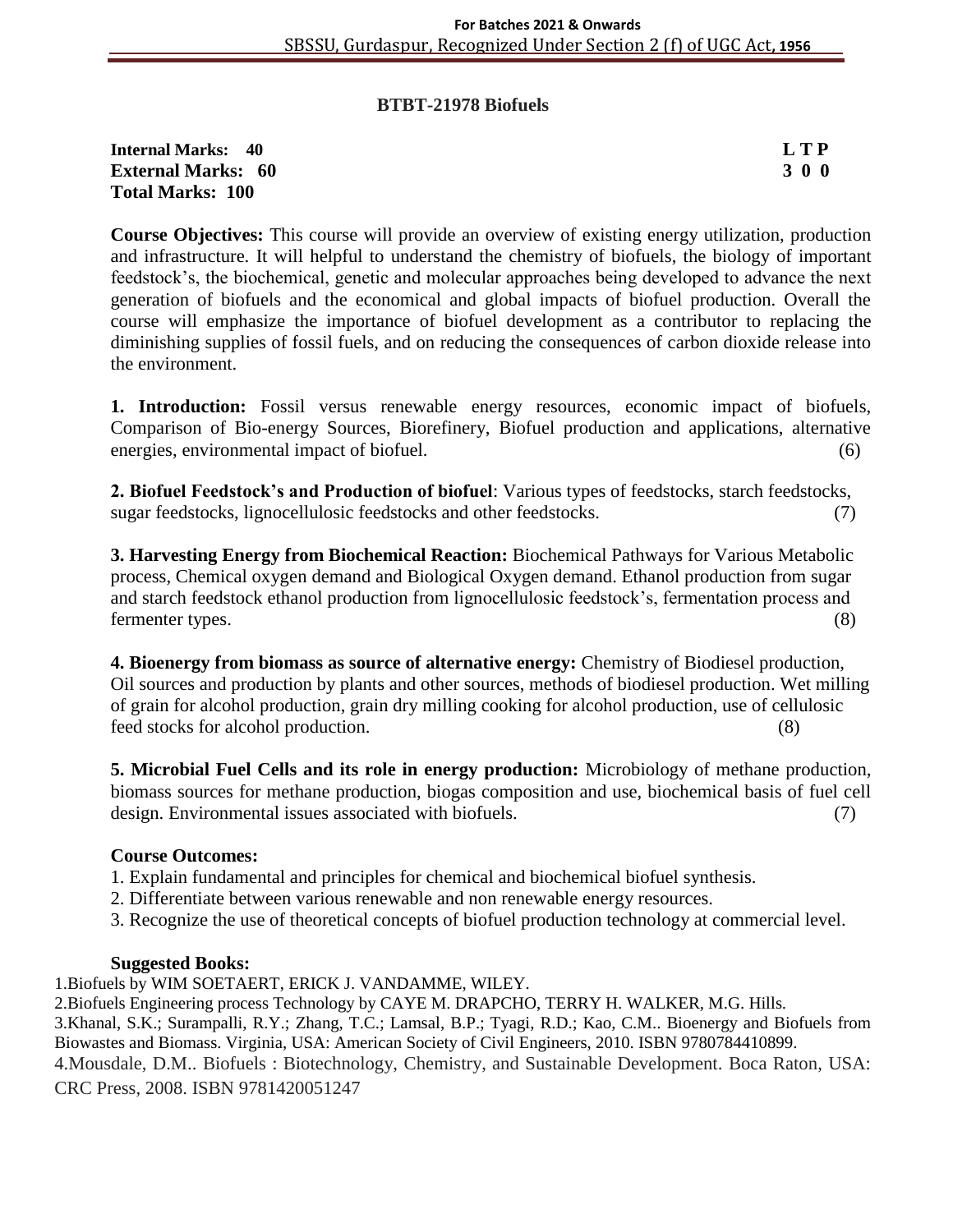## BTBT-21978 Biofuels

**Internal Marks: 40** **L T P**
**External Marks: 60** **3 0 0**
**Total Marks: 100**

**Course Objectives:** This course will provide an overview of existing energy utilization, production and infrastructure. It will helpful to understand the chemistry of biofuels, the biology of important feedstock's, the biochemical, genetic and molecular approaches being developed to advance the next generation of biofuels and the economical and global impacts of biofuel production. Overall the course will emphasize the importance of biofuel development as a contributor to replacing the diminishing supplies of fossil fuels, and on reducing the consequences of carbon dioxide release into the environment.

**1. Introduction:** Fossil versus renewable energy resources, economic impact of biofuels, Comparison of Bio-energy Sources, Biorefinery, Biofuel production and applications, alternative energies, environmental impact of biofuel. (6)

**2. Biofuel Feedstock's and Production of biofuel**: Various types of feedstocks, starch feedstocks, sugar feedstocks, lignocellulosic feedstocks and other feedstocks. (7)

**3. Harvesting Energy from Biochemical Reaction:** Biochemical Pathways for Various Metabolic process, Chemical oxygen demand and Biological Oxygen demand. Ethanol production from sugar and starch feedstock ethanol production from lignocellulosic feedstock's, fermentation process and fermenter types. (8)

**4. Bioenergy from biomass as source of alternative energy:** Chemistry of Biodiesel production, Oil sources and production by plants and other sources, methods of biodiesel production. Wet milling of grain for alcohol production, grain dry milling cooking for alcohol production, use of cellulosic feed stocks for alcohol production. (8)

**5. Microbial Fuel Cells and its role in energy production:** Microbiology of methane production, biomass sources for methane production, biogas composition and use, biochemical basis of fuel cell design. Environmental issues associated with biofuels. (7)

### Course Outcomes:

1. Explain fundamental and principles for chemical and biochemical biofuel synthesis.
2. Differentiate between various renewable and non renewable energy resources.
3. Recognize the use of theoretical concepts of biofuel production technology at commercial level.

### Suggested Books:

1. Biofuels by WIM SOETAERT, ERICK J. VANDAMME, WILEY.
2. Biofuels Engineering process Technology by CAYE M. DRAPCHO, TERRY H. WALKER, M.G. Hills.
3. Khanal, S.K.; Surampalli, R.Y.; Zhang, T.C.; Lamsal, B.P.; Tyagi, R.D.; Kao, C.M.. Bioenergy and Biofuels from Biowastes and Biomass. Virginia, USA: American Society of Civil Engineers, 2010. ISBN 9780784410899.
4. Mousdale, D.M.. Biofuels : Biotechnology, Chemistry, and Sustainable Development. Boca Raton, USA: CRC Press, 2008. ISBN 9781420051247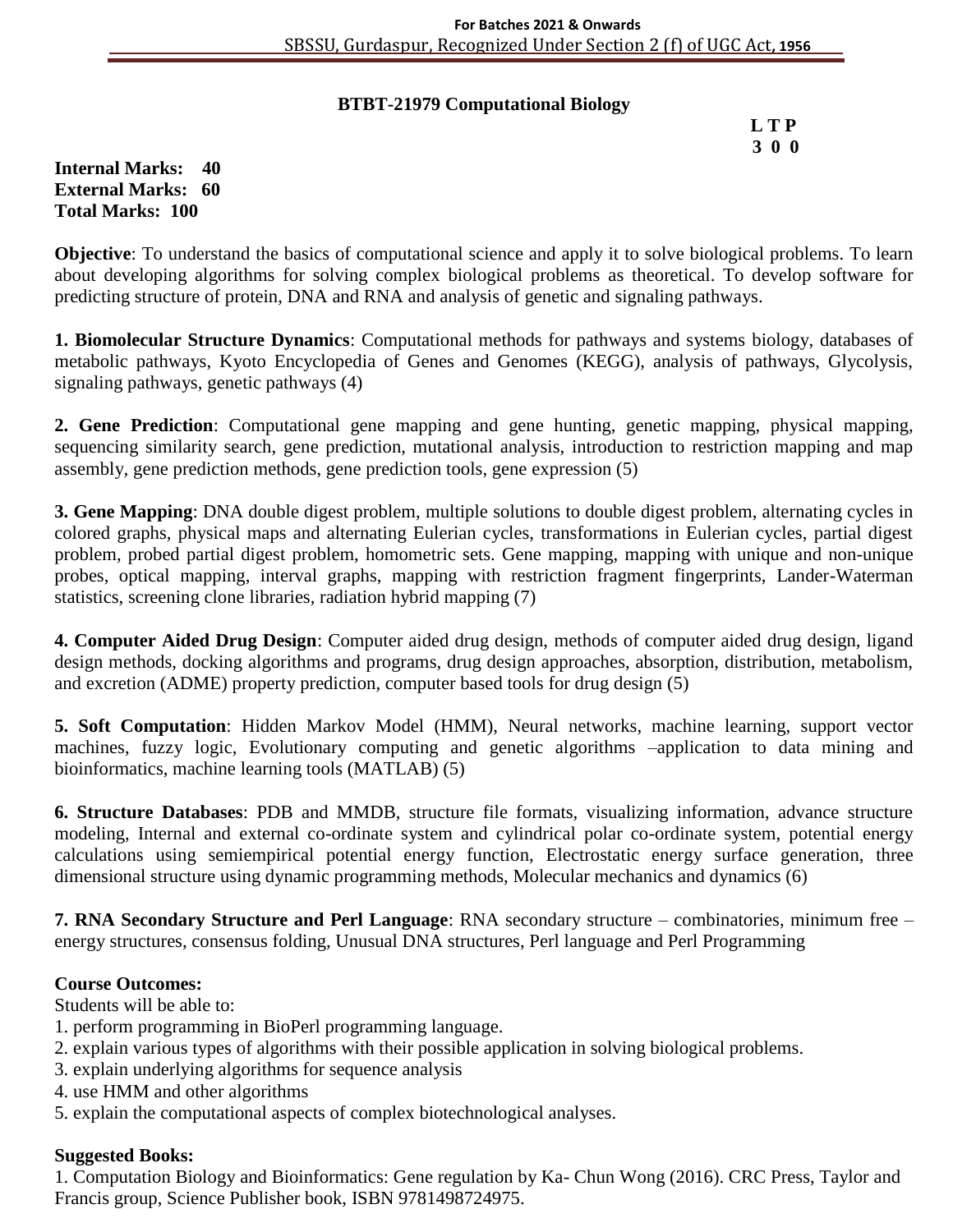## BTBT-21979 Computational Biology

**L T P**
**3 0 0**

**Internal Marks: 40**
**External Marks: 60**
**Total Marks: 100**

**Objective**: To understand the basics of computational science and apply it to solve biological problems. To learn about developing algorithms for solving complex biological problems as theoretical. To develop software for predicting structure of protein, DNA and RNA and analysis of genetic and signaling pathways.

**1. Biomolecular Structure Dynamics**: Computational methods for pathways and systems biology, databases of metabolic pathways, Kyoto Encyclopedia of Genes and Genomes (KEGG), analysis of pathways, Glycolysis, signaling pathways, genetic pathways (4)

**2. Gene Prediction**: Computational gene mapping and gene hunting, genetic mapping, physical mapping, sequencing similarity search, gene prediction, mutational analysis, introduction to restriction mapping and map assembly, gene prediction methods, gene prediction tools, gene expression (5)

**3. Gene Mapping**: DNA double digest problem, multiple solutions to double digest problem, alternating cycles in colored graphs, physical maps and alternating Eulerian cycles, transformations in Eulerian cycles, partial digest problem, probed partial digest problem, homometric sets. Gene mapping, mapping with unique and non-unique probes, optical mapping, interval graphs, mapping with restriction fragment fingerprints, Lander-Waterman statistics, screening clone libraries, radiation hybrid mapping (7)

**4. Computer Aided Drug Design**: Computer aided drug design, methods of computer aided drug design, ligand design methods, docking algorithms and programs, drug design approaches, absorption, distribution, metabolism, and excretion (ADME) property prediction, computer based tools for drug design (5)

**5. Soft Computation**: Hidden Markov Model (HMM), Neural networks, machine learning, support vector machines, fuzzy logic, Evolutionary computing and genetic algorithms –application to data mining and bioinformatics, machine learning tools (MATLAB) (5)

**6. Structure Databases**: PDB and MMDB, structure file formats, visualizing information, advance structure modeling, Internal and external co-ordinate system and cylindrical polar co-ordinate system, potential energy calculations using semiempirical potential energy function, Electrostatic energy surface generation, three dimensional structure using dynamic programming methods, Molecular mechanics and dynamics (6)

**7. RNA Secondary Structure and Perl Language**: RNA secondary structure – combinatories, minimum free – energy structures, consensus folding, Unusual DNA structures, Perl language and Perl Programming

**Course Outcomes:**

Students will be able to:

1. perform programming in BioPerl programming language.
2. explain various types of algorithms with their possible application in solving biological problems.
3. explain underlying algorithms for sequence analysis
4. use HMM and other algorithms
5. explain the computational aspects of complex biotechnological analyses.

**Suggested Books:**

1. Computation Biology and Bioinformatics: Gene regulation by Ka- Chun Wong (2016). CRC Press, Taylor and Francis group, Science Publisher book, ISBN 9781498724975.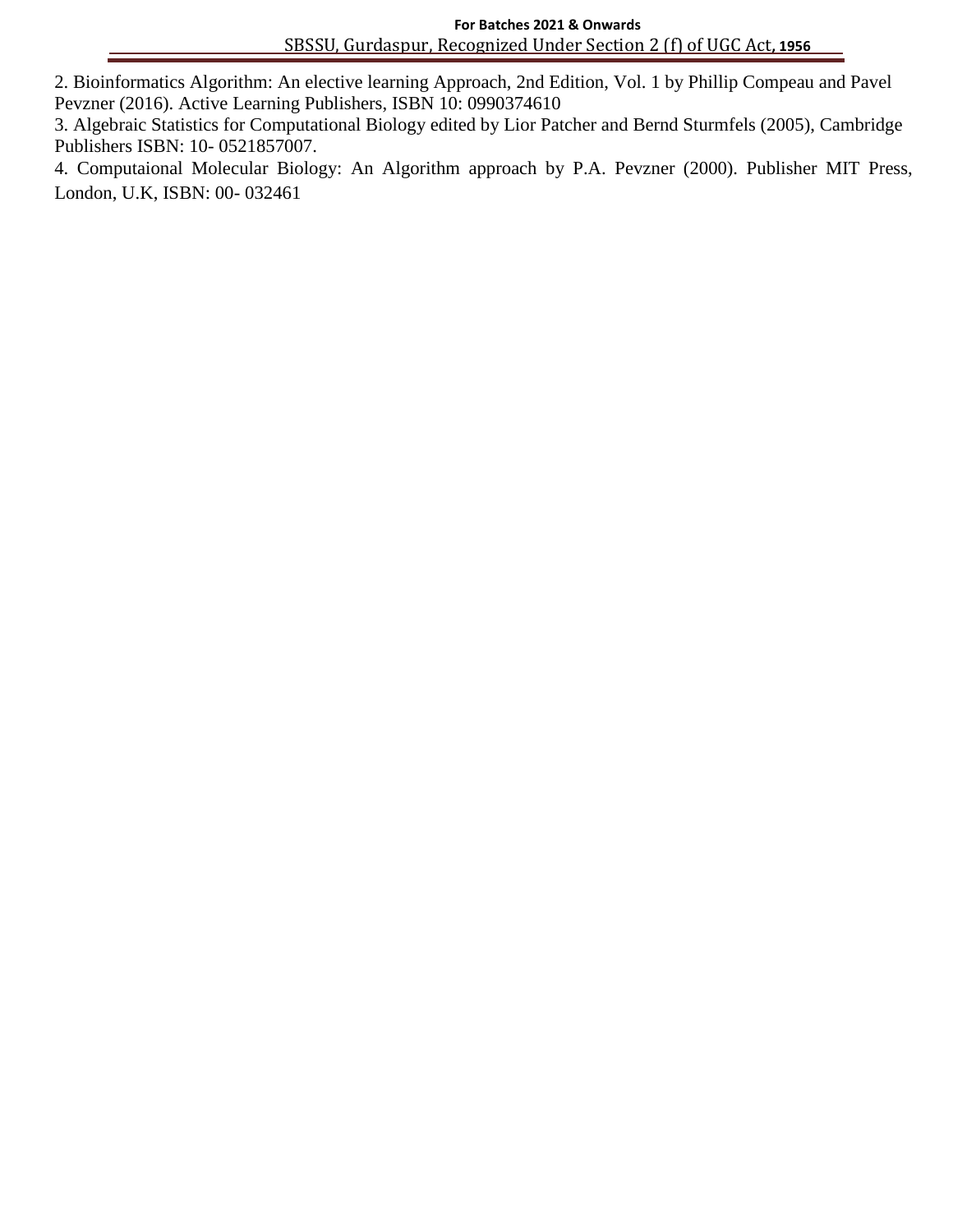2. Bioinformatics Algorithm: An elective learning Approach, 2nd Edition, Vol. 1 by Phillip Compeau and Pavel Pevzner (2016). Active Learning Publishers, ISBN 10: 0990374610

3. Algebraic Statistics for Computational Biology edited by Lior Patcher and Bernd Sturmfels (2005), Cambridge Publishers ISBN: 10- 0521857007.

4. Computaional Molecular Biology: An Algorithm approach by P.A. Pevzner (2000). Publisher MIT Press, London, U.K, ISBN: 00- 032461